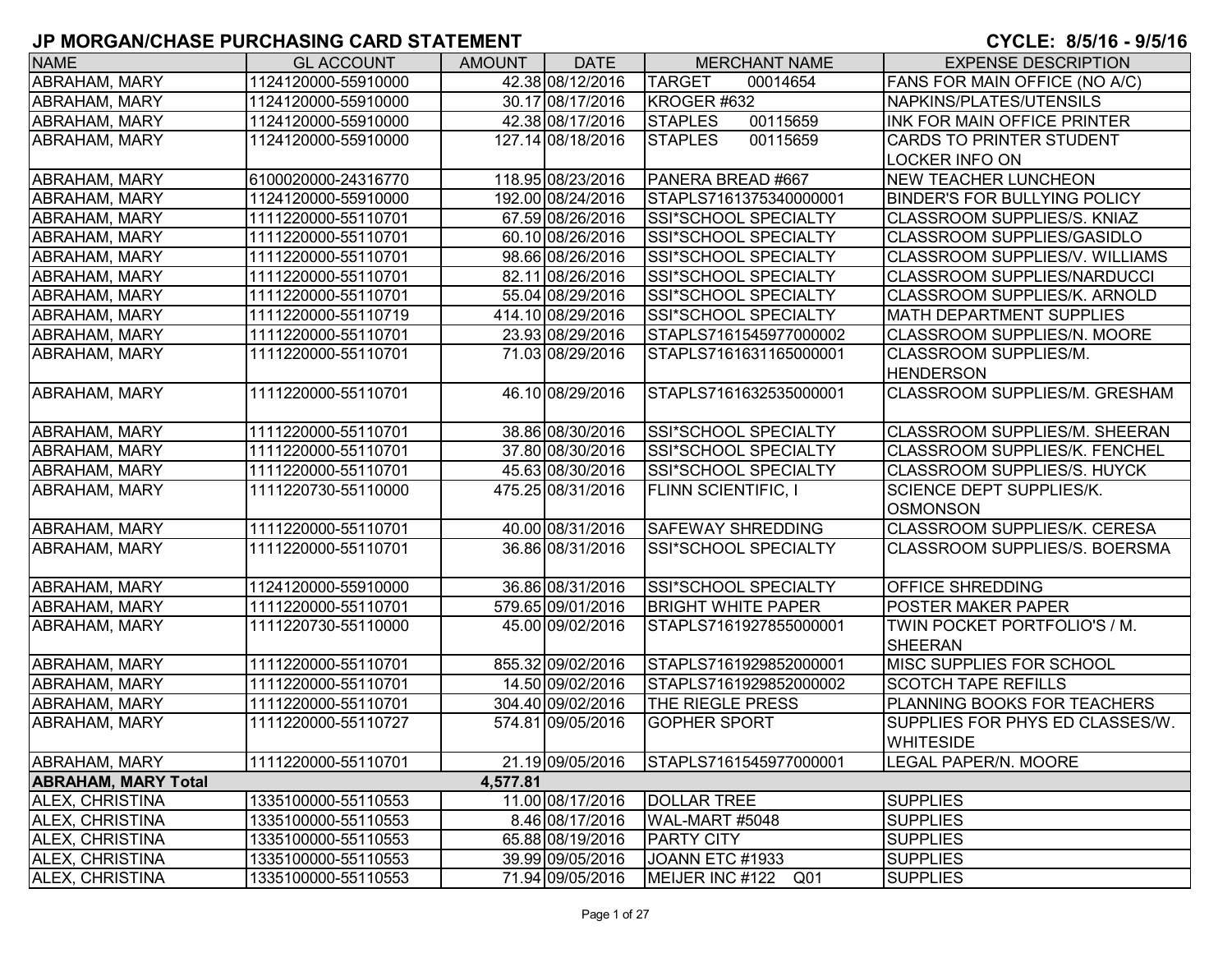# JP MORGAN/CHASE PURCHASING CARD STATEMENT

**CYCLE: 8/5/16 - 9/5/16**

| NAME | GL ACCOUNT | AMOUNT | DATE | MERCHANT NAME | EXPENSE DESCRIPTION |
|---|---|---|---|---|---|
| ABRAHAM, MARY | 1124120000-55910000 | 42.38 | 08/12/2016 | TARGET 00014654 | FANS FOR MAIN OFFICE (NO A/C) |
| ABRAHAM, MARY | 1124120000-55910000 | 30.17 | 08/17/2016 | KROGER #632 | NAPKINS/PLATES/UTENSILS |
| ABRAHAM, MARY | 1124120000-55910000 | 42.38 | 08/17/2016 | STAPLES 00115659 | INK FOR MAIN OFFICE PRINTER |
| ABRAHAM, MARY | 1124120000-55910000 | 127.14 | 08/18/2016 | STAPLES 00115659 | CARDS TO PRINTER STUDENT LOCKER INFO ON |
| ABRAHAM, MARY | 6100020000-24316770 | 118.95 | 08/23/2016 | PANERA BREAD #667 | NEW TEACHER LUNCHEON |
| ABRAHAM, MARY | 1124120000-55910000 | 192.00 | 08/24/2016 | STAPLS7161375340000001 | BINDER'S FOR BULLYING POLICY |
| ABRAHAM, MARY | 1111220000-55110701 | 67.59 | 08/26/2016 | SSI*SCHOOL SPECIALTY | CLASSROOM SUPPLIES/S. KNIAZ |
| ABRAHAM, MARY | 1111220000-55110701 | 60.10 | 08/26/2016 | SSI*SCHOOL SPECIALTY | CLASSROOM SUPPLIES/GASIDLO |
| ABRAHAM, MARY | 1111220000-55110701 | 98.66 | 08/26/2016 | SSI*SCHOOL SPECIALTY | CLASSROOM SUPPLIES/V. WILLIAMS |
| ABRAHAM, MARY | 1111220000-55110701 | 82.11 | 08/26/2016 | SSI*SCHOOL SPECIALTY | CLASSROOM SUPPLIES/NARDUCCI |
| ABRAHAM, MARY | 1111220000-55110701 | 55.04 | 08/29/2016 | SSI*SCHOOL SPECIALTY | CLASSROOM SUPPLIES/K. ARNOLD |
| ABRAHAM, MARY | 1111220000-55110719 | 414.10 | 08/29/2016 | SSI*SCHOOL SPECIALTY | MATH DEPARTMENT SUPPLIES |
| ABRAHAM, MARY | 1111220000-55110701 | 23.93 | 08/29/2016 | STAPLS7161545977000002 | CLASSROOM SUPPLIES/N. MOORE |
| ABRAHAM, MARY | 1111220000-55110701 | 71.03 | 08/29/2016 | STAPLS7161631165000001 | CLASSROOM SUPPLIES/M. HENDERSON |
| ABRAHAM, MARY | 1111220000-55110701 | 46.10 | 08/29/2016 | STAPLS7161632535000001 | CLASSROOM SUPPLIES/M. GRESHAM |
| ABRAHAM, MARY | 1111220000-55110701 | 38.86 | 08/30/2016 | SSI*SCHOOL SPECIALTY | CLASSROOM SUPPLIES/M. SHEERAN |
| ABRAHAM, MARY | 1111220000-55110701 | 37.80 | 08/30/2016 | SSI*SCHOOL SPECIALTY | CLASSROOM SUPPLIES/K. FENCHEL |
| ABRAHAM, MARY | 1111220000-55110701 | 45.63 | 08/30/2016 | SSI*SCHOOL SPECIALTY | CLASSROOM SUPPLIES/S. HUYCK |
| ABRAHAM, MARY | 1111220730-55110000 | 475.25 | 08/31/2016 | FLINN SCIENTIFIC, I | SCIENCE DEPT SUPPLIES/K. OSMONSON |
| ABRAHAM, MARY | 1111220000-55110701 | 40.00 | 08/31/2016 | SAFEWAY SHREDDING | CLASSROOM SUPPLIES/K. CERESA |
| ABRAHAM, MARY | 1111220000-55110701 | 36.86 | 08/31/2016 | SSI*SCHOOL SPECIALTY | CLASSROOM SUPPLIES/S. BOERSMA |
| ABRAHAM, MARY | 1124120000-55910000 | 36.86 | 08/31/2016 | SSI*SCHOOL SPECIALTY | OFFICE SHREDDING |
| ABRAHAM, MARY | 1111220000-55110701 | 579.65 | 09/01/2016 | BRIGHT WHITE PAPER | POSTER MAKER PAPER |
| ABRAHAM, MARY | 1111220730-55110000 | 45.00 | 09/02/2016 | STAPLS7161927855000001 | TWIN POCKET PORTFOLIO'S / M. SHEERAN |
| ABRAHAM, MARY | 1111220000-55110701 | 855.32 | 09/02/2016 | STAPLS7161929852000001 | MISC SUPPLIES FOR SCHOOL |
| ABRAHAM, MARY | 1111220000-55110701 | 14.50 | 09/02/2016 | STAPLS7161929852000002 | SCOTCH TAPE REFILLS |
| ABRAHAM, MARY | 1111220000-55110701 | 304.40 | 09/02/2016 | THE RIEGLE PRESS | PLANNING BOOKS FOR TEACHERS |
| ABRAHAM, MARY | 1111220000-55110727 | 574.81 | 09/05/2016 | GOPHER SPORT | SUPPLIES FOR PHYS ED CLASSES/W. WHITESIDE |
| ABRAHAM, MARY | 1111220000-55110701 | 21.19 | 09/05/2016 | STAPLS7161545977000001 | LEGAL PAPER/N. MOORE |
| **ABRAHAM, MARY Total** | | **4,577.81** | | | |
| ALEX, CHRISTINA | 1335100000-55110553 | 11.00 | 08/17/2016 | DOLLAR TREE | SUPPLIES |
| ALEX, CHRISTINA | 1335100000-55110553 | 8.46 | 08/17/2016 | WAL-MART #5048 | SUPPLIES |
| ALEX, CHRISTINA | 1335100000-55110553 | 65.88 | 08/19/2016 | PARTY CITY | SUPPLIES |
| ALEX, CHRISTINA | 1335100000-55110553 | 39.99 | 09/05/2016 | JOANN ETC #1933 | SUPPLIES |
| ALEX, CHRISTINA | 1335100000-55110553 | 71.94 | 09/05/2016 | MEIJER INC #122 Q01 | SUPPLIES |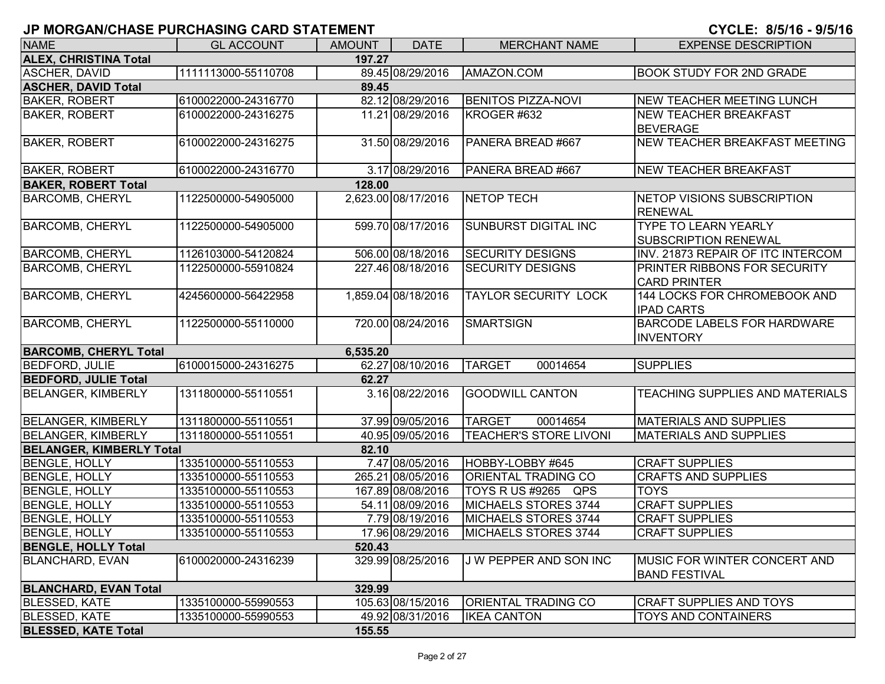# JP MORGAN/CHASE PURCHASING CARD STATEMENT

**CYCLE: 8/5/16 - 9/5/16**

| NAME | GL ACCOUNT | AMOUNT | DATE | MERCHANT NAME | EXPENSE DESCRIPTION |
|---|---|---|---|---|---|
| **ALEX, CHRISTINA Total** | | **197.27** | | | |
| ASCHER, DAVID | 1111113000-55110708 | 89.45 | 08/29/2016 | AMAZON.COM | BOOK STUDY FOR 2ND GRADE |
| **ASCHER, DAVID Total** | | **89.45** | | | |
| BAKER, ROBERT | 6100022000-24316770 | 82.12 | 08/29/2016 | BENITOS PIZZA-NOVI | NEW TEACHER MEETING LUNCH |
| BAKER, ROBERT | 6100022000-24316275 | 11.21 | 08/29/2016 | KROGER #632 | NEW TEACHER BREAKFAST BEVERAGE |
| BAKER, ROBERT | 6100022000-24316275 | 31.50 | 08/29/2016 | PANERA BREAD #667 | NEW TEACHER BREAKFAST MEETING |
| BAKER, ROBERT | 6100022000-24316770 | 3.17 | 08/29/2016 | PANERA BREAD #667 | NEW TEACHER BREAKFAST |
| **BAKER, ROBERT Total** | | **128.00** | | | |
| BARCOMB, CHERYL | 1122500000-54905000 | 2,623.00 | 08/17/2016 | NETOP TECH | NETOP VISIONS SUBSCRIPTION RENEWAL |
| BARCOMB, CHERYL | 1122500000-54905000 | 599.70 | 08/17/2016 | SUNBURST DIGITAL INC | TYPE TO LEARN YEARLY SUBSCRIPTION RENEWAL |
| BARCOMB, CHERYL | 1126103000-54120824 | 506.00 | 08/18/2016 | SECURITY DESIGNS | INV. 21873 REPAIR OF ITC INTERCOM |
| BARCOMB, CHERYL | 1122500000-55910824 | 227.46 | 08/18/2016 | SECURITY DESIGNS | PRINTER RIBBONS FOR SECURITY CARD PRINTER |
| BARCOMB, CHERYL | 4245600000-56422958 | 1,859.04 | 08/18/2016 | TAYLOR SECURITY LOCK | 144 LOCKS FOR CHROMEBOOK AND IPAD CARTS |
| BARCOMB, CHERYL | 1122500000-55110000 | 720.00 | 08/24/2016 | SMARTSIGN | BARCODE LABELS FOR HARDWARE INVENTORY |
| **BARCOMB, CHERYL Total** | | **6,535.20** | | | |
| BEDFORD, JULIE | 6100015000-24316275 | 62.27 | 08/10/2016 | TARGET 00014654 | SUPPLIES |
| **BEDFORD, JULIE Total** | | **62.27** | | | |
| BELANGER, KIMBERLY | 1311800000-55110551 | 3.16 | 08/22/2016 | GOODWILL CANTON | TEACHING SUPPLIES AND MATERIALS |
| BELANGER, KIMBERLY | 1311800000-55110551 | 37.99 | 09/05/2016 | TARGET 00014654 | MATERIALS AND SUPPLIES |
| BELANGER, KIMBERLY | 1311800000-55110551 | 40.95 | 09/05/2016 | TEACHER'S STORE LIVONI | MATERIALS AND SUPPLIES |
| **BELANGER, KIMBERLY Total** | | **82.10** | | | |
| BENGLE, HOLLY | 1335100000-55110553 | 7.47 | 08/05/2016 | HOBBY-LOBBY #645 | CRAFT SUPPLIES |
| BENGLE, HOLLY | 1335100000-55110553 | 265.21 | 08/05/2016 | ORIENTAL TRADING CO | CRAFTS AND SUPPLIES |
| BENGLE, HOLLY | 1335100000-55110553 | 167.89 | 08/08/2016 | TOYS R US #9265 QPS | TOYS |
| BENGLE, HOLLY | 1335100000-55110553 | 54.11 | 08/09/2016 | MICHAELS STORES 3744 | CRAFT SUPPLIES |
| BENGLE, HOLLY | 1335100000-55110553 | 7.79 | 08/19/2016 | MICHAELS STORES 3744 | CRAFT SUPPLIES |
| BENGLE, HOLLY | 1335100000-55110553 | 17.96 | 08/29/2016 | MICHAELS STORES 3744 | CRAFT SUPPLIES |
| **BENGLE, HOLLY Total** | | **520.43** | | | |
| BLANCHARD, EVAN | 6100020000-24316239 | 329.99 | 08/25/2016 | J W PEPPER AND SON INC | MUSIC FOR WINTER CONCERT AND BAND FESTIVAL |
| **BLANCHARD, EVAN Total** | | **329.99** | | | |
| BLESSED, KATE | 1335100000-55990553 | 105.63 | 08/15/2016 | ORIENTAL TRADING CO | CRAFT SUPPLIES AND TOYS |
| BLESSED, KATE | 1335100000-55990553 | 49.92 | 08/31/2016 | IKEA CANTON | TOYS AND CONTAINERS |
| **BLESSED, KATE Total** | | **155.55** | | | |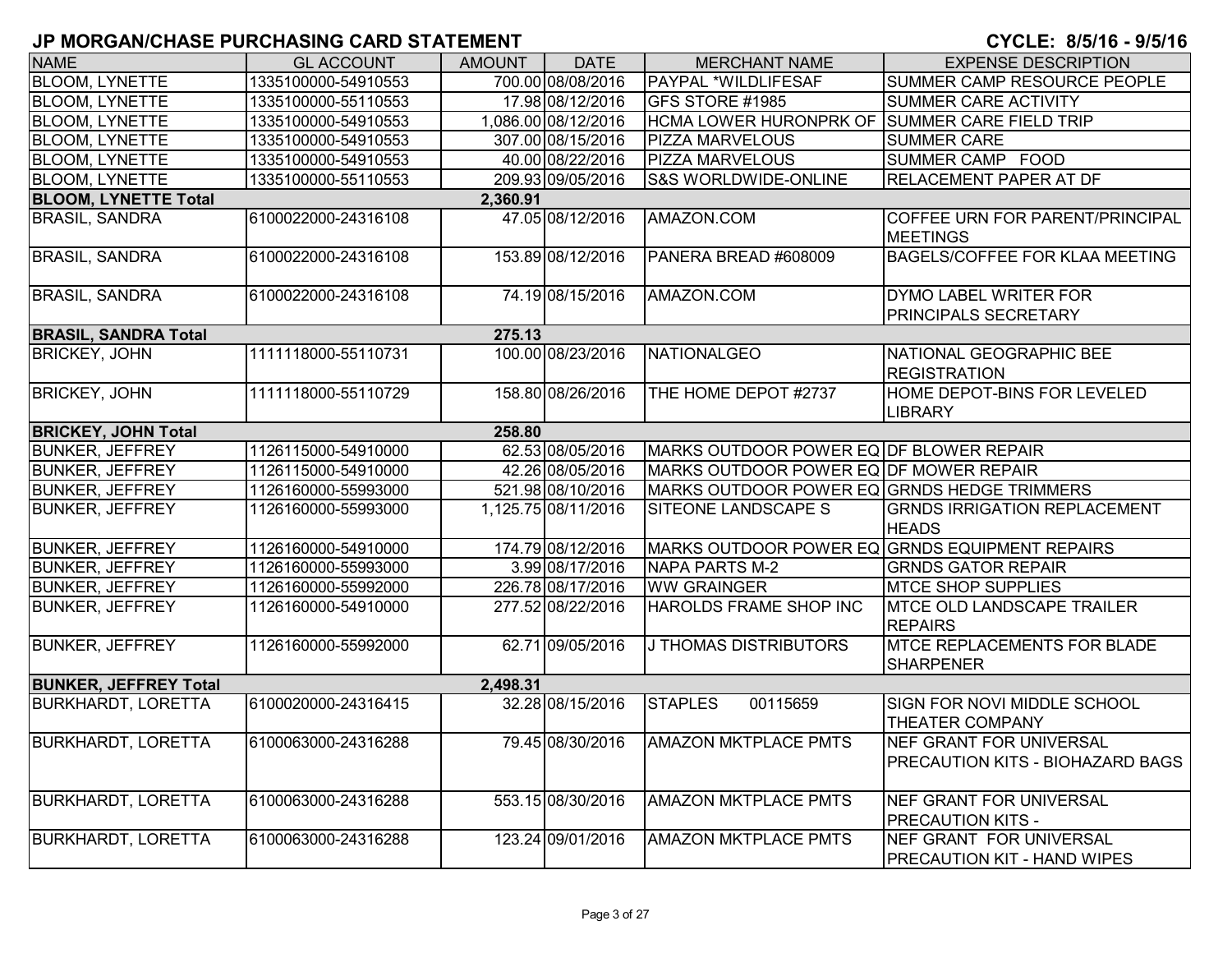# JP MORGAN/CHASE PURCHASING CARD STATEMENT

CYCLE: 8/5/16 - 9/5/16

| NAME | GL ACCOUNT | AMOUNT | DATE | MERCHANT NAME | EXPENSE DESCRIPTION |
|---|---|---|---|---|---|
| BLOOM, LYNETTE | 1335100000-54910553 | 700.00 | 08/08/2016 | PAYPAL *WILDLIFESAF | SUMMER CAMP RESOURCE PEOPLE |
| BLOOM, LYNETTE | 1335100000-55110553 | 17.98 | 08/12/2016 | GFS STORE #1985 | SUMMER CARE ACTIVITY |
| BLOOM, LYNETTE | 1335100000-54910553 | 1,086.00 | 08/12/2016 | HCMA LOWER HURONPRK OF | SUMMER CARE FIELD TRIP |
| BLOOM, LYNETTE | 1335100000-54910553 | 307.00 | 08/15/2016 | PIZZA MARVELOUS | SUMMER CARE |
| BLOOM, LYNETTE | 1335100000-54910553 | 40.00 | 08/22/2016 | PIZZA MARVELOUS | SUMMER CAMP FOOD |
| BLOOM, LYNETTE | 1335100000-55110553 | 209.93 | 09/05/2016 | S&S WORLDWIDE-ONLINE | RELACEMENT PAPER AT DF |
| **BLOOM, LYNETTE Total** | | **2,360.91** | | | |
| BRASIL, SANDRA | 6100022000-24316108 | 47.05 | 08/12/2016 | AMAZON.COM | COFFEE URN FOR PARENT/PRINCIPAL MEETINGS |
| BRASIL, SANDRA | 6100022000-24316108 | 153.89 | 08/12/2016 | PANERA BREAD #608009 | BAGELS/COFFEE FOR KLAA MEETING |
| BRASIL, SANDRA | 6100022000-24316108 | 74.19 | 08/15/2016 | AMAZON.COM | DYMO LABEL WRITER FOR PRINCIPALS SECRETARY |
| **BRASIL, SANDRA Total** | | **275.13** | | | |
| BRICKEY, JOHN | 1111118000-55110731 | 100.00 | 08/23/2016 | NATIONALGEO | NATIONAL GEOGRAPHIC BEE REGISTRATION |
| BRICKEY, JOHN | 1111118000-55110729 | 158.80 | 08/26/2016 | THE HOME DEPOT #2737 | HOME DEPOT-BINS FOR LEVELED LIBRARY |
| **BRICKEY, JOHN Total** | | **258.80** | | | |
| BUNKER, JEFFREY | 1126115000-54910000 | 62.53 | 08/05/2016 | MARKS OUTDOOR POWER EQ | DF BLOWER REPAIR |
| BUNKER, JEFFREY | 1126115000-54910000 | 42.26 | 08/05/2016 | MARKS OUTDOOR POWER EQ | DF MOWER REPAIR |
| BUNKER, JEFFREY | 1126160000-55993000 | 521.98 | 08/10/2016 | MARKS OUTDOOR POWER EQ | GRNDS HEDGE TRIMMERS |
| BUNKER, JEFFREY | 1126160000-55993000 | 1,125.75 | 08/11/2016 | SITEONE LANDSCAPE S | GRNDS IRRIGATION REPLACEMENT HEADS |
| BUNKER, JEFFREY | 1126160000-54910000 | 174.79 | 08/12/2016 | MARKS OUTDOOR POWER EQ | GRNDS EQUIPMENT REPAIRS |
| BUNKER, JEFFREY | 1126160000-55993000 | 3.99 | 08/17/2016 | NAPA PARTS M-2 | GRNDS GATOR REPAIR |
| BUNKER, JEFFREY | 1126160000-55992000 | 226.78 | 08/17/2016 | WW GRAINGER | MTCE SHOP SUPPLIES |
| BUNKER, JEFFREY | 1126160000-54910000 | 277.52 | 08/22/2016 | HAROLDS FRAME SHOP INC | MTCE OLD LANDSCAPE TRAILER REPAIRS |
| BUNKER, JEFFREY | 1126160000-55992000 | 62.71 | 09/05/2016 | J THOMAS DISTRIBUTORS | MTCE REPLACEMENTS FOR BLADE SHARPENER |
| **BUNKER, JEFFREY Total** | | **2,498.31** | | | |
| BURKHARDT, LORETTA | 6100020000-24316415 | 32.28 | 08/15/2016 | STAPLES 00115659 | SIGN FOR NOVI MIDDLE SCHOOL THEATER COMPANY |
| BURKHARDT, LORETTA | 6100063000-24316288 | 79.45 | 08/30/2016 | AMAZON MKTPLACE PMTS | NEF GRANT FOR UNIVERSAL PRECAUTION KITS - BIOHAZARD BAGS |
| BURKHARDT, LORETTA | 6100063000-24316288 | 553.15 | 08/30/2016 | AMAZON MKTPLACE PMTS | NEF GRANT FOR UNIVERSAL PRECAUTION KITS - |
| BURKHARDT, LORETTA | 6100063000-24316288 | 123.24 | 09/01/2016 | AMAZON MKTPLACE PMTS | NEF GRANT FOR UNIVERSAL PRECAUTION KIT - HAND WIPES |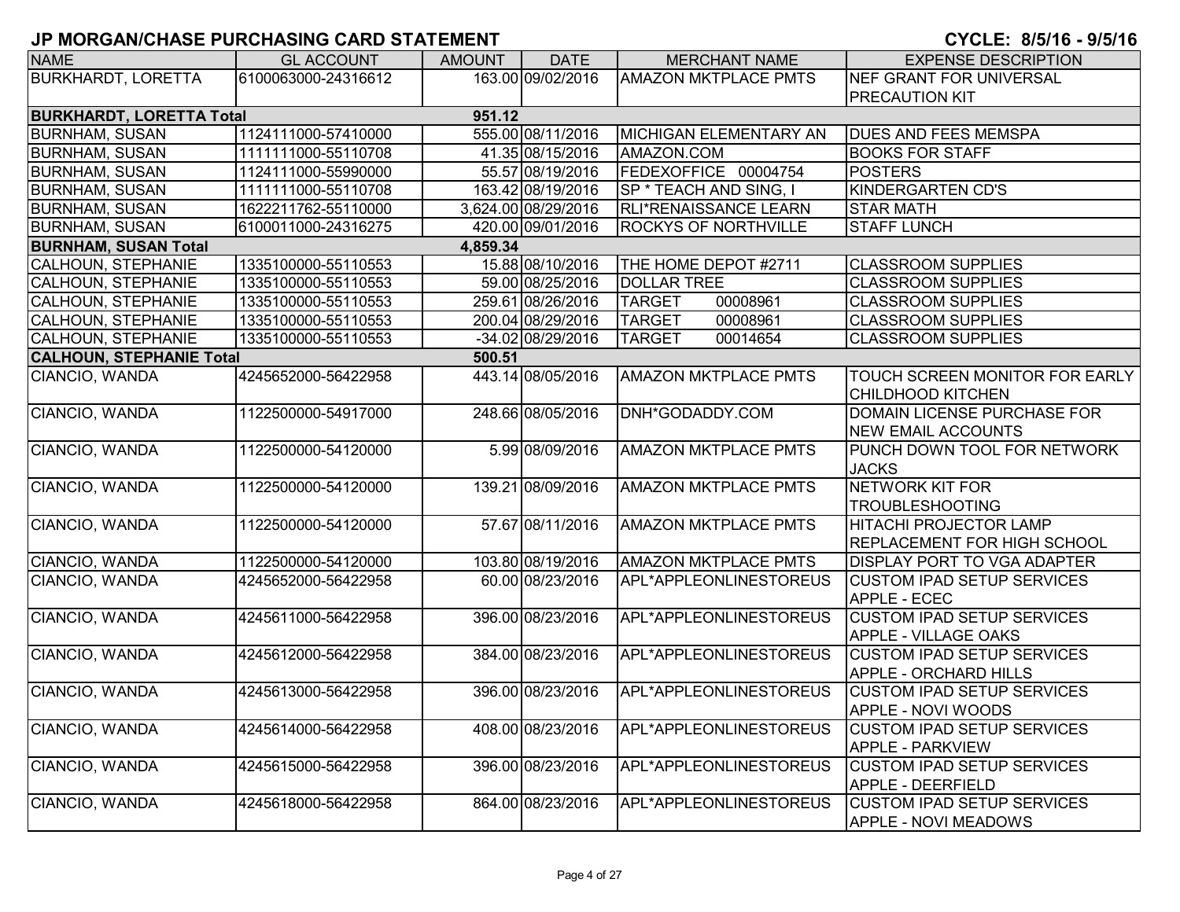# JP MORGAN/CHASE PURCHASING CARD STATEMENT

CYCLE: 8/5/16 - 9/5/16

| NAME | GL ACCOUNT | AMOUNT | DATE | MERCHANT NAME | EXPENSE DESCRIPTION |
|---|---|---|---|---|---|
| BURKHARDT, LORETTA | 6100063000-24316612 | 163.00 | 09/02/2016 | AMAZON MKTPLACE PMTS | NEF GRANT FOR UNIVERSAL PRECAUTION KIT |
| **BURKHARDT, LORETTA Total** | | **951.12** | | | |
| BURNHAM, SUSAN | 1124111000-57410000 | 555.00 | 08/11/2016 | MICHIGAN ELEMENTARY AN | DUES AND FEES MEMSPA |
| BURNHAM, SUSAN | 1111111000-55110708 | 41.35 | 08/15/2016 | AMAZON.COM | BOOKS FOR STAFF |
| BURNHAM, SUSAN | 1124111000-55990000 | 55.57 | 08/19/2016 | FEDEXOFFICE 00004754 | POSTERS |
| BURNHAM, SUSAN | 1111111000-55110708 | 163.42 | 08/19/2016 | SP * TEACH AND SING, I | KINDERGARTEN CD'S |
| BURNHAM, SUSAN | 1622211762-55110000 | 3,624.00 | 08/29/2016 | RLI*RENAISSANCE LEARN | STAR MATH |
| BURNHAM, SUSAN | 6100011000-24316275 | 420.00 | 09/01/2016 | ROCKYS OF NORTHVILLE | STAFF LUNCH |
| **BURNHAM, SUSAN Total** | | **4,859.34** | | | |
| CALHOUN, STEPHANIE | 1335100000-55110553 | 15.88 | 08/10/2016 | THE HOME DEPOT #2711 | CLASSROOM SUPPLIES |
| CALHOUN, STEPHANIE | 1335100000-55110553 | 59.00 | 08/25/2016 | DOLLAR TREE | CLASSROOM SUPPLIES |
| CALHOUN, STEPHANIE | 1335100000-55110553 | 259.61 | 08/26/2016 | TARGET 00008961 | CLASSROOM SUPPLIES |
| CALHOUN, STEPHANIE | 1335100000-55110553 | 200.04 | 08/29/2016 | TARGET 00008961 | CLASSROOM SUPPLIES |
| CALHOUN, STEPHANIE | 1335100000-55110553 | -34.02 | 08/29/2016 | TARGET 00014654 | CLASSROOM SUPPLIES |
| **CALHOUN, STEPHANIE Total** | | **500.51** | | | |
| CIANCIO, WANDA | 4245652000-56422958 | 443.14 | 08/05/2016 | AMAZON MKTPLACE PMTS | TOUCH SCREEN MONITOR FOR EARLY CHILDHOOD KITCHEN |
| CIANCIO, WANDA | 1122500000-54917000 | 248.66 | 08/05/2016 | DNH*GODADDY.COM | DOMAIN LICENSE PURCHASE FOR NEW EMAIL ACCOUNTS |
| CIANCIO, WANDA | 1122500000-54120000 | 5.99 | 08/09/2016 | AMAZON MKTPLACE PMTS | PUNCH DOWN TOOL FOR NETWORK JACKS |
| CIANCIO, WANDA | 1122500000-54120000 | 139.21 | 08/09/2016 | AMAZON MKTPLACE PMTS | NETWORK KIT FOR TROUBLESHOOTING |
| CIANCIO, WANDA | 1122500000-54120000 | 57.67 | 08/11/2016 | AMAZON MKTPLACE PMTS | HITACHI PROJECTOR LAMP REPLACEMENT FOR HIGH SCHOOL |
| CIANCIO, WANDA | 1122500000-54120000 | 103.80 | 08/19/2016 | AMAZON MKTPLACE PMTS | DISPLAY PORT TO VGA ADAPTER |
| CIANCIO, WANDA | 4245652000-56422958 | 60.00 | 08/23/2016 | APL*APPLEONLINESTOREUS | CUSTOM IPAD SETUP SERVICES APPLE - ECEC |
| CIANCIO, WANDA | 4245611000-56422958 | 396.00 | 08/23/2016 | APL*APPLEONLINESTOREUS | CUSTOM IPAD SETUP SERVICES APPLE - VILLAGE OAKS |
| CIANCIO, WANDA | 4245612000-56422958 | 384.00 | 08/23/2016 | APL*APPLEONLINESTOREUS | CUSTOM IPAD SETUP SERVICES APPLE - ORCHARD HILLS |
| CIANCIO, WANDA | 4245613000-56422958 | 396.00 | 08/23/2016 | APL*APPLEONLINESTOREUS | CUSTOM IPAD SETUP SERVICES APPLE - NOVI WOODS |
| CIANCIO, WANDA | 4245614000-56422958 | 408.00 | 08/23/2016 | APL*APPLEONLINESTOREUS | CUSTOM IPAD SETUP SERVICES APPLE - PARKVIEW |
| CIANCIO, WANDA | 4245615000-56422958 | 396.00 | 08/23/2016 | APL*APPLEONLINESTOREUS | CUSTOM IPAD SETUP SERVICES APPLE - DEERFIELD |
| CIANCIO, WANDA | 4245618000-56422958 | 864.00 | 08/23/2016 | APL*APPLEONLINESTOREUS | CUSTOM IPAD SETUP SERVICES APPLE - NOVI MEADOWS |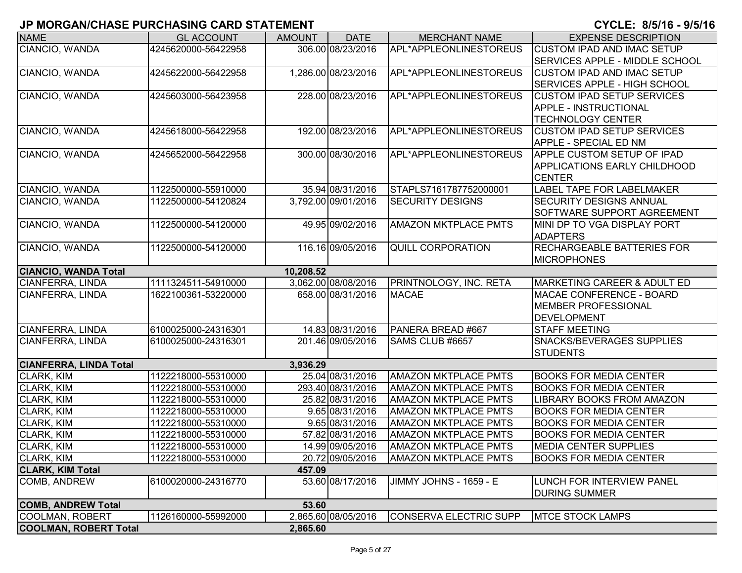# JP MORGAN/CHASE PURCHASING CARD STATEMENT

CYCLE: 8/5/16 - 9/5/16

| NAME | GL ACCOUNT | AMOUNT | DATE | MERCHANT NAME | EXPENSE DESCRIPTION |
|---|---|---|---|---|---|
| CIANCIO, WANDA | 4245620000-56422958 | 306.00 | 08/23/2016 | APL*APPLEONLINESTOREUS | CUSTOM IPAD AND IMAC SETUP SERVICES APPLE - MIDDLE SCHOOL |
| CIANCIO, WANDA | 4245622000-56422958 | 1,286.00 | 08/23/2016 | APL*APPLEONLINESTOREUS | CUSTOM IPAD AND IMAC SETUP SERVICES APPLE - HIGH SCHOOL |
| CIANCIO, WANDA | 4245603000-56423958 | 228.00 | 08/23/2016 | APL*APPLEONLINESTOREUS | CUSTOM IPAD SETUP SERVICES APPLE - INSTRUCTIONAL TECHNOLOGY CENTER |
| CIANCIO, WANDA | 4245618000-56422958 | 192.00 | 08/23/2016 | APL*APPLEONLINESTOREUS | CUSTOM IPAD SETUP SERVICES APPLE - SPECIAL ED NM |
| CIANCIO, WANDA | 4245652000-56422958 | 300.00 | 08/30/2016 | APL*APPLEONLINESTOREUS | APPLE CUSTOM SETUP OF IPAD APPLICATIONS EARLY CHILDHOOD CENTER |
| CIANCIO, WANDA | 1122500000-55910000 | 35.94 | 08/31/2016 | STAPLS7161787752000001 | LABEL TAPE FOR LABELMAKER |
| CIANCIO, WANDA | 1122500000-54120824 | 3,792.00 | 09/01/2016 | SECURITY DESIGNS | SECURITY DESIGNS ANNUAL SOFTWARE SUPPORT AGREEMENT |
| CIANCIO, WANDA | 1122500000-54120000 | 49.95 | 09/02/2016 | AMAZON MKTPLACE PMTS | MINI DP TO VGA DISPLAY PORT ADAPTERS |
| CIANCIO, WANDA | 1122500000-54120000 | 116.16 | 09/05/2016 | QUILL CORPORATION | RECHARGEABLE BATTERIES FOR MICROPHONES |
| **CIANCIO, WANDA Total** | | **10,208.52** | | | |
| CIANFERRA, LINDA | 1111324511-54910000 | 3,062.00 | 08/08/2016 | PRINTNOLOGY, INC. RETA | MARKETING CAREER & ADULT ED |
| CIANFERRA, LINDA | 1622100361-53220000 | 658.00 | 08/31/2016 | MACAE | MACAE CONFERENCE - BOARD MEMBER PROFESSIONAL DEVELOPMENT |
| CIANFERRA, LINDA | 6100025000-24316301 | 14.83 | 08/31/2016 | PANERA BREAD #667 | STAFF MEETING |
| CIANFERRA, LINDA | 6100025000-24316301 | 201.46 | 09/05/2016 | SAMS CLUB #6657 | SNACKS/BEVERAGES SUPPLIES STUDENTS |
| **CIANFERRA, LINDA Total** | | **3,936.29** | | | |
| CLARK, KIM | 1122218000-55310000 | 25.04 | 08/31/2016 | AMAZON MKTPLACE PMTS | BOOKS FOR MEDIA CENTER |
| CLARK, KIM | 1122218000-55310000 | 293.40 | 08/31/2016 | AMAZON MKTPLACE PMTS | BOOKS FOR MEDIA CENTER |
| CLARK, KIM | 1122218000-55310000 | 25.82 | 08/31/2016 | AMAZON MKTPLACE PMTS | LIBRARY BOOKS FROM AMAZON |
| CLARK, KIM | 1122218000-55310000 | 9.65 | 08/31/2016 | AMAZON MKTPLACE PMTS | BOOKS FOR MEDIA CENTER |
| CLARK, KIM | 1122218000-55310000 | 9.65 | 08/31/2016 | AMAZON MKTPLACE PMTS | BOOKS FOR MEDIA CENTER |
| CLARK, KIM | 1122218000-55310000 | 57.82 | 08/31/2016 | AMAZON MKTPLACE PMTS | BOOKS FOR MEDIA CENTER |
| CLARK, KIM | 1122218000-55310000 | 14.99 | 09/05/2016 | AMAZON MKTPLACE PMTS | MEDIA CENTER SUPPLIES |
| CLARK, KIM | 1122218000-55310000 | 20.72 | 09/05/2016 | AMAZON MKTPLACE PMTS | BOOKS FOR MEDIA CENTER |
| **CLARK, KIM Total** | | **457.09** | | | |
| COMB, ANDREW | 6100020000-24316770 | 53.60 | 08/17/2016 | JIMMY JOHNS - 1659 - E | LUNCH FOR INTERVIEW PANEL DURING SUMMER |
| **COMB, ANDREW Total** | | **53.60** | | | |
| COOLMAN, ROBERT | 1126160000-55992000 | 2,865.60 | 08/05/2016 | CONSERVA ELECTRIC SUPP | MTCE STOCK LAMPS |
| **COOLMAN, ROBERT Total** | | **2,865.60** | | | |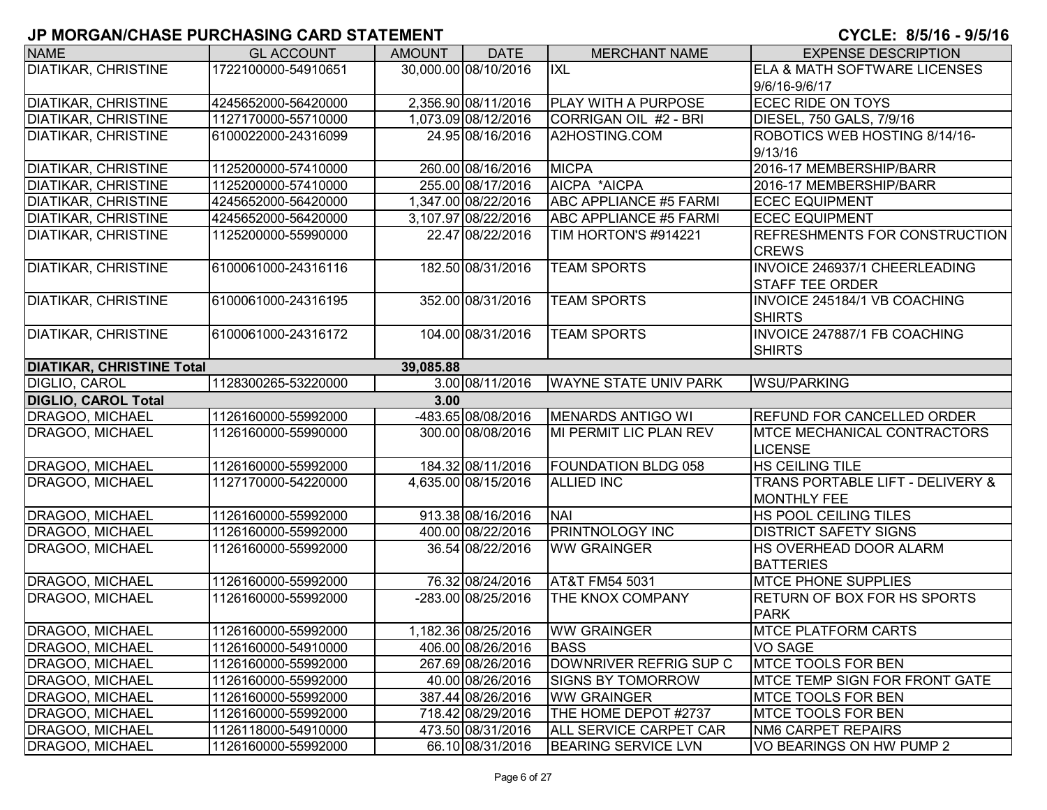# JP MORGAN/CHASE PURCHASING CARD STATEMENT

**CYCLE: 8/5/16 - 9/5/16**

| NAME | GL ACCOUNT | AMOUNT | DATE | MERCHANT NAME | EXPENSE DESCRIPTION |
|---|---|---|---|---|---|
| DIATIKAR, CHRISTINE | 1722100000-54910651 | 30,000.00 | 08/10/2016 | IXL | ELA & MATH SOFTWARE LICENSES 9/6/16-9/6/17 |
| DIATIKAR, CHRISTINE | 4245652000-56420000 | 2,356.90 | 08/11/2016 | PLAY WITH A PURPOSE | ECEC RIDE ON TOYS |
| DIATIKAR, CHRISTINE | 1127170000-55710000 | 1,073.09 | 08/12/2016 | CORRIGAN OIL #2 - BRI | DIESEL, 750 GALS, 7/9/16 |
| DIATIKAR, CHRISTINE | 6100022000-24316099 | 24.95 | 08/16/2016 | A2HOSTING.COM | ROBOTICS WEB HOSTING 8/14/16-9/13/16 |
| DIATIKAR, CHRISTINE | 1125200000-57410000 | 260.00 | 08/16/2016 | MICPA | 2016-17 MEMBERSHIP/BARR |
| DIATIKAR, CHRISTINE | 1125200000-57410000 | 255.00 | 08/17/2016 | AICPA *AICPA | 2016-17 MEMBERSHIP/BARR |
| DIATIKAR, CHRISTINE | 4245652000-56420000 | 1,347.00 | 08/22/2016 | ABC APPLIANCE #5 FARMI | ECEC EQUIPMENT |
| DIATIKAR, CHRISTINE | 4245652000-56420000 | 3,107.97 | 08/22/2016 | ABC APPLIANCE #5 FARMI | ECEC EQUIPMENT |
| DIATIKAR, CHRISTINE | 1125200000-55990000 | 22.47 | 08/22/2016 | TIM HORTON'S #914221 | REFRESHMENTS FOR CONSTRUCTION CREWS |
| DIATIKAR, CHRISTINE | 6100061000-24316116 | 182.50 | 08/31/2016 | TEAM SPORTS | INVOICE 246937/1 CHEERLEADING STAFF TEE ORDER |
| DIATIKAR, CHRISTINE | 6100061000-24316195 | 352.00 | 08/31/2016 | TEAM SPORTS | INVOICE 245184/1 VB COACHING SHIRTS |
| DIATIKAR, CHRISTINE | 6100061000-24316172 | 104.00 | 08/31/2016 | TEAM SPORTS | INVOICE 247887/1 FB COACHING SHIRTS |
| **DIATIKAR, CHRISTINE Total** | | **39,085.88** | | | |
| DIGLIO, CAROL | 1128300265-53220000 | 3.00 | 08/11/2016 | WAYNE STATE UNIV PARK | WSU/PARKING |
| **DIGLIO, CAROL Total** | | **3.00** | | | |
| DRAGOO, MICHAEL | 1126160000-55992000 | -483.65 | 08/08/2016 | MENARDS ANTIGO WI | REFUND FOR CANCELLED ORDER |
| DRAGOO, MICHAEL | 1126160000-55990000 | 300.00 | 08/08/2016 | MI PERMIT LIC PLAN REV | MTCE MECHANICAL CONTRACTORS LICENSE |
| DRAGOO, MICHAEL | 1126160000-55992000 | 184.32 | 08/11/2016 | FOUNDATION BLDG 058 | HS CEILING TILE |
| DRAGOO, MICHAEL | 1127170000-54220000 | 4,635.00 | 08/15/2016 | ALLIED INC | TRANS PORTABLE LIFT - DELIVERY & MONTHLY FEE |
| DRAGOO, MICHAEL | 1126160000-55992000 | 913.38 | 08/16/2016 | NAI | HS POOL CEILING TILES |
| DRAGOO, MICHAEL | 1126160000-55992000 | 400.00 | 08/22/2016 | PRINTNOLOGY INC | DISTRICT SAFETY SIGNS |
| DRAGOO, MICHAEL | 1126160000-55992000 | 36.54 | 08/22/2016 | WW GRAINGER | HS OVERHEAD DOOR ALARM BATTERIES |
| DRAGOO, MICHAEL | 1126160000-55992000 | 76.32 | 08/24/2016 | AT&T FM54 5031 | MTCE PHONE SUPPLIES |
| DRAGOO, MICHAEL | 1126160000-55992000 | -283.00 | 08/25/2016 | THE KNOX COMPANY | RETURN OF BOX FOR HS SPORTS PARK |
| DRAGOO, MICHAEL | 1126160000-55992000 | 1,182.36 | 08/25/2016 | WW GRAINGER | MTCE PLATFORM CARTS |
| DRAGOO, MICHAEL | 1126160000-54910000 | 406.00 | 08/26/2016 | BASS | VO SAGE |
| DRAGOO, MICHAEL | 1126160000-55992000 | 267.69 | 08/26/2016 | DOWNRIVER REFRIG SUP C | MTCE TOOLS FOR BEN |
| DRAGOO, MICHAEL | 1126160000-55992000 | 40.00 | 08/26/2016 | SIGNS BY TOMORROW | MTCE TEMP SIGN FOR FRONT GATE |
| DRAGOO, MICHAEL | 1126160000-55992000 | 387.44 | 08/26/2016 | WW GRAINGER | MTCE TOOLS FOR BEN |
| DRAGOO, MICHAEL | 1126160000-55992000 | 718.42 | 08/29/2016 | THE HOME DEPOT #2737 | MTCE TOOLS FOR BEN |
| DRAGOO, MICHAEL | 1126118000-54910000 | 473.50 | 08/31/2016 | ALL SERVICE CARPET CAR | NM6 CARPET REPAIRS |
| DRAGOO, MICHAEL | 1126160000-55992000 | 66.10 | 08/31/2016 | BEARING SERVICE LVN | VO BEARINGS ON HW PUMP 2 |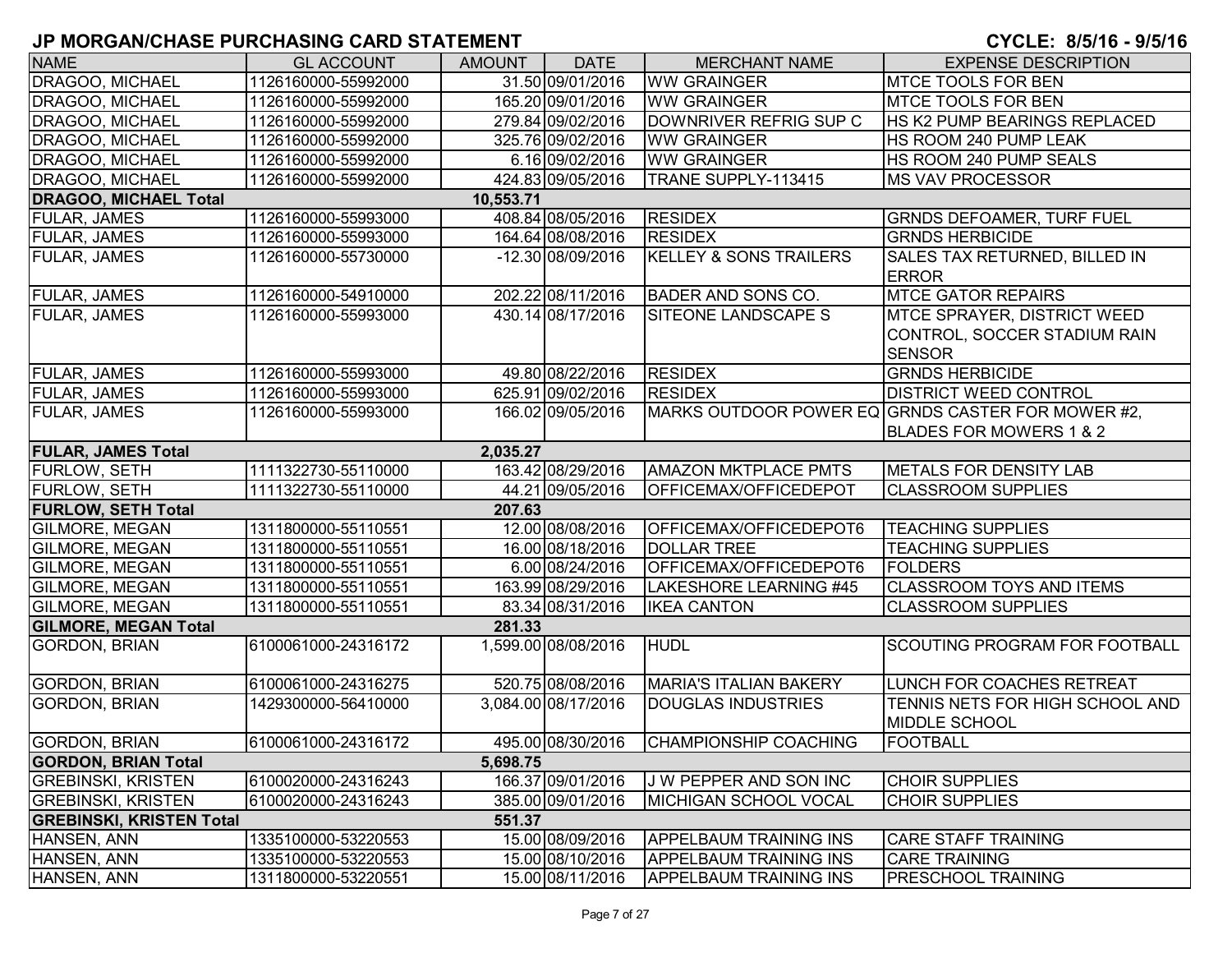# JP MORGAN/CHASE PURCHASING CARD STATEMENT

**CYCLE: 8/5/16 - 9/5/16**

| NAME | GL ACCOUNT | AMOUNT | DATE | MERCHANT NAME | EXPENSE DESCRIPTION |
|---|---|---|---|---|---|
| DRAGOO, MICHAEL | 1126160000-55992000 | 31.50 | 09/01/2016 | WW GRAINGER | MTCE TOOLS FOR BEN |
| DRAGOO, MICHAEL | 1126160000-55992000 | 165.20 | 09/01/2016 | WW GRAINGER | MTCE TOOLS FOR BEN |
| DRAGOO, MICHAEL | 1126160000-55992000 | 279.84 | 09/02/2016 | DOWNRIVER REFRIG SUP C | HS K2 PUMP BEARINGS REPLACED |
| DRAGOO, MICHAEL | 1126160000-55992000 | 325.76 | 09/02/2016 | WW GRAINGER | HS ROOM 240 PUMP LEAK |
| DRAGOO, MICHAEL | 1126160000-55992000 | 6.16 | 09/02/2016 | WW GRAINGER | HS ROOM 240 PUMP SEALS |
| DRAGOO, MICHAEL | 1126160000-55992000 | 424.83 | 09/05/2016 | TRANE SUPPLY-113415 | MS VAV PROCESSOR |
| **DRAGOO, MICHAEL Total** | | **10,553.71** | | | |
| FULAR, JAMES | 1126160000-55993000 | 408.84 | 08/05/2016 | RESIDEX | GRNDS DEFOAMER, TURF FUEL |
| FULAR, JAMES | 1126160000-55993000 | 164.64 | 08/08/2016 | RESIDEX | GRNDS HERBICIDE |
| FULAR, JAMES | 1126160000-55730000 | -12.30 | 08/09/2016 | KELLEY & SONS TRAILERS | SALES TAX RETURNED, BILLED IN ERROR |
| FULAR, JAMES | 1126160000-54910000 | 202.22 | 08/11/2016 | BADER AND SONS CO. | MTCE GATOR REPAIRS |
| FULAR, JAMES | 1126160000-55993000 | 430.14 | 08/17/2016 | SITEONE LANDSCAPE S | MTCE SPRAYER, DISTRICT WEED CONTROL, SOCCER STADIUM RAIN SENSOR |
| FULAR, JAMES | 1126160000-55993000 | 49.80 | 08/22/2016 | RESIDEX | GRNDS HERBICIDE |
| FULAR, JAMES | 1126160000-55993000 | 625.91 | 09/02/2016 | RESIDEX | DISTRICT WEED CONTROL |
| FULAR, JAMES | 1126160000-55993000 | 166.02 | 09/05/2016 | MARKS OUTDOOR POWER EQ | GRNDS CASTER FOR MOWER #2, BLADES FOR MOWERS 1 & 2 |
| **FULAR, JAMES Total** | | **2,035.27** | | | |
| FURLOW, SETH | 1111322730-55110000 | 163.42 | 08/29/2016 | AMAZON MKTPLACE PMTS | METALS FOR DENSITY LAB |
| FURLOW, SETH | 1111322730-55110000 | 44.21 | 09/05/2016 | OFFICEMAX/OFFICEDEPOT | CLASSROOM SUPPLIES |
| **FURLOW, SETH Total** | | **207.63** | | | |
| GILMORE, MEGAN | 1311800000-55110551 | 12.00 | 08/08/2016 | OFFICEMAX/OFFICEDEPOT6 | TEACHING SUPPLIES |
| GILMORE, MEGAN | 1311800000-55110551 | 16.00 | 08/18/2016 | DOLLAR TREE | TEACHING SUPPLIES |
| GILMORE, MEGAN | 1311800000-55110551 | 6.00 | 08/24/2016 | OFFICEMAX/OFFICEDEPOT6 | FOLDERS |
| GILMORE, MEGAN | 1311800000-55110551 | 163.99 | 08/29/2016 | LAKESHORE LEARNING #45 | CLASSROOM TOYS AND ITEMS |
| GILMORE, MEGAN | 1311800000-55110551 | 83.34 | 08/31/2016 | IKEA CANTON | CLASSROOM SUPPLIES |
| **GILMORE, MEGAN Total** | | **281.33** | | | |
| GORDON, BRIAN | 6100061000-24316172 | 1,599.00 | 08/08/2016 | HUDL | SCOUTING PROGRAM FOR FOOTBALL |
| GORDON, BRIAN | 6100061000-24316275 | 520.75 | 08/08/2016 | MARIA'S ITALIAN BAKERY | LUNCH FOR COACHES RETREAT |
| GORDON, BRIAN | 1429300000-56410000 | 3,084.00 | 08/17/2016 | DOUGLAS INDUSTRIES | TENNIS NETS FOR HIGH SCHOOL AND MIDDLE SCHOOL |
| GORDON, BRIAN | 6100061000-24316172 | 495.00 | 08/30/2016 | CHAMPIONSHIP COACHING | FOOTBALL |
| **GORDON, BRIAN Total** | | **5,698.75** | | | |
| GREBINSKI, KRISTEN | 6100020000-24316243 | 166.37 | 09/01/2016 | J W PEPPER AND SON INC | CHOIR SUPPLIES |
| GREBINSKI, KRISTEN | 6100020000-24316243 | 385.00 | 09/01/2016 | MICHIGAN SCHOOL VOCAL | CHOIR SUPPLIES |
| **GREBINSKI, KRISTEN Total** | | **551.37** | | | |
| HANSEN, ANN | 1335100000-53220553 | 15.00 | 08/09/2016 | APPELBAUM TRAINING INS | CARE STAFF TRAINING |
| HANSEN, ANN | 1335100000-53220553 | 15.00 | 08/10/2016 | APPELBAUM TRAINING INS | CARE TRAINING |
| HANSEN, ANN | 1311800000-53220551 | 15.00 | 08/11/2016 | APPELBAUM TRAINING INS | PRESCHOOL TRAINING |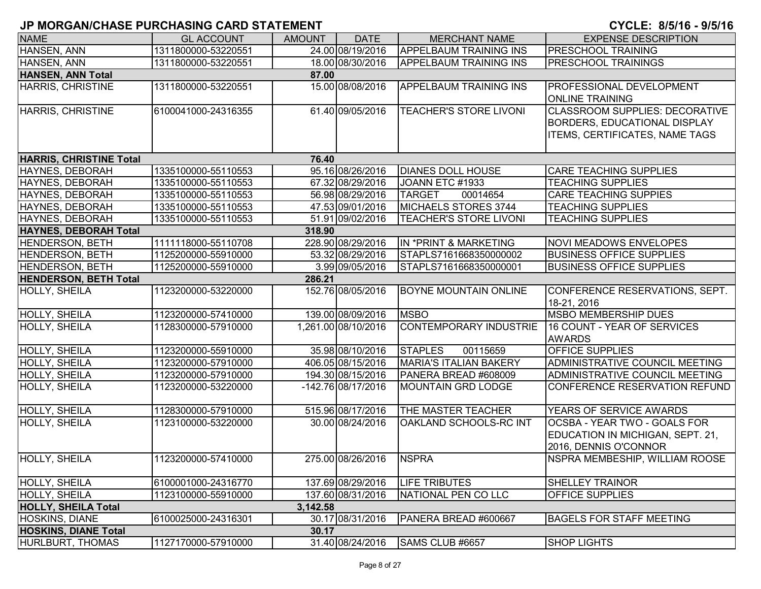# JP MORGAN/CHASE PURCHASING CARD STATEMENT

**CYCLE: 8/5/16 - 9/5/16**

| NAME | GL ACCOUNT | AMOUNT | DATE | MERCHANT NAME | EXPENSE DESCRIPTION |
|---|---|---|---|---|---|
| HANSEN, ANN | 1311800000-53220551 | 24.00 | 08/19/2016 | APPELBAUM TRAINING INS | PRESCHOOL TRAINING |
| HANSEN, ANN | 1311800000-53220551 | 18.00 | 08/30/2016 | APPELBAUM TRAINING INS | PRESCHOOL TRAININGS |
| **HANSEN, ANN Total** | | **87.00** | | | |
| HARRIS, CHRISTINE | 1311800000-53220551 | 15.00 | 08/08/2016 | APPELBAUM TRAINING INS | PROFESSIONAL DEVELOPMENT ONLINE TRAINING |
| HARRIS, CHRISTINE | 6100041000-24316355 | 61.40 | 09/05/2016 | TEACHER'S STORE LIVONI | CLASSROOM SUPPLIES: DECORATIVE BORDERS, EDUCATIONAL DISPLAY ITEMS, CERTIFICATES, NAME TAGS |
| **HARRIS, CHRISTINE Total** | | **76.40** | | | |
| HAYNES, DEBORAH | 1335100000-55110553 | 95.16 | 08/26/2016 | DIANES DOLL HOUSE | CARE TEACHING SUPPLIES |
| HAYNES, DEBORAH | 1335100000-55110553 | 67.32 | 08/29/2016 | JOANN ETC #1933 | TEACHING SUPPLIES |
| HAYNES, DEBORAH | 1335100000-55110553 | 56.98 | 08/29/2016 | TARGET 00014654 | CARE TEACHING SUPPIES |
| HAYNES, DEBORAH | 1335100000-55110553 | 47.53 | 09/01/2016 | MICHAELS STORES 3744 | TEACHING SUPPLIES |
| HAYNES, DEBORAH | 1335100000-55110553 | 51.91 | 09/02/2016 | TEACHER'S STORE LIVONI | TEACHING SUPPLIES |
| **HAYNES, DEBORAH Total** | | **318.90** | | | |
| HENDERSON, BETH | 1111118000-55110708 | 228.90 | 08/29/2016 | IN *PRINT & MARKETING | NOVI MEADOWS ENVELOPES |
| HENDERSON, BETH | 1125200000-55910000 | 53.32 | 08/29/2016 | STAPLS7161668350000002 | BUSINESS OFFICE SUPPLIES |
| HENDERSON, BETH | 1125200000-55910000 | 3.99 | 09/05/2016 | STAPLS7161668350000001 | BUSINESS OFFICE SUPPLIES |
| **HENDERSON, BETH Total** | | **286.21** | | | |
| HOLLY, SHEILA | 1123200000-53220000 | 152.76 | 08/05/2016 | BOYNE MOUNTAIN ONLINE | CONFERENCE RESERVATIONS, SEPT. 18-21, 2016 |
| HOLLY, SHEILA | 1123200000-57410000 | 139.00 | 08/09/2016 | MSBO | MSBO MEMBERSHIP DUES |
| HOLLY, SHEILA | 1128300000-57910000 | 1,261.00 | 08/10/2016 | CONTEMPORARY INDUSTRIE | 16 COUNT - YEAR OF SERVICES AWARDS |
| HOLLY, SHEILA | 1123200000-55910000 | 35.98 | 08/10/2016 | STAPLES 00115659 | OFFICE SUPPLIES |
| HOLLY, SHEILA | 1123200000-57910000 | 406.05 | 08/15/2016 | MARIA'S ITALIAN BAKERY | ADMINISTRATIVE COUNCIL MEETING |
| HOLLY, SHEILA | 1123200000-57910000 | 194.30 | 08/15/2016 | PANERA BREAD #608009 | ADMINISTRATIVE COUNCIL MEETING |
| HOLLY, SHEILA | 1123200000-53220000 | -142.76 | 08/17/2016 | MOUNTAIN GRD LODGE | CONFERENCE RESERVATION REFUND |
| HOLLY, SHEILA | 1128300000-57910000 | 515.96 | 08/17/2016 | THE MASTER TEACHER | YEARS OF SERVICE AWARDS |
| HOLLY, SHEILA | 1123100000-53220000 | 30.00 | 08/24/2016 | OAKLAND SCHOOLS-RC INT | OCSBA - YEAR TWO - GOALS FOR EDUCATION IN MICHIGAN, SEPT. 21, 2016, DENNIS O'CONNOR |
| HOLLY, SHEILA | 1123200000-57410000 | 275.00 | 08/26/2016 | NSPRA | NSPRA MEMBESHIP, WILLIAM ROOSE |
| HOLLY, SHEILA | 6100001000-24316770 | 137.69 | 08/29/2016 | LIFE TRIBUTES | SHELLEY TRAINOR |
| HOLLY, SHEILA | 1123100000-55910000 | 137.60 | 08/31/2016 | NATIONAL PEN CO LLC | OFFICE SUPPLIES |
| **HOLLY, SHEILA Total** | | **3,142.58** | | | |
| HOSKINS, DIANE | 6100025000-24316301 | 30.17 | 08/31/2016 | PANERA BREAD #600667 | BAGELS FOR STAFF MEETING |
| **HOSKINS, DIANE Total** | | **30.17** | | | |
| HURLBURT, THOMAS | 1127170000-57910000 | 31.40 | 08/24/2016 | SAMS CLUB #6657 | SHOP LIGHTS |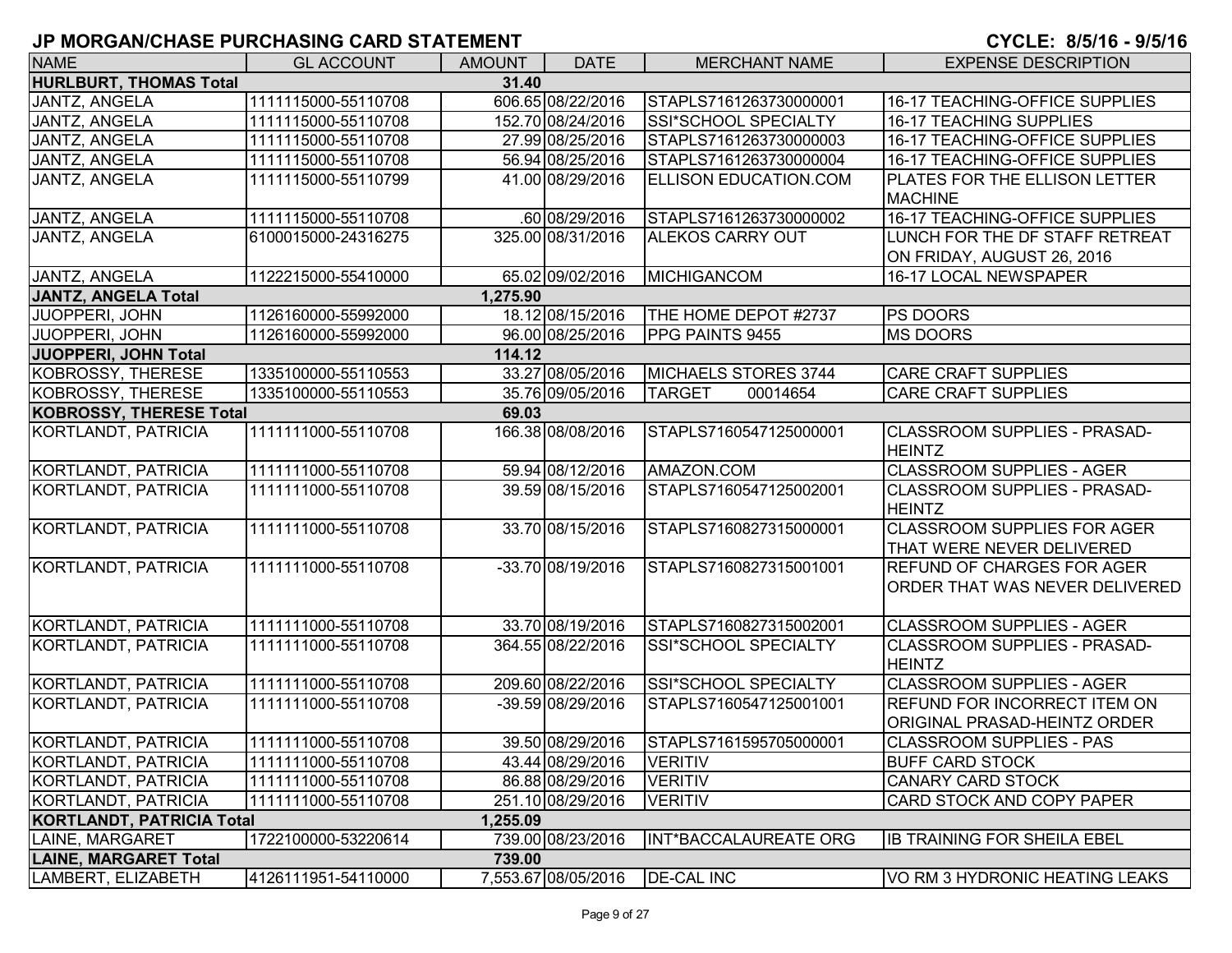## JP MORGAN/CHASE PURCHASING CARD STATEMENT

**CYCLE: 8/5/16 - 9/5/16**

| NAME | GL ACCOUNT | AMOUNT | DATE | MERCHANT NAME | EXPENSE DESCRIPTION |
|---|---|---|---|---|---|
| **HURLBURT, THOMAS Total** | | **31.40** | | | |
| JANTZ, ANGELA | 1111115000-55110708 | 606.65 | 08/22/2016 | STAPLS7161263730000001 | 16-17 TEACHING-OFFICE SUPPLIES |
| JANTZ, ANGELA | 1111115000-55110708 | 152.70 | 08/24/2016 | SSI*SCHOOL SPECIALTY | 16-17 TEACHING SUPPLIES |
| JANTZ, ANGELA | 1111115000-55110708 | 27.99 | 08/25/2016 | STAPLS7161263730000003 | 16-17 TEACHING-OFFICE SUPPLIES |
| JANTZ, ANGELA | 1111115000-55110708 | 56.94 | 08/25/2016 | STAPLS7161263730000004 | 16-17 TEACHING-OFFICE SUPPLIES |
| JANTZ, ANGELA | 1111115000-55110799 | 41.00 | 08/29/2016 | ELLISON EDUCATION.COM | PLATES FOR THE ELLISON LETTER MACHINE |
| JANTZ, ANGELA | 1111115000-55110708 | .60 | 08/29/2016 | STAPLS7161263730000002 | 16-17 TEACHING-OFFICE SUPPLIES |
| JANTZ, ANGELA | 6100015000-24316275 | 325.00 | 08/31/2016 | ALEKOS CARRY OUT | LUNCH FOR THE DF STAFF RETREAT ON FRIDAY, AUGUST 26, 2016 |
| JANTZ, ANGELA | 1122215000-55410000 | 65.02 | 09/02/2016 | MICHIGANCOM | 16-17 LOCAL NEWSPAPER |
| **JANTZ, ANGELA Total** | | **1,275.90** | | | |
| JUOPPERI, JOHN | 1126160000-55992000 | 18.12 | 08/15/2016 | THE HOME DEPOT #2737 | PS DOORS |
| JUOPPERI, JOHN | 1126160000-55992000 | 96.00 | 08/25/2016 | PPG PAINTS 9455 | MS DOORS |
| **JUOPPERI, JOHN Total** | | **114.12** | | | |
| KOBROSSY, THERESE | 1335100000-55110553 | 33.27 | 08/05/2016 | MICHAELS STORES 3744 | CARE CRAFT SUPPLIES |
| KOBROSSY, THERESE | 1335100000-55110553 | 35.76 | 09/05/2016 | TARGET 00014654 | CARE CRAFT SUPPLIES |
| **KOBROSSY, THERESE Total** | | **69.03** | | | |
| KORTLANDT, PATRICIA | 1111111000-55110708 | 166.38 | 08/08/2016 | STAPLS7160547125000001 | CLASSROOM SUPPLIES - PRASAD-HEINTZ |
| KORTLANDT, PATRICIA | 1111111000-55110708 | 59.94 | 08/12/2016 | AMAZON.COM | CLASSROOM SUPPLIES - AGER |
| KORTLANDT, PATRICIA | 1111111000-55110708 | 39.59 | 08/15/2016 | STAPLS7160547125002001 | CLASSROOM SUPPLIES - PRASAD-HEINTZ |
| KORTLANDT, PATRICIA | 1111111000-55110708 | 33.70 | 08/15/2016 | STAPLS7160827315000001 | CLASSROOM SUPPLIES FOR AGER THAT WERE NEVER DELIVERED |
| KORTLANDT, PATRICIA | 1111111000-55110708 | -33.70 | 08/19/2016 | STAPLS7160827315001001 | REFUND OF CHARGES FOR AGER ORDER THAT WAS NEVER DELIVERED |
| KORTLANDT, PATRICIA | 1111111000-55110708 | 33.70 | 08/19/2016 | STAPLS7160827315002001 | CLASSROOM SUPPLIES - AGER |
| KORTLANDT, PATRICIA | 1111111000-55110708 | 364.55 | 08/22/2016 | SSI*SCHOOL SPECIALTY | CLASSROOM SUPPLIES - PRASAD-HEINTZ |
| KORTLANDT, PATRICIA | 1111111000-55110708 | 209.60 | 08/22/2016 | SSI*SCHOOL SPECIALTY | CLASSROOM SUPPLIES - AGER |
| KORTLANDT, PATRICIA | 1111111000-55110708 | -39.59 | 08/29/2016 | STAPLS7160547125001001 | REFUND FOR INCORRECT ITEM ON ORIGINAL PRASAD-HEINTZ ORDER |
| KORTLANDT, PATRICIA | 1111111000-55110708 | 39.50 | 08/29/2016 | STAPLS7161595705000001 | CLASSROOM SUPPLIES - PAS |
| KORTLANDT, PATRICIA | 1111111000-55110708 | 43.44 | 08/29/2016 | VERITIV | BUFF CARD STOCK |
| KORTLANDT, PATRICIA | 1111111000-55110708 | 86.88 | 08/29/2016 | VERITIV | CANARY CARD STOCK |
| KORTLANDT, PATRICIA | 1111111000-55110708 | 251.10 | 08/29/2016 | VERITIV | CARD STOCK AND COPY PAPER |
| **KORTLANDT, PATRICIA Total** | | **1,255.09** | | | |
| LAINE, MARGARET | 1722100000-53220614 | 739.00 | 08/23/2016 | INT*BACCALAUREATE ORG | IB TRAINING FOR SHEILA EBEL |
| **LAINE, MARGARET Total** | | **739.00** | | | |
| LAMBERT, ELIZABETH | 4126111951-54110000 | 7,553.67 | 08/05/2016 | DE-CAL INC | VO RM 3 HYDRONIC HEATING LEAKS |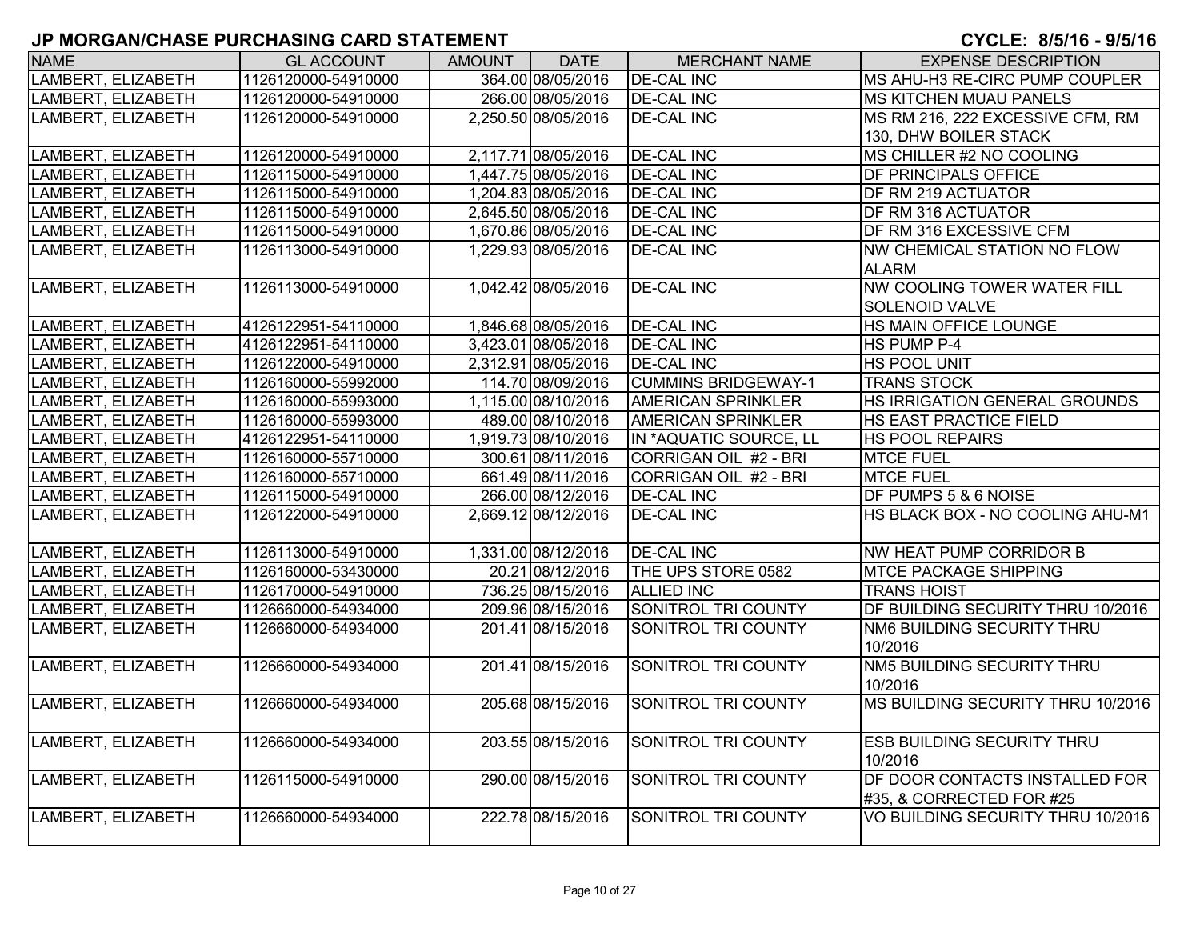# JP MORGAN/CHASE PURCHASING CARD STATEMENT

**CYCLE: 8/5/16 - 9/5/16**

| NAME | GL ACCOUNT | AMOUNT | DATE | MERCHANT NAME | EXPENSE DESCRIPTION |
|---|---|---|---|---|---|
| LAMBERT, ELIZABETH | 1126120000-54910000 | 364.00 | 08/05/2016 | DE-CAL INC | MS AHU-H3 RE-CIRC PUMP COUPLER |
| LAMBERT, ELIZABETH | 1126120000-54910000 | 266.00 | 08/05/2016 | DE-CAL INC | MS KITCHEN MUAU PANELS |
| LAMBERT, ELIZABETH | 1126120000-54910000 | 2,250.50 | 08/05/2016 | DE-CAL INC | MS RM 216, 222 EXCESSIVE CFM, RM 130, DHW BOILER STACK |
| LAMBERT, ELIZABETH | 1126120000-54910000 | 2,117.71 | 08/05/2016 | DE-CAL INC | MS CHILLER #2 NO COOLING |
| LAMBERT, ELIZABETH | 1126115000-54910000 | 1,447.75 | 08/05/2016 | DE-CAL INC | DF PRINCIPALS OFFICE |
| LAMBERT, ELIZABETH | 1126115000-54910000 | 1,204.83 | 08/05/2016 | DE-CAL INC | DF RM 219 ACTUATOR |
| LAMBERT, ELIZABETH | 1126115000-54910000 | 2,645.50 | 08/05/2016 | DE-CAL INC | DF RM 316 ACTUATOR |
| LAMBERT, ELIZABETH | 1126115000-54910000 | 1,670.86 | 08/05/2016 | DE-CAL INC | DF RM 316 EXCESSIVE CFM |
| LAMBERT, ELIZABETH | 1126113000-54910000 | 1,229.93 | 08/05/2016 | DE-CAL INC | NW CHEMICAL STATION NO FLOW ALARM |
| LAMBERT, ELIZABETH | 1126113000-54910000 | 1,042.42 | 08/05/2016 | DE-CAL INC | NW COOLING TOWER WATER FILL SOLENOID VALVE |
| LAMBERT, ELIZABETH | 4126122951-54110000 | 1,846.68 | 08/05/2016 | DE-CAL INC | HS MAIN OFFICE LOUNGE |
| LAMBERT, ELIZABETH | 4126122951-54110000 | 3,423.01 | 08/05/2016 | DE-CAL INC | HS PUMP P-4 |
| LAMBERT, ELIZABETH | 1126122000-54910000 | 2,312.91 | 08/05/2016 | DE-CAL INC | HS POOL UNIT |
| LAMBERT, ELIZABETH | 1126160000-55992000 | 114.70 | 08/09/2016 | CUMMINS BRIDGEWAY-1 | TRANS STOCK |
| LAMBERT, ELIZABETH | 1126160000-55993000 | 1,115.00 | 08/10/2016 | AMERICAN SPRINKLER | HS IRRIGATION GENERAL GROUNDS |
| LAMBERT, ELIZABETH | 1126160000-55993000 | 489.00 | 08/10/2016 | AMERICAN SPRINKLER | HS EAST PRACTICE FIELD |
| LAMBERT, ELIZABETH | 4126122951-54110000 | 1,919.73 | 08/10/2016 | IN *AQUATIC SOURCE, LL | HS POOL REPAIRS |
| LAMBERT, ELIZABETH | 1126160000-55710000 | 300.61 | 08/11/2016 | CORRIGAN OIL #2 - BRI | MTCE FUEL |
| LAMBERT, ELIZABETH | 1126160000-55710000 | 661.49 | 08/11/2016 | CORRIGAN OIL #2 - BRI | MTCE FUEL |
| LAMBERT, ELIZABETH | 1126115000-54910000 | 266.00 | 08/12/2016 | DE-CAL INC | DF PUMPS 5 & 6 NOISE |
| LAMBERT, ELIZABETH | 1126122000-54910000 | 2,669.12 | 08/12/2016 | DE-CAL INC | HS BLACK BOX - NO COOLING AHU-M1 |
| LAMBERT, ELIZABETH | 1126113000-54910000 | 1,331.00 | 08/12/2016 | DE-CAL INC | NW HEAT PUMP CORRIDOR B |
| LAMBERT, ELIZABETH | 1126160000-53430000 | 20.21 | 08/12/2016 | THE UPS STORE 0582 | MTCE PACKAGE SHIPPING |
| LAMBERT, ELIZABETH | 1126170000-54910000 | 736.25 | 08/15/2016 | ALLIED INC | TRANS HOIST |
| LAMBERT, ELIZABETH | 1126660000-54934000 | 209.96 | 08/15/2016 | SONITROL TRI COUNTY | DF BUILDING SECURITY THRU 10/2016 |
| LAMBERT, ELIZABETH | 1126660000-54934000 | 201.41 | 08/15/2016 | SONITROL TRI COUNTY | NM6 BUILDING SECURITY THRU 10/2016 |
| LAMBERT, ELIZABETH | 1126660000-54934000 | 201.41 | 08/15/2016 | SONITROL TRI COUNTY | NM5 BUILDING SECURITY THRU 10/2016 |
| LAMBERT, ELIZABETH | 1126660000-54934000 | 205.68 | 08/15/2016 | SONITROL TRI COUNTY | MS BUILDING SECURITY THRU 10/2016 |
| LAMBERT, ELIZABETH | 1126660000-54934000 | 203.55 | 08/15/2016 | SONITROL TRI COUNTY | ESB BUILDING SECURITY THRU 10/2016 |
| LAMBERT, ELIZABETH | 1126115000-54910000 | 290.00 | 08/15/2016 | SONITROL TRI COUNTY | DF DOOR CONTACTS INSTALLED FOR #35, & CORRECTED FOR #25 |
| LAMBERT, ELIZABETH | 1126660000-54934000 | 222.78 | 08/15/2016 | SONITROL TRI COUNTY | VO BUILDING SECURITY THRU 10/2016 |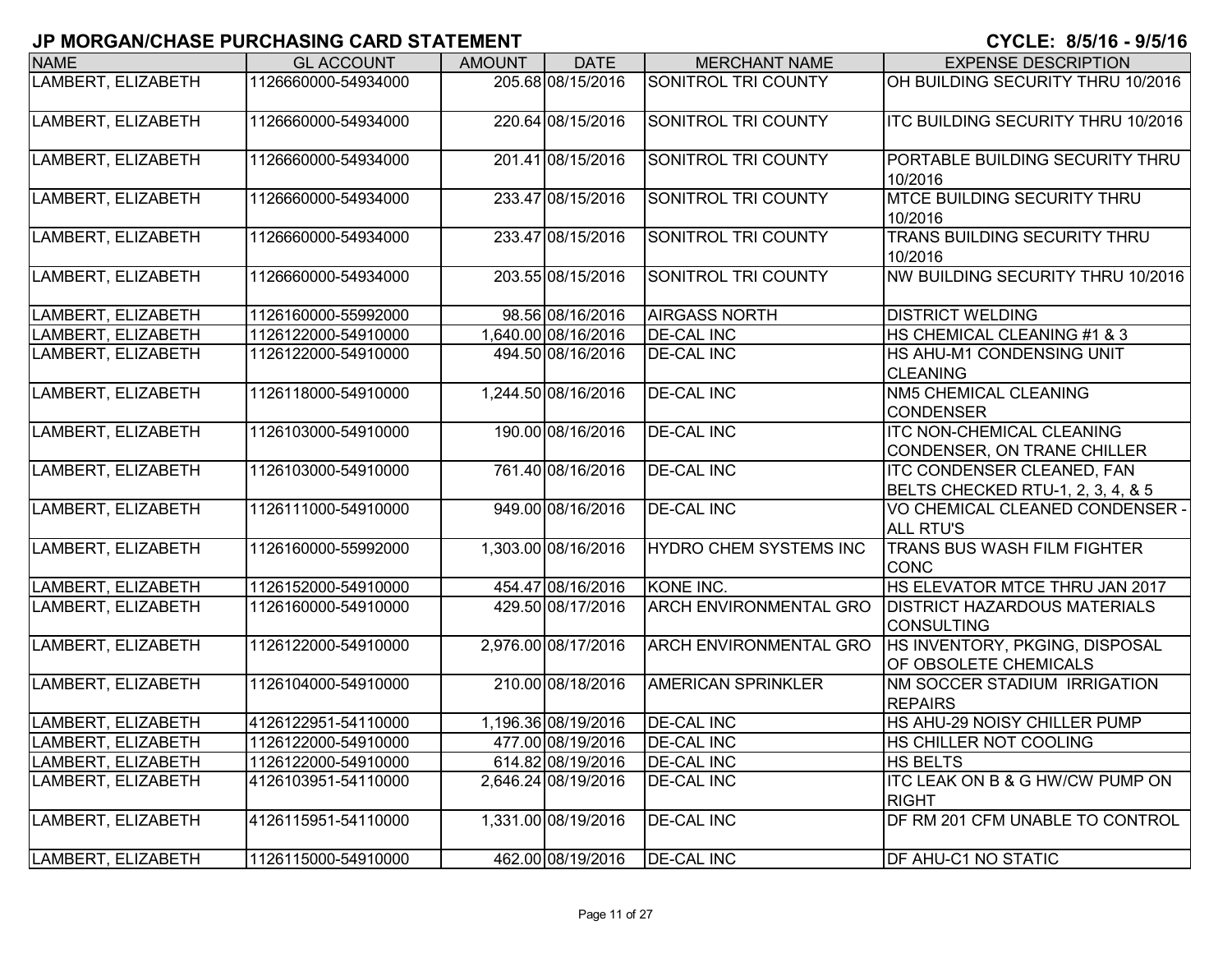# JP MORGAN/CHASE PURCHASING CARD STATEMENT

**CYCLE: 8/5/16 - 9/5/16**

| NAME | GL ACCOUNT | AMOUNT | DATE | MERCHANT NAME | EXPENSE DESCRIPTION |
|---|---|---|---|---|---|
| LAMBERT, ELIZABETH | 1126660000-54934000 | 205.68 | 08/15/2016 | SONITROL TRI COUNTY | OH BUILDING SECURITY THRU 10/2016 |
| LAMBERT, ELIZABETH | 1126660000-54934000 | 220.64 | 08/15/2016 | SONITROL TRI COUNTY | ITC BUILDING SECURITY THRU 10/2016 |
| LAMBERT, ELIZABETH | 1126660000-54934000 | 201.41 | 08/15/2016 | SONITROL TRI COUNTY | PORTABLE BUILDING SECURITY THRU 10/2016 |
| LAMBERT, ELIZABETH | 1126660000-54934000 | 233.47 | 08/15/2016 | SONITROL TRI COUNTY | MTCE BUILDING SECURITY THRU 10/2016 |
| LAMBERT, ELIZABETH | 1126660000-54934000 | 233.47 | 08/15/2016 | SONITROL TRI COUNTY | TRANS BUILDING SECURITY THRU 10/2016 |
| LAMBERT, ELIZABETH | 1126660000-54934000 | 203.55 | 08/15/2016 | SONITROL TRI COUNTY | NW BUILDING SECURITY THRU 10/2016 |
| LAMBERT, ELIZABETH | 1126160000-55992000 | 98.56 | 08/16/2016 | AIRGASS NORTH | DISTRICT WELDING |
| LAMBERT, ELIZABETH | 1126122000-54910000 | 1,640.00 | 08/16/2016 | DE-CAL INC | HS CHEMICAL CLEANING #1 & 3 |
| LAMBERT, ELIZABETH | 1126122000-54910000 | 494.50 | 08/16/2016 | DE-CAL INC | HS AHU-M1 CONDENSING UNIT CLEANING |
| LAMBERT, ELIZABETH | 1126118000-54910000 | 1,244.50 | 08/16/2016 | DE-CAL INC | NM5 CHEMICAL CLEANING CONDENSER |
| LAMBERT, ELIZABETH | 1126103000-54910000 | 190.00 | 08/16/2016 | DE-CAL INC | ITC NON-CHEMICAL CLEANING CONDENSER, ON TRANE CHILLER |
| LAMBERT, ELIZABETH | 1126103000-54910000 | 761.40 | 08/16/2016 | DE-CAL INC | ITC CONDENSER CLEANED, FAN BELTS CHECKED RTU-1, 2, 3, 4, & 5 |
| LAMBERT, ELIZABETH | 1126111000-54910000 | 949.00 | 08/16/2016 | DE-CAL INC | VO CHEMICAL CLEANED CONDENSER - ALL RTU'S |
| LAMBERT, ELIZABETH | 1126160000-55992000 | 1,303.00 | 08/16/2016 | HYDRO CHEM SYSTEMS INC | TRANS BUS WASH FILM FIGHTER CONC |
| LAMBERT, ELIZABETH | 1126152000-54910000 | 454.47 | 08/16/2016 | KONE INC. | HS ELEVATOR MTCE THRU JAN 2017 |
| LAMBERT, ELIZABETH | 1126160000-54910000 | 429.50 | 08/17/2016 | ARCH ENVIRONMENTAL GRO | DISTRICT HAZARDOUS MATERIALS CONSULTING |
| LAMBERT, ELIZABETH | 1126122000-54910000 | 2,976.00 | 08/17/2016 | ARCH ENVIRONMENTAL GRO | HS INVENTORY, PKGING, DISPOSAL OF OBSOLETE CHEMICALS |
| LAMBERT, ELIZABETH | 1126104000-54910000 | 210.00 | 08/18/2016 | AMERICAN SPRINKLER | NM SOCCER STADIUM IRRIGATION REPAIRS |
| LAMBERT, ELIZABETH | 4126122951-54110000 | 1,196.36 | 08/19/2016 | DE-CAL INC | HS AHU-29 NOISY CHILLER PUMP |
| LAMBERT, ELIZABETH | 1126122000-54910000 | 477.00 | 08/19/2016 | DE-CAL INC | HS CHILLER NOT COOLING |
| LAMBERT, ELIZABETH | 1126122000-54910000 | 614.82 | 08/19/2016 | DE-CAL INC | HS BELTS |
| LAMBERT, ELIZABETH | 4126103951-54110000 | 2,646.24 | 08/19/2016 | DE-CAL INC | ITC LEAK ON B & G HW/CW PUMP ON RIGHT |
| LAMBERT, ELIZABETH | 4126115951-54110000 | 1,331.00 | 08/19/2016 | DE-CAL INC | DF RM 201 CFM UNABLE TO CONTROL |
| LAMBERT, ELIZABETH | 1126115000-54910000 | 462.00 | 08/19/2016 | DE-CAL INC | DF AHU-C1 NO STATIC |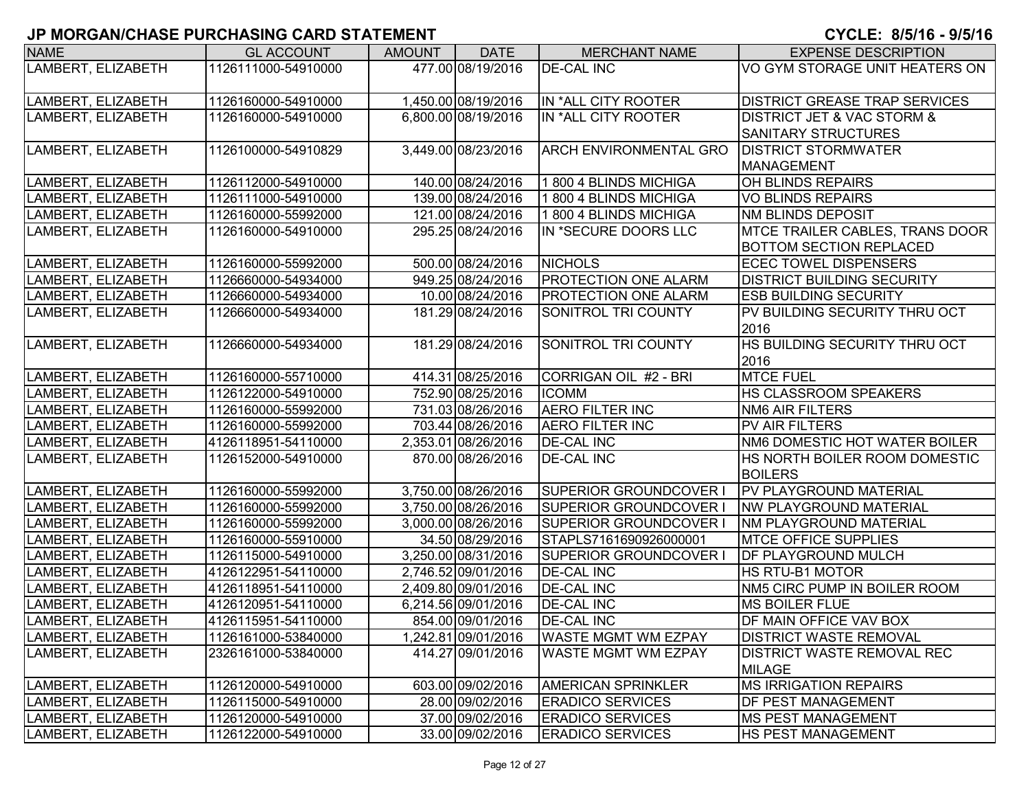# JP MORGAN/CHASE PURCHASING CARD STATEMENT

**CYCLE: 8/5/16 - 9/5/16**

| NAME | GL ACCOUNT | AMOUNT | DATE | MERCHANT NAME | EXPENSE DESCRIPTION |
|---|---|---|---|---|---|
| LAMBERT, ELIZABETH | 1126111000-54910000 | 477.00 | 08/19/2016 | DE-CAL INC | VO GYM STORAGE UNIT HEATERS ON |
| LAMBERT, ELIZABETH | 1126160000-54910000 | 1,450.00 | 08/19/2016 | IN *ALL CITY ROOTER | DISTRICT GREASE TRAP SERVICES |
| LAMBERT, ELIZABETH | 1126160000-54910000 | 6,800.00 | 08/19/2016 | IN *ALL CITY ROOTER | DISTRICT JET & VAC STORM & SANITARY STRUCTURES |
| LAMBERT, ELIZABETH | 1126100000-54910829 | 3,449.00 | 08/23/2016 | ARCH ENVIRONMENTAL GRO | DISTRICT STORMWATER MANAGEMENT |
| LAMBERT, ELIZABETH | 1126112000-54910000 | 140.00 | 08/24/2016 | 1 800 4 BLINDS MICHIGA | OH BLINDS REPAIRS |
| LAMBERT, ELIZABETH | 1126111000-54910000 | 139.00 | 08/24/2016 | 1 800 4 BLINDS MICHIGA | VO BLINDS REPAIRS |
| LAMBERT, ELIZABETH | 1126160000-55992000 | 121.00 | 08/24/2016 | 1 800 4 BLINDS MICHIGA | NM BLINDS DEPOSIT |
| LAMBERT, ELIZABETH | 1126160000-54910000 | 295.25 | 08/24/2016 | IN *SECURE DOORS LLC | MTCE TRAILER CABLES, TRANS DOOR BOTTOM SECTION REPLACED |
| LAMBERT, ELIZABETH | 1126160000-55992000 | 500.00 | 08/24/2016 | NICHOLS | ECEC TOWEL DISPENSERS |
| LAMBERT, ELIZABETH | 1126660000-54934000 | 949.25 | 08/24/2016 | PROTECTION ONE ALARM | DISTRICT BUILDING SECURITY |
| LAMBERT, ELIZABETH | 1126660000-54934000 | 10.00 | 08/24/2016 | PROTECTION ONE ALARM | ESB BUILDING SECURITY |
| LAMBERT, ELIZABETH | 1126660000-54934000 | 181.29 | 08/24/2016 | SONITROL TRI COUNTY | PV BUILDING SECURITY THRU OCT 2016 |
| LAMBERT, ELIZABETH | 1126660000-54934000 | 181.29 | 08/24/2016 | SONITROL TRI COUNTY | HS BUILDING SECURITY THRU OCT 2016 |
| LAMBERT, ELIZABETH | 1126160000-55710000 | 414.31 | 08/25/2016 | CORRIGAN OIL #2 - BRI | MTCE FUEL |
| LAMBERT, ELIZABETH | 1126122000-54910000 | 752.90 | 08/25/2016 | ICOMM | HS CLASSROOM SPEAKERS |
| LAMBERT, ELIZABETH | 1126160000-55992000 | 731.03 | 08/26/2016 | AERO FILTER INC | NM6 AIR FILTERS |
| LAMBERT, ELIZABETH | 1126160000-55992000 | 703.44 | 08/26/2016 | AERO FILTER INC | PV AIR FILTERS |
| LAMBERT, ELIZABETH | 4126118951-54110000 | 2,353.01 | 08/26/2016 | DE-CAL INC | NM6 DOMESTIC HOT WATER BOILER |
| LAMBERT, ELIZABETH | 1126152000-54910000 | 870.00 | 08/26/2016 | DE-CAL INC | HS NORTH BOILER ROOM DOMESTIC BOILERS |
| LAMBERT, ELIZABETH | 1126160000-55992000 | 3,750.00 | 08/26/2016 | SUPERIOR GROUNDCOVER I | PV PLAYGROUND MATERIAL |
| LAMBERT, ELIZABETH | 1126160000-55992000 | 3,750.00 | 08/26/2016 | SUPERIOR GROUNDCOVER I | NW PLAYGROUND MATERIAL |
| LAMBERT, ELIZABETH | 1126160000-55992000 | 3,000.00 | 08/26/2016 | SUPERIOR GROUNDCOVER I | NM PLAYGROUND MATERIAL |
| LAMBERT, ELIZABETH | 1126160000-55910000 | 34.50 | 08/29/2016 | STAPLS7161690926000001 | MTCE OFFICE SUPPLIES |
| LAMBERT, ELIZABETH | 1126115000-54910000 | 3,250.00 | 08/31/2016 | SUPERIOR GROUNDCOVER I | DF PLAYGROUND MULCH |
| LAMBERT, ELIZABETH | 4126122951-54110000 | 2,746.52 | 09/01/2016 | DE-CAL INC | HS RTU-B1 MOTOR |
| LAMBERT, ELIZABETH | 4126118951-54110000 | 2,409.80 | 09/01/2016 | DE-CAL INC | NM5 CIRC PUMP IN BOILER ROOM |
| LAMBERT, ELIZABETH | 4126120951-54110000 | 6,214.56 | 09/01/2016 | DE-CAL INC | MS BOILER FLUE |
| LAMBERT, ELIZABETH | 4126115951-54110000 | 854.00 | 09/01/2016 | DE-CAL INC | DF MAIN OFFICE VAV BOX |
| LAMBERT, ELIZABETH | 1126161000-53840000 | 1,242.81 | 09/01/2016 | WASTE MGMT WM EZPAY | DISTRICT WASTE REMOVAL |
| LAMBERT, ELIZABETH | 2326161000-53840000 | 414.27 | 09/01/2016 | WASTE MGMT WM EZPAY | DISTRICT WASTE REMOVAL REC MILAGE |
| LAMBERT, ELIZABETH | 1126120000-54910000 | 603.00 | 09/02/2016 | AMERICAN SPRINKLER | MS IRRIGATION REPAIRS |
| LAMBERT, ELIZABETH | 1126115000-54910000 | 28.00 | 09/02/2016 | ERADICO SERVICES | DF PEST MANAGEMENT |
| LAMBERT, ELIZABETH | 1126120000-54910000 | 37.00 | 09/02/2016 | ERADICO SERVICES | MS PEST MANAGEMENT |
| LAMBERT, ELIZABETH | 1126122000-54910000 | 33.00 | 09/02/2016 | ERADICO SERVICES | HS PEST MANAGEMENT |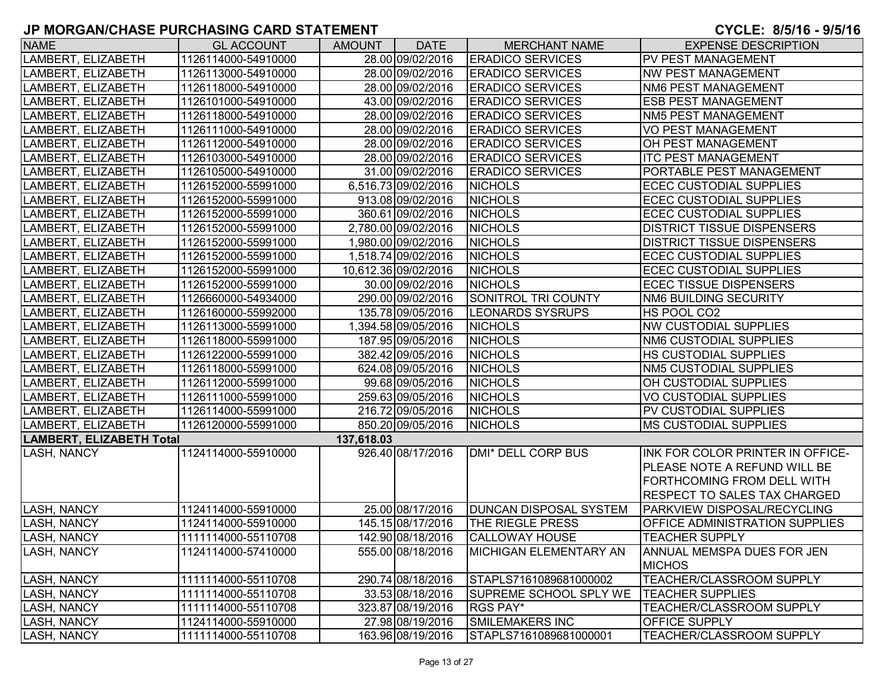# JP MORGAN/CHASE PURCHASING CARD STATEMENT

**CYCLE: 8/5/16 - 9/5/16**

| NAME | GL ACCOUNT | AMOUNT | DATE | MERCHANT NAME | EXPENSE DESCRIPTION |
|---|---|---|---|---|---|
| LAMBERT, ELIZABETH | 1126114000-54910000 | 28.00 | 09/02/2016 | ERADICO SERVICES | PV PEST MANAGEMENT |
| LAMBERT, ELIZABETH | 1126113000-54910000 | 28.00 | 09/02/2016 | ERADICO SERVICES | NW PEST MANAGEMENT |
| LAMBERT, ELIZABETH | 1126118000-54910000 | 28.00 | 09/02/2016 | ERADICO SERVICES | NM6 PEST MANAGEMENT |
| LAMBERT, ELIZABETH | 1126101000-54910000 | 43.00 | 09/02/2016 | ERADICO SERVICES | ESB PEST MANAGEMENT |
| LAMBERT, ELIZABETH | 1126118000-54910000 | 28.00 | 09/02/2016 | ERADICO SERVICES | NM5 PEST MANAGEMENT |
| LAMBERT, ELIZABETH | 1126111000-54910000 | 28.00 | 09/02/2016 | ERADICO SERVICES | VO PEST MANAGEMENT |
| LAMBERT, ELIZABETH | 1126112000-54910000 | 28.00 | 09/02/2016 | ERADICO SERVICES | OH PEST MANAGEMENT |
| LAMBERT, ELIZABETH | 1126103000-54910000 | 28.00 | 09/02/2016 | ERADICO SERVICES | ITC PEST MANAGEMENT |
| LAMBERT, ELIZABETH | 1126105000-54910000 | 31.00 | 09/02/2016 | ERADICO SERVICES | PORTABLE PEST MANAGEMENT |
| LAMBERT, ELIZABETH | 1126152000-55991000 | 6,516.73 | 09/02/2016 | NICHOLS | ECEC CUSTODIAL SUPPLIES |
| LAMBERT, ELIZABETH | 1126152000-55991000 | 913.08 | 09/02/2016 | NICHOLS | ECEC CUSTODIAL SUPPLIES |
| LAMBERT, ELIZABETH | 1126152000-55991000 | 360.61 | 09/02/2016 | NICHOLS | ECEC CUSTODIAL SUPPLIES |
| LAMBERT, ELIZABETH | 1126152000-55991000 | 2,780.00 | 09/02/2016 | NICHOLS | DISTRICT TISSUE DISPENSERS |
| LAMBERT, ELIZABETH | 1126152000-55991000 | 1,980.00 | 09/02/2016 | NICHOLS | DISTRICT TISSUE DISPENSERS |
| LAMBERT, ELIZABETH | 1126152000-55991000 | 1,518.74 | 09/02/2016 | NICHOLS | ECEC CUSTODIAL SUPPLIES |
| LAMBERT, ELIZABETH | 1126152000-55991000 | 10,612.36 | 09/02/2016 | NICHOLS | ECEC CUSTODIAL SUPPLIES |
| LAMBERT, ELIZABETH | 1126152000-55991000 | 30.00 | 09/02/2016 | NICHOLS | ECEC TISSUE DISPENSERS |
| LAMBERT, ELIZABETH | 1126660000-54934000 | 290.00 | 09/02/2016 | SONITROL TRI COUNTY | NM6 BUILDING SECURITY |
| LAMBERT, ELIZABETH | 1126160000-55992000 | 135.78 | 09/05/2016 | LEONARDS SYSRUPS | HS POOL CO2 |
| LAMBERT, ELIZABETH | 1126113000-55991000 | 1,394.58 | 09/05/2016 | NICHOLS | NW CUSTODIAL SUPPLIES |
| LAMBERT, ELIZABETH | 1126118000-55991000 | 187.95 | 09/05/2016 | NICHOLS | NM6 CUSTODIAL SUPPLIES |
| LAMBERT, ELIZABETH | 1126122000-55991000 | 382.42 | 09/05/2016 | NICHOLS | HS CUSTODIAL SUPPLIES |
| LAMBERT, ELIZABETH | 1126118000-55991000 | 624.08 | 09/05/2016 | NICHOLS | NM5 CUSTODIAL SUPPLIES |
| LAMBERT, ELIZABETH | 1126112000-55991000 | 99.68 | 09/05/2016 | NICHOLS | OH CUSTODIAL SUPPLIES |
| LAMBERT, ELIZABETH | 1126111000-55991000 | 259.63 | 09/05/2016 | NICHOLS | VO CUSTODIAL SUPPLIES |
| LAMBERT, ELIZABETH | 1126114000-55991000 | 216.72 | 09/05/2016 | NICHOLS | PV CUSTODIAL SUPPLIES |
| LAMBERT, ELIZABETH | 1126120000-55991000 | 850.20 | 09/05/2016 | NICHOLS | MS CUSTODIAL SUPPLIES |
| **LAMBERT, ELIZABETH Total** | | **137,618.03** | | | |
| LASH, NANCY | 1124114000-55910000 | 926.40 | 08/17/2016 | DMI* DELL CORP BUS | INK FOR COLOR PRINTER IN OFFICE-PLEASE NOTE A REFUND WILL BE FORTHCOMING FROM DELL WITH RESPECT TO SALES TAX CHARGED |
| LASH, NANCY | 1124114000-55910000 | 25.00 | 08/17/2016 | DUNCAN DISPOSAL SYSTEM | PARKVIEW DISPOSAL/RECYCLING |
| LASH, NANCY | 1124114000-55910000 | 145.15 | 08/17/2016 | THE RIEGLE PRESS | OFFICE ADMINISTRATION SUPPLIES |
| LASH, NANCY | 1111114000-55110708 | 142.90 | 08/18/2016 | CALLOWAY HOUSE | TEACHER SUPPLY |
| LASH, NANCY | 1124114000-57410000 | 555.00 | 08/18/2016 | MICHIGAN ELEMENTARY AN | ANNUAL MEMSPA DUES FOR JEN MICHOS |
| LASH, NANCY | 1111114000-55110708 | 290.74 | 08/18/2016 | STAPLS7161089681000002 | TEACHER/CLASSROOM SUPPLY |
| LASH, NANCY | 1111114000-55110708 | 33.53 | 08/18/2016 | SUPREME SCHOOL SPLY WE | TEACHER SUPPLIES |
| LASH, NANCY | 1111114000-55110708 | 323.87 | 08/19/2016 | RGS PAY* | TEACHER/CLASSROOM SUPPLY |
| LASH, NANCY | 1124114000-55910000 | 27.98 | 08/19/2016 | SMILEMAKERS INC | OFFICE SUPPLY |
| LASH, NANCY | 1111114000-55110708 | 163.96 | 08/19/2016 | STAPLS7161089681000001 | TEACHER/CLASSROOM SUPPLY |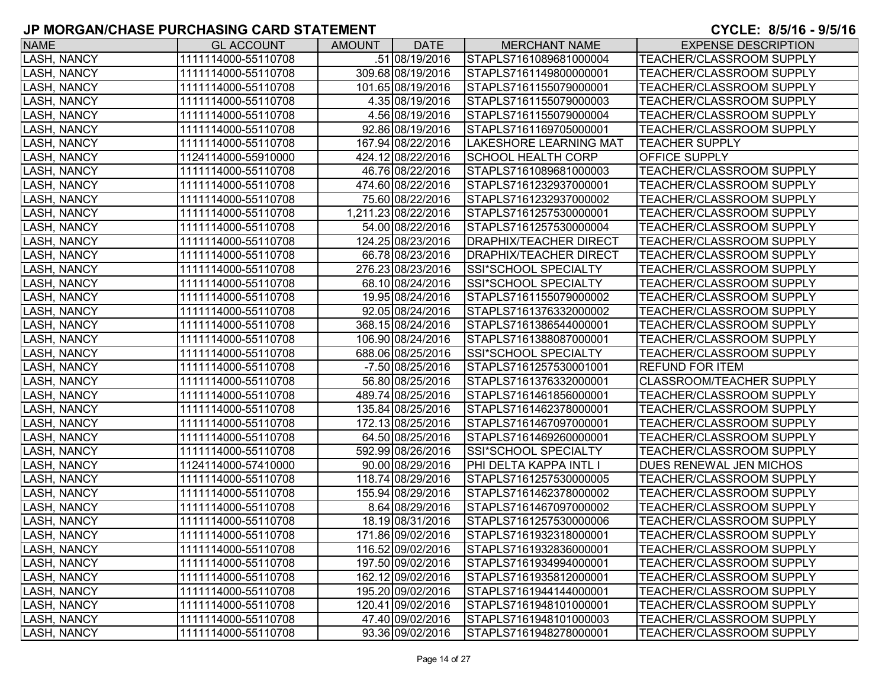# JP MORGAN/CHASE PURCHASING CARD STATEMENT

**CYCLE: 8/5/16 - 9/5/16**

| NAME | GL ACCOUNT | AMOUNT | DATE | MERCHANT NAME | EXPENSE DESCRIPTION |
|---|---|---|---|---|---|
| LASH, NANCY | 1111114000-55110708 | .51 | 08/19/2016 | STAPLS7161089681000004 | TEACHER/CLASSROOM SUPPLY |
| LASH, NANCY | 1111114000-55110708 | 309.68 | 08/19/2016 | STAPLS7161149800000001 | TEACHER/CLASSROOM SUPPLY |
| LASH, NANCY | 1111114000-55110708 | 101.65 | 08/19/2016 | STAPLS7161155079000001 | TEACHER/CLASSROOM SUPPLY |
| LASH, NANCY | 1111114000-55110708 | 4.35 | 08/19/2016 | STAPLS7161155079000003 | TEACHER/CLASSROOM SUPPLY |
| LASH, NANCY | 1111114000-55110708 | 4.56 | 08/19/2016 | STAPLS7161155079000004 | TEACHER/CLASSROOM SUPPLY |
| LASH, NANCY | 1111114000-55110708 | 92.86 | 08/19/2016 | STAPLS7161169705000001 | TEACHER/CLASSROOM SUPPLY |
| LASH, NANCY | 1111114000-55110708 | 167.94 | 08/22/2016 | LAKESHORE LEARNING MAT | TEACHER SUPPLY |
| LASH, NANCY | 1124114000-55910000 | 424.12 | 08/22/2016 | SCHOOL HEALTH CORP | OFFICE SUPPLY |
| LASH, NANCY | 1111114000-55110708 | 46.76 | 08/22/2016 | STAPLS7161089681000003 | TEACHER/CLASSROOM SUPPLY |
| LASH, NANCY | 1111114000-55110708 | 474.60 | 08/22/2016 | STAPLS7161232937000001 | TEACHER/CLASSROOM SUPPLY |
| LASH, NANCY | 1111114000-55110708 | 75.60 | 08/22/2016 | STAPLS7161232937000002 | TEACHER/CLASSROOM SUPPLY |
| LASH, NANCY | 1111114000-55110708 | 1,211.23 | 08/22/2016 | STAPLS7161257530000001 | TEACHER/CLASSROOM SUPPLY |
| LASH, NANCY | 1111114000-55110708 | 54.00 | 08/22/2016 | STAPLS7161257530000004 | TEACHER/CLASSROOM SUPPLY |
| LASH, NANCY | 1111114000-55110708 | 124.25 | 08/23/2016 | DRAPHIX/TEACHER DIRECT | TEACHER/CLASSROOM SUPPLY |
| LASH, NANCY | 1111114000-55110708 | 66.78 | 08/23/2016 | DRAPHIX/TEACHER DIRECT | TEACHER/CLASSROOM SUPPLY |
| LASH, NANCY | 1111114000-55110708 | 276.23 | 08/23/2016 | SSI*SCHOOL SPECIALTY | TEACHER/CLASSROOM SUPPLY |
| LASH, NANCY | 1111114000-55110708 | 68.10 | 08/24/2016 | SSI*SCHOOL SPECIALTY | TEACHER/CLASSROOM SUPPLY |
| LASH, NANCY | 1111114000-55110708 | 19.95 | 08/24/2016 | STAPLS7161155079000002 | TEACHER/CLASSROOM SUPPLY |
| LASH, NANCY | 1111114000-55110708 | 92.05 | 08/24/2016 | STAPLS7161376332000002 | TEACHER/CLASSROOM SUPPLY |
| LASH, NANCY | 1111114000-55110708 | 368.15 | 08/24/2016 | STAPLS7161386544000001 | TEACHER/CLASSROOM SUPPLY |
| LASH, NANCY | 1111114000-55110708 | 106.90 | 08/24/2016 | STAPLS7161388087000001 | TEACHER/CLASSROOM SUPPLY |
| LASH, NANCY | 1111114000-55110708 | 688.06 | 08/25/2016 | SSI*SCHOOL SPECIALTY | TEACHER/CLASSROOM SUPPLY |
| LASH, NANCY | 1111114000-55110708 | -7.50 | 08/25/2016 | STAPLS7161257530001001 | REFUND FOR ITEM |
| LASH, NANCY | 1111114000-55110708 | 56.80 | 08/25/2016 | STAPLS7161376332000001 | CLASSROOM/TEACHER SUPPLY |
| LASH, NANCY | 1111114000-55110708 | 489.74 | 08/25/2016 | STAPLS7161461856000001 | TEACHER/CLASSROOM SUPPLY |
| LASH, NANCY | 1111114000-55110708 | 135.84 | 08/25/2016 | STAPLS7161462378000001 | TEACHER/CLASSROOM SUPPLY |
| LASH, NANCY | 1111114000-55110708 | 172.13 | 08/25/2016 | STAPLS7161467097000001 | TEACHER/CLASSROOM SUPPLY |
| LASH, NANCY | 1111114000-55110708 | 64.50 | 08/25/2016 | STAPLS7161469260000001 | TEACHER/CLASSROOM SUPPLY |
| LASH, NANCY | 1111114000-55110708 | 592.99 | 08/26/2016 | SSI*SCHOOL SPECIALTY | TEACHER/CLASSROOM SUPPLY |
| LASH, NANCY | 1124114000-57410000 | 90.00 | 08/29/2016 | PHI DELTA KAPPA INTL I | DUES RENEWAL JEN MICHOS |
| LASH, NANCY | 1111114000-55110708 | 118.74 | 08/29/2016 | STAPLS7161257530000005 | TEACHER/CLASSROOM SUPPLY |
| LASH, NANCY | 1111114000-55110708 | 155.94 | 08/29/2016 | STAPLS7161462378000002 | TEACHER/CLASSROOM SUPPLY |
| LASH, NANCY | 1111114000-55110708 | 8.64 | 08/29/2016 | STAPLS7161467097000002 | TEACHER/CLASSROOM SUPPLY |
| LASH, NANCY | 1111114000-55110708 | 18.19 | 08/31/2016 | STAPLS7161257530000006 | TEACHER/CLASSROOM SUPPLY |
| LASH, NANCY | 1111114000-55110708 | 171.86 | 09/02/2016 | STAPLS7161932318000001 | TEACHER/CLASSROOM SUPPLY |
| LASH, NANCY | 1111114000-55110708 | 116.52 | 09/02/2016 | STAPLS7161932836000001 | TEACHER/CLASSROOM SUPPLY |
| LASH, NANCY | 1111114000-55110708 | 197.50 | 09/02/2016 | STAPLS7161934994000001 | TEACHER/CLASSROOM SUPPLY |
| LASH, NANCY | 1111114000-55110708 | 162.12 | 09/02/2016 | STAPLS7161935812000001 | TEACHER/CLASSROOM SUPPLY |
| LASH, NANCY | 1111114000-55110708 | 195.20 | 09/02/2016 | STAPLS7161944144000001 | TEACHER/CLASSROOM SUPPLY |
| LASH, NANCY | 1111114000-55110708 | 120.41 | 09/02/2016 | STAPLS7161948101000001 | TEACHER/CLASSROOM SUPPLY |
| LASH, NANCY | 1111114000-55110708 | 47.40 | 09/02/2016 | STAPLS7161948101000003 | TEACHER/CLASSROOM SUPPLY |
| LASH, NANCY | 1111114000-55110708 | 93.36 | 09/02/2016 | STAPLS7161948278000001 | TEACHER/CLASSROOM SUPPLY |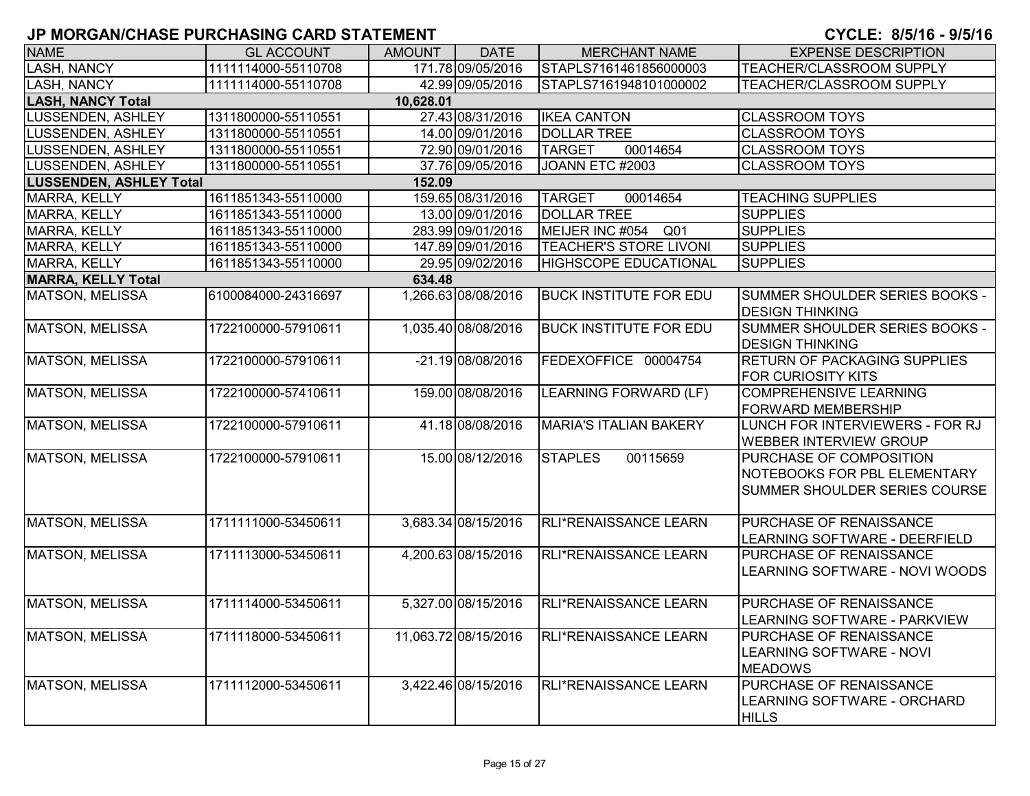# JP MORGAN/CHASE PURCHASING CARD STATEMENT

**CYCLE: 8/5/16 - 9/5/16**

| NAME | GL ACCOUNT | AMOUNT | DATE | MERCHANT NAME | EXPENSE DESCRIPTION |
|---|---|---|---|---|---|
| LASH, NANCY | 1111114000-55110708 | 171.78 | 09/05/2016 | STAPLS7161461856000003 | TEACHER/CLASSROOM SUPPLY |
| LASH, NANCY | 1111114000-55110708 | 42.99 | 09/05/2016 | STAPLS7161948101000002 | TEACHER/CLASSROOM SUPPLY |
| **LASH, NANCY Total** | | **10,628.01** | | | |
| LUSSENDEN, ASHLEY | 1311800000-55110551 | 27.43 | 08/31/2016 | IKEA CANTON | CLASSROOM TOYS |
| LUSSENDEN, ASHLEY | 1311800000-55110551 | 14.00 | 09/01/2016 | DOLLAR TREE | CLASSROOM TOYS |
| LUSSENDEN, ASHLEY | 1311800000-55110551 | 72.90 | 09/01/2016 | TARGET 00014654 | CLASSROOM TOYS |
| LUSSENDEN, ASHLEY | 1311800000-55110551 | 37.76 | 09/05/2016 | JOANN ETC #2003 | CLASSROOM TOYS |
| **LUSSENDEN, ASHLEY Total** | | **152.09** | | | |
| MARRA, KELLY | 1611851343-55110000 | 159.65 | 08/31/2016 | TARGET 00014654 | TEACHING SUPPLIES |
| MARRA, KELLY | 1611851343-55110000 | 13.00 | 09/01/2016 | DOLLAR TREE | SUPPLIES |
| MARRA, KELLY | 1611851343-55110000 | 283.99 | 09/01/2016 | MEIJER INC #054 Q01 | SUPPLIES |
| MARRA, KELLY | 1611851343-55110000 | 147.89 | 09/01/2016 | TEACHER'S STORE LIVONI | SUPPLIES |
| MARRA, KELLY | 1611851343-55110000 | 29.95 | 09/02/2016 | HIGHSCOPE EDUCATIONAL | SUPPLIES |
| **MARRA, KELLY Total** | | **634.48** | | | |
| MATSON, MELISSA | 6100084000-24316697 | 1,266.63 | 08/08/2016 | BUCK INSTITUTE FOR EDU | SUMMER SHOULDER SERIES BOOKS - DESIGN THINKING |
| MATSON, MELISSA | 1722100000-57910611 | 1,035.40 | 08/08/2016 | BUCK INSTITUTE FOR EDU | SUMMER SHOULDER SERIES BOOKS - DESIGN THINKING |
| MATSON, MELISSA | 1722100000-57910611 | -21.19 | 08/08/2016 | FEDEXOFFICE 00004754 | RETURN OF PACKAGING SUPPLIES FOR CURIOSITY KITS |
| MATSON, MELISSA | 1722100000-57410611 | 159.00 | 08/08/2016 | LEARNING FORWARD (LF) | COMPREHENSIVE LEARNING FORWARD MEMBERSHIP |
| MATSON, MELISSA | 1722100000-57910611 | 41.18 | 08/08/2016 | MARIA'S ITALIAN BAKERY | LUNCH FOR INTERVIEWERS - FOR RJ WEBBER INTERVIEW GROUP |
| MATSON, MELISSA | 1722100000-57910611 | 15.00 | 08/12/2016 | STAPLES 00115659 | PURCHASE OF COMPOSITION NOTEBOOKS FOR PBL ELEMENTARY SUMMER SHOULDER SERIES COURSE |
| MATSON, MELISSA | 1711111000-53450611 | 3,683.34 | 08/15/2016 | RLI*RENAISSANCE LEARN | PURCHASE OF RENAISSANCE LEARNING SOFTWARE - DEERFIELD |
| MATSON, MELISSA | 1711113000-53450611 | 4,200.63 | 08/15/2016 | RLI*RENAISSANCE LEARN | PURCHASE OF RENAISSANCE LEARNING SOFTWARE - NOVI WOODS |
| MATSON, MELISSA | 1711114000-53450611 | 5,327.00 | 08/15/2016 | RLI*RENAISSANCE LEARN | PURCHASE OF RENAISSANCE LEARNING SOFTWARE - PARKVIEW |
| MATSON, MELISSA | 1711118000-53450611 | 11,063.72 | 08/15/2016 | RLI*RENAISSANCE LEARN | PURCHASE OF RENAISSANCE LEARNING SOFTWARE - NOVI MEADOWS |
| MATSON, MELISSA | 1711112000-53450611 | 3,422.46 | 08/15/2016 | RLI*RENAISSANCE LEARN | PURCHASE OF RENAISSANCE LEARNING SOFTWARE - ORCHARD HILLS |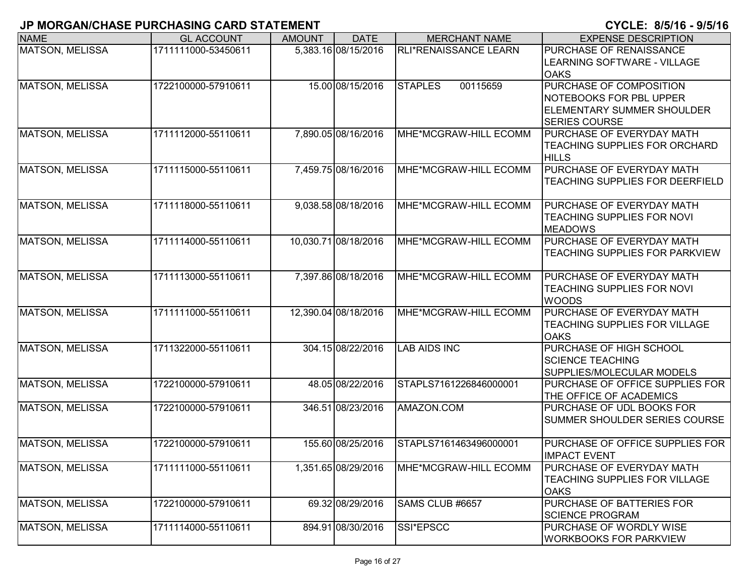# JP MORGAN/CHASE PURCHASING CARD STATEMENT

CYCLE: 8/5/16 - 9/5/16

| NAME | GL ACCOUNT | AMOUNT | DATE | MERCHANT NAME | EXPENSE DESCRIPTION |
|---|---|---|---|---|---|
| MATSON, MELISSA | 1711111000-53450611 | 5,383.16 | 08/15/2016 | RLI*RENAISSANCE LEARN | PURCHASE OF RENAISSANCE LEARNING SOFTWARE - VILLAGE OAKS |
| MATSON, MELISSA | 1722100000-57910611 | 15.00 | 08/15/2016 | STAPLES 00115659 | PURCHASE OF COMPOSITION NOTEBOOKS FOR PBL UPPER ELEMENTARY SUMMER SHOULDER SERIES COURSE |
| MATSON, MELISSA | 1711112000-55110611 | 7,890.05 | 08/16/2016 | MHE*MCGRAW-HILL ECOMM | PURCHASE OF EVERYDAY MATH TEACHING SUPPLIES FOR ORCHARD HILLS |
| MATSON, MELISSA | 1711115000-55110611 | 7,459.75 | 08/16/2016 | MHE*MCGRAW-HILL ECOMM | PURCHASE OF EVERYDAY MATH TEACHING SUPPLIES FOR DEERFIELD |
| MATSON, MELISSA | 1711118000-55110611 | 9,038.58 | 08/18/2016 | MHE*MCGRAW-HILL ECOMM | PURCHASE OF EVERYDAY MATH TEACHING SUPPLIES FOR NOVI MEADOWS |
| MATSON, MELISSA | 1711114000-55110611 | 10,030.71 | 08/18/2016 | MHE*MCGRAW-HILL ECOMM | PURCHASE OF EVERYDAY MATH TEACHING SUPPLIES FOR PARKVIEW |
| MATSON, MELISSA | 1711113000-55110611 | 7,397.86 | 08/18/2016 | MHE*MCGRAW-HILL ECOMM | PURCHASE OF EVERYDAY MATH TEACHING SUPPLIES FOR NOVI WOODS |
| MATSON, MELISSA | 1711111000-55110611 | 12,390.04 | 08/18/2016 | MHE*MCGRAW-HILL ECOMM | PURCHASE OF EVERYDAY MATH TEACHING SUPPLIES FOR VILLAGE OAKS |
| MATSON, MELISSA | 1711322000-55110611 | 304.15 | 08/22/2016 | LAB AIDS INC | PURCHASE OF HIGH SCHOOL SCIENCE TEACHING SUPPLIES/MOLECULAR MODELS |
| MATSON, MELISSA | 1722100000-57910611 | 48.05 | 08/22/2016 | STAPLS7161226846000001 | PURCHASE OF OFFICE SUPPLIES FOR THE OFFICE OF ACADEMICS |
| MATSON, MELISSA | 1722100000-57910611 | 346.51 | 08/23/2016 | AMAZON.COM | PURCHASE OF UDL BOOKS FOR SUMMER SHOULDER SERIES COURSE |
| MATSON, MELISSA | 1722100000-57910611 | 155.60 | 08/25/2016 | STAPLS7161463496000001 | PURCHASE OF OFFICE SUPPLIES FOR IMPACT EVENT |
| MATSON, MELISSA | 1711111000-55110611 | 1,351.65 | 08/29/2016 | MHE*MCGRAW-HILL ECOMM | PURCHASE OF EVERYDAY MATH TEACHING SUPPLIES FOR VILLAGE OAKS |
| MATSON, MELISSA | 1722100000-57910611 | 69.32 | 08/29/2016 | SAMS CLUB #6657 | PURCHASE OF BATTERIES FOR SCIENCE PROGRAM |
| MATSON, MELISSA | 1711114000-55110611 | 894.91 | 08/30/2016 | SSI*EPSCC | PURCHASE OF WORDLY WISE WORKBOOKS FOR PARKVIEW |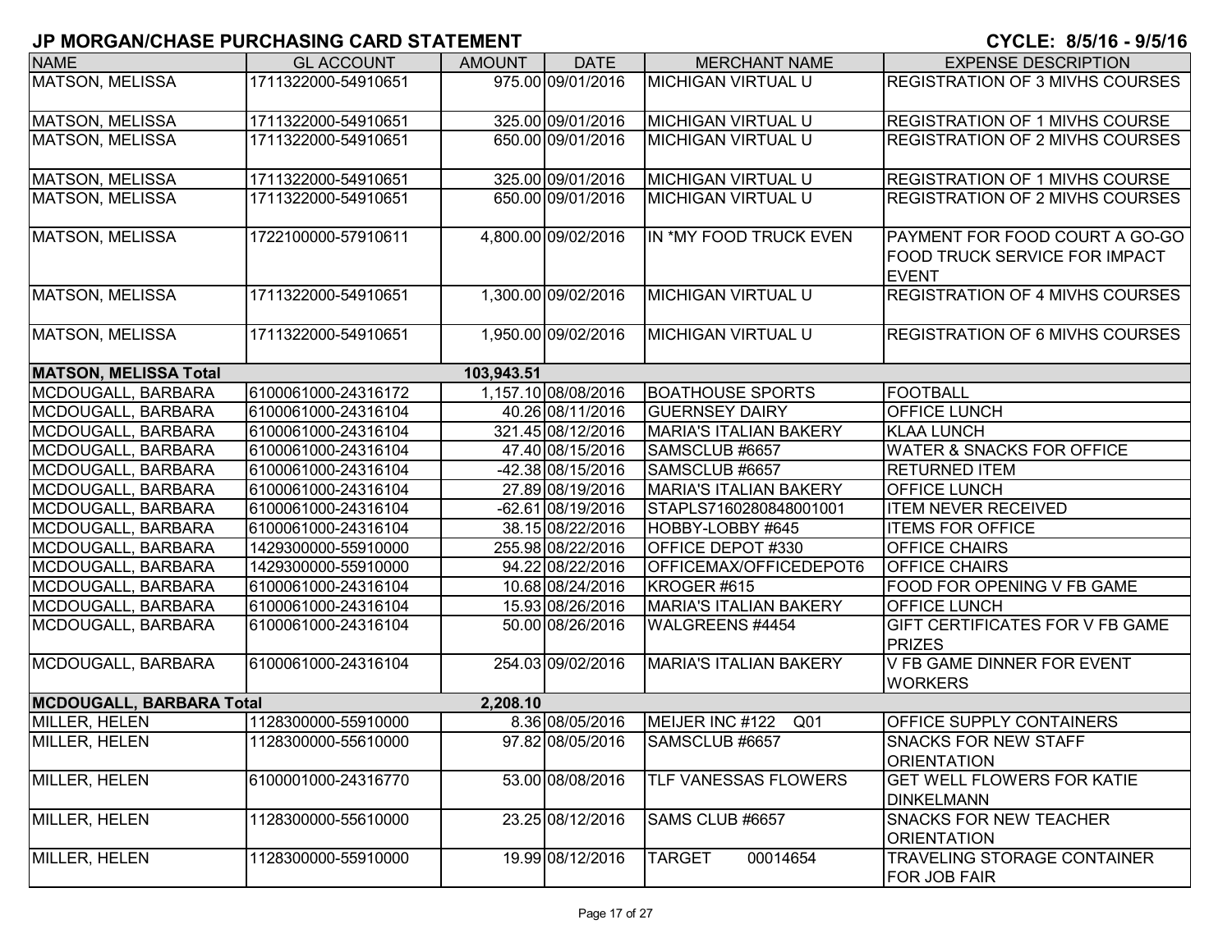# JP MORGAN/CHASE PURCHASING CARD STATEMENT

**CYCLE: 8/5/16 - 9/5/16**

| NAME | GL ACCOUNT | AMOUNT | DATE | MERCHANT NAME | EXPENSE DESCRIPTION |
|---|---|---|---|---|---|
| MATSON, MELISSA | 1711322000-54910651 | 975.00 | 09/01/2016 | MICHIGAN VIRTUAL U | REGISTRATION OF 3 MIVHS COURSES |
| MATSON, MELISSA | 1711322000-54910651 | 325.00 | 09/01/2016 | MICHIGAN VIRTUAL U | REGISTRATION OF 1 MIVHS COURSE |
| MATSON, MELISSA | 1711322000-54910651 | 650.00 | 09/01/2016 | MICHIGAN VIRTUAL U | REGISTRATION OF 2 MIVHS COURSES |
| MATSON, MELISSA | 1711322000-54910651 | 325.00 | 09/01/2016 | MICHIGAN VIRTUAL U | REGISTRATION OF 1 MIVHS COURSE |
| MATSON, MELISSA | 1711322000-54910651 | 650.00 | 09/01/2016 | MICHIGAN VIRTUAL U | REGISTRATION OF 2 MIVHS COURSES |
| MATSON, MELISSA | 1722100000-57910611 | 4,800.00 | 09/02/2016 | IN *MY FOOD TRUCK EVEN | PAYMENT FOR FOOD COURT A GO-GO FOOD TRUCK SERVICE FOR IMPACT EVENT |
| MATSON, MELISSA | 1711322000-54910651 | 1,300.00 | 09/02/2016 | MICHIGAN VIRTUAL U | REGISTRATION OF 4 MIVHS COURSES |
| MATSON, MELISSA | 1711322000-54910651 | 1,950.00 | 09/02/2016 | MICHIGAN VIRTUAL U | REGISTRATION OF 6 MIVHS COURSES |
| **MATSON, MELISSA Total** | | **103,943.51** | | | |
| MCDOUGALL, BARBARA | 6100061000-24316172 | 1,157.10 | 08/08/2016 | BOATHOUSE SPORTS | FOOTBALL |
| MCDOUGALL, BARBARA | 6100061000-24316104 | 40.26 | 08/11/2016 | GUERNSEY DAIRY | OFFICE LUNCH |
| MCDOUGALL, BARBARA | 6100061000-24316104 | 321.45 | 08/12/2016 | MARIA'S ITALIAN BAKERY | KLAA LUNCH |
| MCDOUGALL, BARBARA | 6100061000-24316104 | 47.40 | 08/15/2016 | SAMSCLUB #6657 | WATER & SNACKS FOR OFFICE |
| MCDOUGALL, BARBARA | 6100061000-24316104 | -42.38 | 08/15/2016 | SAMSCLUB #6657 | RETURNED ITEM |
| MCDOUGALL, BARBARA | 6100061000-24316104 | 27.89 | 08/19/2016 | MARIA'S ITALIAN BAKERY | OFFICE LUNCH |
| MCDOUGALL, BARBARA | 6100061000-24316104 | -62.61 | 08/19/2016 | STAPLS7160280848001001 | ITEM NEVER RECEIVED |
| MCDOUGALL, BARBARA | 6100061000-24316104 | 38.15 | 08/22/2016 | HOBBY-LOBBY #645 | ITEMS FOR OFFICE |
| MCDOUGALL, BARBARA | 1429300000-55910000 | 255.98 | 08/22/2016 | OFFICE DEPOT #330 | OFFICE CHAIRS |
| MCDOUGALL, BARBARA | 1429300000-55910000 | 94.22 | 08/22/2016 | OFFICEMAX/OFFICEDEPOT6 | OFFICE CHAIRS |
| MCDOUGALL, BARBARA | 6100061000-24316104 | 10.68 | 08/24/2016 | KROGER #615 | FOOD FOR OPENING V FB GAME |
| MCDOUGALL, BARBARA | 6100061000-24316104 | 15.93 | 08/26/2016 | MARIA'S ITALIAN BAKERY | OFFICE LUNCH |
| MCDOUGALL, BARBARA | 6100061000-24316104 | 50.00 | 08/26/2016 | WALGREENS #4454 | GIFT CERTIFICATES FOR V FB GAME PRIZES |
| MCDOUGALL, BARBARA | 6100061000-24316104 | 254.03 | 09/02/2016 | MARIA'S ITALIAN BAKERY | V FB GAME DINNER FOR EVENT WORKERS |
| **MCDOUGALL, BARBARA Total** | | **2,208.10** | | | |
| MILLER, HELEN | 1128300000-55910000 | 8.36 | 08/05/2016 | MEIJER INC #122 Q01 | OFFICE SUPPLY CONTAINERS |
| MILLER, HELEN | 1128300000-55610000 | 97.82 | 08/05/2016 | SAMSCLUB #6657 | SNACKS FOR NEW STAFF ORIENTATION |
| MILLER, HELEN | 6100001000-24316770 | 53.00 | 08/08/2016 | TLF VANESSAS FLOWERS | GET WELL FLOWERS FOR KATIE DINKELMANN |
| MILLER, HELEN | 1128300000-55610000 | 23.25 | 08/12/2016 | SAMS CLUB #6657 | SNACKS FOR NEW TEACHER ORIENTATION |
| MILLER, HELEN | 1128300000-55910000 | 19.99 | 08/12/2016 | TARGET 00014654 | TRAVELING STORAGE CONTAINER FOR JOB FAIR |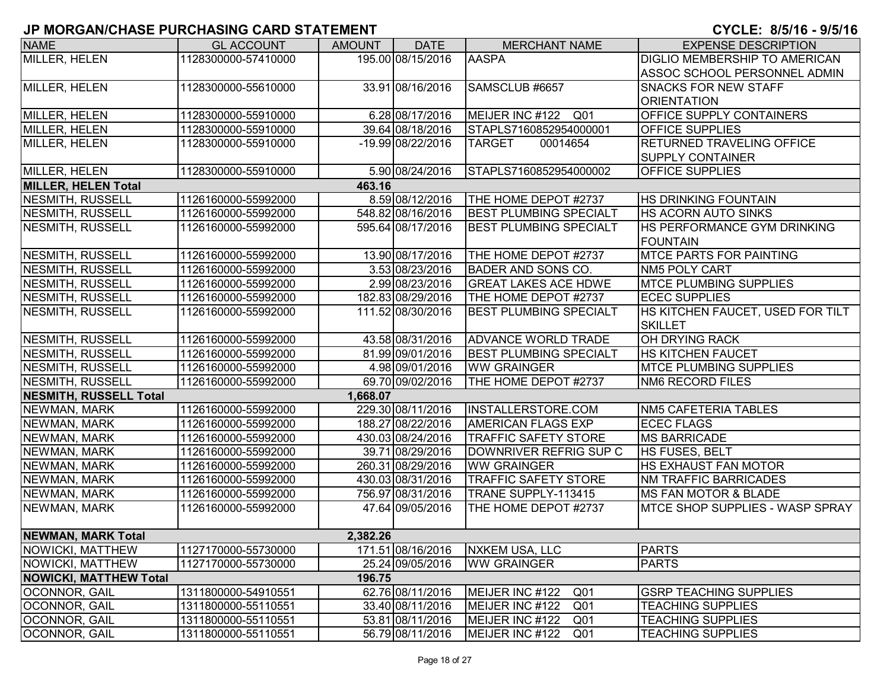# JP MORGAN/CHASE PURCHASING CARD STATEMENT

**CYCLE: 8/5/16 - 9/5/16**

| NAME | GL ACCOUNT | AMOUNT | DATE | MERCHANT NAME | EXPENSE DESCRIPTION |
|---|---|---|---|---|---|
| MILLER, HELEN | 1128300000-57410000 | 195.00 | 08/15/2016 | AASPA | DIGLIO MEMBERSHIP TO AMERICAN ASSOC SCHOOL PERSONNEL ADMIN |
| MILLER, HELEN | 1128300000-55610000 | 33.91 | 08/16/2016 | SAMSCLUB #6657 | SNACKS FOR NEW STAFF ORIENTATION |
| MILLER, HELEN | 1128300000-55910000 | 6.28 | 08/17/2016 | MEIJER INC #122 Q01 | OFFICE SUPPLY CONTAINERS |
| MILLER, HELEN | 1128300000-55910000 | 39.64 | 08/18/2016 | STAPLS7160852954000001 | OFFICE SUPPLIES |
| MILLER, HELEN | 1128300000-55910000 | -19.99 | 08/22/2016 | TARGET 00014654 | RETURNED TRAVELING OFFICE SUPPLY CONTAINER |
| MILLER, HELEN | 1128300000-55910000 | 5.90 | 08/24/2016 | STAPLS7160852954000002 | OFFICE SUPPLIES |
| **MILLER, HELEN Total** | | **463.16** | | | |
| NESMITH, RUSSELL | 1126160000-55992000 | 8.59 | 08/12/2016 | THE HOME DEPOT #2737 | HS DRINKING FOUNTAIN |
| NESMITH, RUSSELL | 1126160000-55992000 | 548.82 | 08/16/2016 | BEST PLUMBING SPECIALT | HS ACORN AUTO SINKS |
| NESMITH, RUSSELL | 1126160000-55992000 | 595.64 | 08/17/2016 | BEST PLUMBING SPECIALT | HS PERFORMANCE GYM DRINKING FOUNTAIN |
| NESMITH, RUSSELL | 1126160000-55992000 | 13.90 | 08/17/2016 | THE HOME DEPOT #2737 | MTCE PARTS FOR PAINTING |
| NESMITH, RUSSELL | 1126160000-55992000 | 3.53 | 08/23/2016 | BADER AND SONS CO. | NM5 POLY CART |
| NESMITH, RUSSELL | 1126160000-55992000 | 2.99 | 08/23/2016 | GREAT LAKES ACE HDWE | MTCE PLUMBING SUPPLIES |
| NESMITH, RUSSELL | 1126160000-55992000 | 182.83 | 08/29/2016 | THE HOME DEPOT #2737 | ECEC SUPPLIES |
| NESMITH, RUSSELL | 1126160000-55992000 | 111.52 | 08/30/2016 | BEST PLUMBING SPECIALT | HS KITCHEN FAUCET, USED FOR TILT SKILLET |
| NESMITH, RUSSELL | 1126160000-55992000 | 43.58 | 08/31/2016 | ADVANCE WORLD TRADE | OH DRYING RACK |
| NESMITH, RUSSELL | 1126160000-55992000 | 81.99 | 09/01/2016 | BEST PLUMBING SPECIALT | HS KITCHEN FAUCET |
| NESMITH, RUSSELL | 1126160000-55992000 | 4.98 | 09/01/2016 | WW GRAINGER | MTCE PLUMBING SUPPLIES |
| NESMITH, RUSSELL | 1126160000-55992000 | 69.70 | 09/02/2016 | THE HOME DEPOT #2737 | NM6 RECORD FILES |
| **NESMITH, RUSSELL Total** | | **1,668.07** | | | |
| NEWMAN, MARK | 1126160000-55992000 | 229.30 | 08/11/2016 | INSTALLERSTORE.COM | NM5 CAFETERIA TABLES |
| NEWMAN, MARK | 1126160000-55992000 | 188.27 | 08/22/2016 | AMERICAN FLAGS EXP | ECEC FLAGS |
| NEWMAN, MARK | 1126160000-55992000 | 430.03 | 08/24/2016 | TRAFFIC SAFETY STORE | MS BARRICADE |
| NEWMAN, MARK | 1126160000-55992000 | 39.71 | 08/29/2016 | DOWNRIVER REFRIG SUP C | HS FUSES, BELT |
| NEWMAN, MARK | 1126160000-55992000 | 260.31 | 08/29/2016 | WW GRAINGER | HS EXHAUST FAN MOTOR |
| NEWMAN, MARK | 1126160000-55992000 | 430.03 | 08/31/2016 | TRAFFIC SAFETY STORE | NM TRAFFIC BARRICADES |
| NEWMAN, MARK | 1126160000-55992000 | 756.97 | 08/31/2016 | TRANE SUPPLY-113415 | MS FAN MOTOR & BLADE |
| NEWMAN, MARK | 1126160000-55992000 | 47.64 | 09/05/2016 | THE HOME DEPOT #2737 | MTCE SHOP SUPPLIES - WASP SPRAY |
| **NEWMAN, MARK Total** | | **2,382.26** | | | |
| NOWICKI, MATTHEW | 1127170000-55730000 | 171.51 | 08/16/2016 | NXKEM USA, LLC | PARTS |
| NOWICKI, MATTHEW | 1127170000-55730000 | 25.24 | 09/05/2016 | WW GRAINGER | PARTS |
| **NOWICKI, MATTHEW Total** | | **196.75** | | | |
| OCONNOR, GAIL | 1311800000-54910551 | 62.76 | 08/11/2016 | MEIJER INC #122 Q01 | GSRP TEACHING SUPPLIES |
| OCONNOR, GAIL | 1311800000-55110551 | 33.40 | 08/11/2016 | MEIJER INC #122 Q01 | TEACHING SUPPLIES |
| OCONNOR, GAIL | 1311800000-55110551 | 53.81 | 08/11/2016 | MEIJER INC #122 Q01 | TEACHING SUPPLIES |
| OCONNOR, GAIL | 1311800000-55110551 | 56.79 | 08/11/2016 | MEIJER INC #122 Q01 | TEACHING SUPPLIES |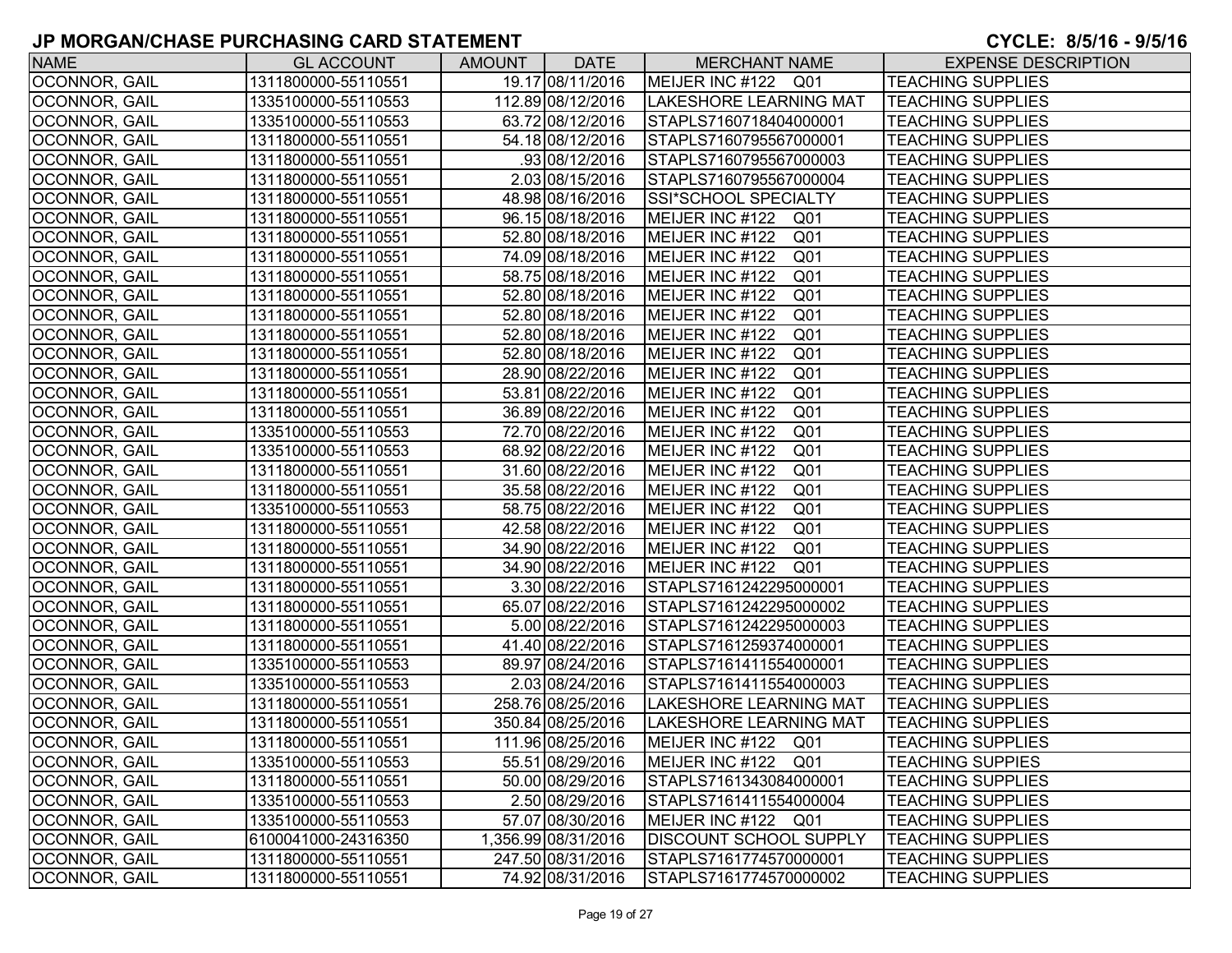# JP MORGAN/CHASE PURCHASING CARD STATEMENT

**CYCLE: 8/5/16 - 9/5/16**

| NAME | GL ACCOUNT | AMOUNT | DATE | MERCHANT NAME | EXPENSE DESCRIPTION |
|---|---|---|---|---|---|
| OCONNOR, GAIL | 1311800000-55110551 | 19.17 | 08/11/2016 | MEIJER INC #122 Q01 | TEACHING SUPPLIES |
| OCONNOR, GAIL | 1335100000-55110553 | 112.89 | 08/12/2016 | LAKESHORE LEARNING MAT | TEACHING SUPPLIES |
| OCONNOR, GAIL | 1335100000-55110553 | 63.72 | 08/12/2016 | STAPLS7160718404000001 | TEACHING SUPPLIES |
| OCONNOR, GAIL | 1311800000-55110551 | 54.18 | 08/12/2016 | STAPLS7160795567000001 | TEACHING SUPPLIES |
| OCONNOR, GAIL | 1311800000-55110551 | .93 | 08/12/2016 | STAPLS7160795567000003 | TEACHING SUPPLIES |
| OCONNOR, GAIL | 1311800000-55110551 | 2.03 | 08/15/2016 | STAPLS7160795567000004 | TEACHING SUPPLIES |
| OCONNOR, GAIL | 1311800000-55110551 | 48.98 | 08/16/2016 | SSI*SCHOOL SPECIALTY | TEACHING SUPPLIES |
| OCONNOR, GAIL | 1311800000-55110551 | 96.15 | 08/18/2016 | MEIJER INC #122 Q01 | TEACHING SUPPLIES |
| OCONNOR, GAIL | 1311800000-55110551 | 52.80 | 08/18/2016 | MEIJER INC #122 Q01 | TEACHING SUPPLIES |
| OCONNOR, GAIL | 1311800000-55110551 | 74.09 | 08/18/2016 | MEIJER INC #122 Q01 | TEACHING SUPPLIES |
| OCONNOR, GAIL | 1311800000-55110551 | 58.75 | 08/18/2016 | MEIJER INC #122 Q01 | TEACHING SUPPLIES |
| OCONNOR, GAIL | 1311800000-55110551 | 52.80 | 08/18/2016 | MEIJER INC #122 Q01 | TEACHING SUPPLIES |
| OCONNOR, GAIL | 1311800000-55110551 | 52.80 | 08/18/2016 | MEIJER INC #122 Q01 | TEACHING SUPPLIES |
| OCONNOR, GAIL | 1311800000-55110551 | 52.80 | 08/18/2016 | MEIJER INC #122 Q01 | TEACHING SUPPLIES |
| OCONNOR, GAIL | 1311800000-55110551 | 52.80 | 08/18/2016 | MEIJER INC #122 Q01 | TEACHING SUPPLIES |
| OCONNOR, GAIL | 1311800000-55110551 | 28.90 | 08/22/2016 | MEIJER INC #122 Q01 | TEACHING SUPPLIES |
| OCONNOR, GAIL | 1311800000-55110551 | 53.81 | 08/22/2016 | MEIJER INC #122 Q01 | TEACHING SUPPLIES |
| OCONNOR, GAIL | 1311800000-55110551 | 36.89 | 08/22/2016 | MEIJER INC #122 Q01 | TEACHING SUPPLIES |
| OCONNOR, GAIL | 1335100000-55110553 | 72.70 | 08/22/2016 | MEIJER INC #122 Q01 | TEACHING SUPPLIES |
| OCONNOR, GAIL | 1335100000-55110553 | 68.92 | 08/22/2016 | MEIJER INC #122 Q01 | TEACHING SUPPLIES |
| OCONNOR, GAIL | 1311800000-55110551 | 31.60 | 08/22/2016 | MEIJER INC #122 Q01 | TEACHING SUPPLIES |
| OCONNOR, GAIL | 1311800000-55110551 | 35.58 | 08/22/2016 | MEIJER INC #122 Q01 | TEACHING SUPPLIES |
| OCONNOR, GAIL | 1335100000-55110553 | 58.75 | 08/22/2016 | MEIJER INC #122 Q01 | TEACHING SUPPLIES |
| OCONNOR, GAIL | 1311800000-55110551 | 42.58 | 08/22/2016 | MEIJER INC #122 Q01 | TEACHING SUPPLIES |
| OCONNOR, GAIL | 1311800000-55110551 | 34.90 | 08/22/2016 | MEIJER INC #122 Q01 | TEACHING SUPPLIES |
| OCONNOR, GAIL | 1311800000-55110551 | 34.90 | 08/22/2016 | MEIJER INC #122 Q01 | TEACHING SUPPLIES |
| OCONNOR, GAIL | 1311800000-55110551 | 3.30 | 08/22/2016 | STAPLS7161242295000001 | TEACHING SUPPLIES |
| OCONNOR, GAIL | 1311800000-55110551 | 65.07 | 08/22/2016 | STAPLS7161242295000002 | TEACHING SUPPLIES |
| OCONNOR, GAIL | 1311800000-55110551 | 5.00 | 08/22/2016 | STAPLS7161242295000003 | TEACHING SUPPLIES |
| OCONNOR, GAIL | 1311800000-55110551 | 41.40 | 08/22/2016 | STAPLS7161259374000001 | TEACHING SUPPLIES |
| OCONNOR, GAIL | 1335100000-55110553 | 89.97 | 08/24/2016 | STAPLS7161411554000001 | TEACHING SUPPLIES |
| OCONNOR, GAIL | 1335100000-55110553 | 2.03 | 08/24/2016 | STAPLS7161411554000003 | TEACHING SUPPLIES |
| OCONNOR, GAIL | 1311800000-55110551 | 258.76 | 08/25/2016 | LAKESHORE LEARNING MAT | TEACHING SUPPLIES |
| OCONNOR, GAIL | 1311800000-55110551 | 350.84 | 08/25/2016 | LAKESHORE LEARNING MAT | TEACHING SUPPLIES |
| OCONNOR, GAIL | 1311800000-55110551 | 111.96 | 08/25/2016 | MEIJER INC #122 Q01 | TEACHING SUPPLIES |
| OCONNOR, GAIL | 1335100000-55110553 | 55.51 | 08/29/2016 | MEIJER INC #122 Q01 | TEACHING SUPPIES |
| OCONNOR, GAIL | 1311800000-55110551 | 50.00 | 08/29/2016 | STAPLS7161343084000001 | TEACHING SUPPLIES |
| OCONNOR, GAIL | 1335100000-55110553 | 2.50 | 08/29/2016 | STAPLS7161411554000004 | TEACHING SUPPLIES |
| OCONNOR, GAIL | 1335100000-55110553 | 57.07 | 08/30/2016 | MEIJER INC #122 Q01 | TEACHING SUPPLIES |
| OCONNOR, GAIL | 6100041000-24316350 | 1,356.99 | 08/31/2016 | DISCOUNT SCHOOL SUPPLY | TEACHING SUPPLIES |
| OCONNOR, GAIL | 1311800000-55110551 | 247.50 | 08/31/2016 | STAPLS7161774570000001 | TEACHING SUPPLIES |
| OCONNOR, GAIL | 1311800000-55110551 | 74.92 | 08/31/2016 | STAPLS7161774570000002 | TEACHING SUPPLIES |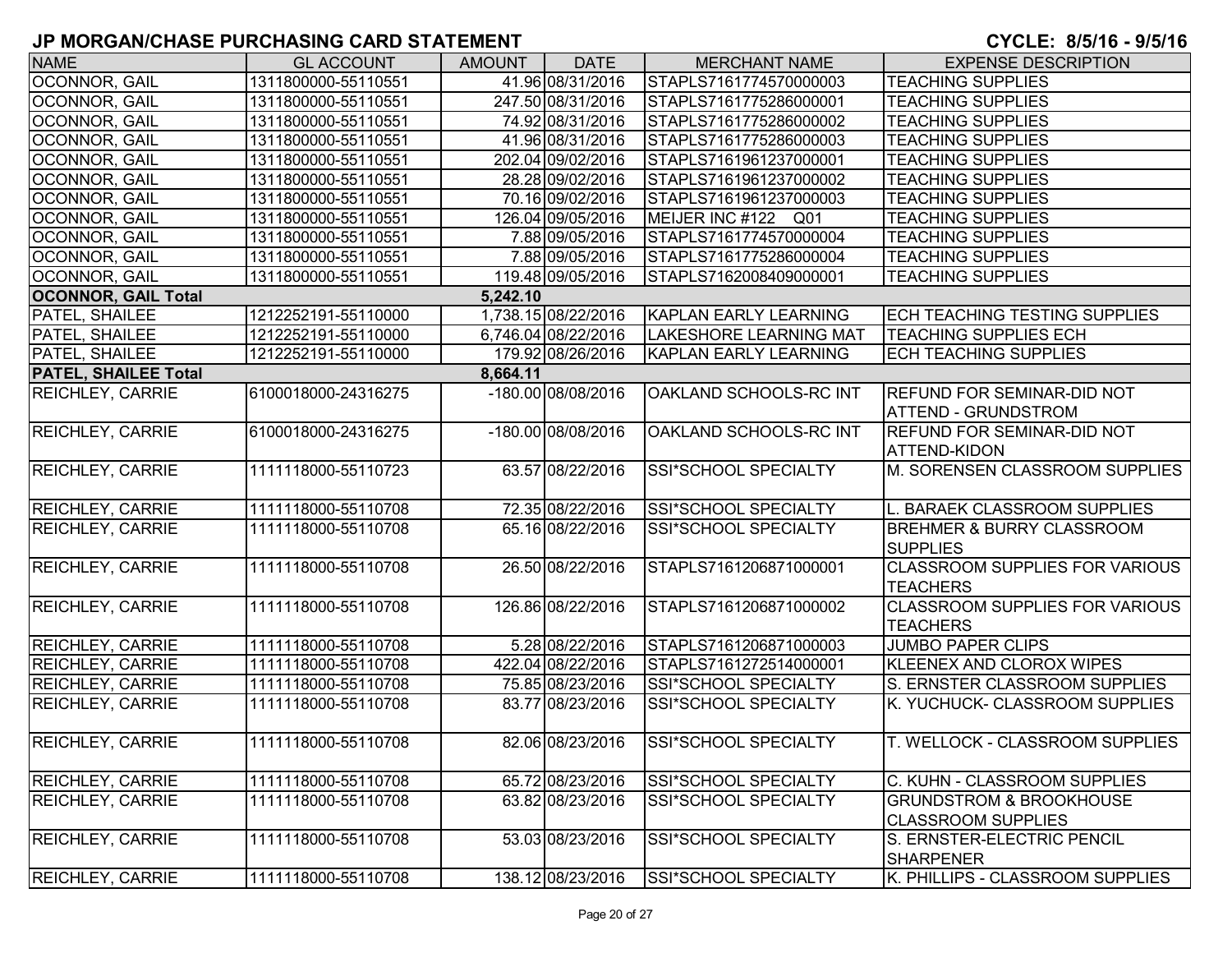# JP MORGAN/CHASE PURCHASING CARD STATEMENT

**CYCLE: 8/5/16 - 9/5/16**

| NAME | GL ACCOUNT | AMOUNT | DATE | MERCHANT NAME | EXPENSE DESCRIPTION |
|---|---|---|---|---|---|
| OCONNOR, GAIL | 1311800000-55110551 | 41.96 | 08/31/2016 | STAPLS7161774570000003 | TEACHING SUPPLIES |
| OCONNOR, GAIL | 1311800000-55110551 | 247.50 | 08/31/2016 | STAPLS7161775286000001 | TEACHING SUPPLIES |
| OCONNOR, GAIL | 1311800000-55110551 | 74.92 | 08/31/2016 | STAPLS7161775286000002 | TEACHING SUPPLIES |
| OCONNOR, GAIL | 1311800000-55110551 | 41.96 | 08/31/2016 | STAPLS7161775286000003 | TEACHING SUPPLIES |
| OCONNOR, GAIL | 1311800000-55110551 | 202.04 | 09/02/2016 | STAPLS7161961237000001 | TEACHING SUPPLIES |
| OCONNOR, GAIL | 1311800000-55110551 | 28.28 | 09/02/2016 | STAPLS7161961237000002 | TEACHING SUPPLIES |
| OCONNOR, GAIL | 1311800000-55110551 | 70.16 | 09/02/2016 | STAPLS7161961237000003 | TEACHING SUPPLIES |
| OCONNOR, GAIL | 1311800000-55110551 | 126.04 | 09/05/2016 | MEIJER INC #122 Q01 | TEACHING SUPPLIES |
| OCONNOR, GAIL | 1311800000-55110551 | 7.88 | 09/05/2016 | STAPLS7161774570000004 | TEACHING SUPPLIES |
| OCONNOR, GAIL | 1311800000-55110551 | 7.88 | 09/05/2016 | STAPLS7161775286000004 | TEACHING SUPPLIES |
| OCONNOR, GAIL | 1311800000-55110551 | 119.48 | 09/05/2016 | STAPLS7162008409000001 | TEACHING SUPPLIES |
| **OCONNOR, GAIL Total** | | **5,242.10** | | | |
| PATEL, SHAILEE | 1212252191-55110000 | 1,738.15 | 08/22/2016 | KAPLAN EARLY LEARNING | ECH TEACHING TESTING SUPPLIES |
| PATEL, SHAILEE | 1212252191-55110000 | 6,746.04 | 08/22/2016 | LAKESHORE LEARNING MAT | TEACHING SUPPLIES ECH |
| PATEL, SHAILEE | 1212252191-55110000 | 179.92 | 08/26/2016 | KAPLAN EARLY LEARNING | ECH TEACHING SUPPLIES |
| **PATEL, SHAILEE Total** | | **8,664.11** | | | |
| REICHLEY, CARRIE | 6100018000-24316275 | -180.00 | 08/08/2016 | OAKLAND SCHOOLS-RC INT | REFUND FOR SEMINAR-DID NOT ATTEND - GRUNDSTROM |
| REICHLEY, CARRIE | 6100018000-24316275 | -180.00 | 08/08/2016 | OAKLAND SCHOOLS-RC INT | REFUND FOR SEMINAR-DID NOT ATTEND-KIDON |
| REICHLEY, CARRIE | 1111118000-55110723 | 63.57 | 08/22/2016 | SSI*SCHOOL SPECIALTY | M. SORENSEN CLASSROOM SUPPLIES |
| REICHLEY, CARRIE | 1111118000-55110708 | 72.35 | 08/22/2016 | SSI*SCHOOL SPECIALTY | L. BARAEK CLASSROOM SUPPLIES |
| REICHLEY, CARRIE | 1111118000-55110708 | 65.16 | 08/22/2016 | SSI*SCHOOL SPECIALTY | BREHMER & BURRY CLASSROOM SUPPLIES |
| REICHLEY, CARRIE | 1111118000-55110708 | 26.50 | 08/22/2016 | STAPLS7161206871000001 | CLASSROOM SUPPLIES FOR VARIOUS TEACHERS |
| REICHLEY, CARRIE | 1111118000-55110708 | 126.86 | 08/22/2016 | STAPLS7161206871000002 | CLASSROOM SUPPLIES FOR VARIOUS TEACHERS |
| REICHLEY, CARRIE | 1111118000-55110708 | 5.28 | 08/22/2016 | STAPLS7161206871000003 | JUMBO PAPER CLIPS |
| REICHLEY, CARRIE | 1111118000-55110708 | 422.04 | 08/22/2016 | STAPLS7161272514000001 | KLEENEX AND CLOROX WIPES |
| REICHLEY, CARRIE | 1111118000-55110708 | 75.85 | 08/23/2016 | SSI*SCHOOL SPECIALTY | S. ERNSTER CLASSROOM SUPPLIES |
| REICHLEY, CARRIE | 1111118000-55110708 | 83.77 | 08/23/2016 | SSI*SCHOOL SPECIALTY | K. YUCHUCK- CLASSROOM SUPPLIES |
| REICHLEY, CARRIE | 1111118000-55110708 | 82.06 | 08/23/2016 | SSI*SCHOOL SPECIALTY | T. WELLOCK - CLASSROOM SUPPLIES |
| REICHLEY, CARRIE | 1111118000-55110708 | 65.72 | 08/23/2016 | SSI*SCHOOL SPECIALTY | C. KUHN - CLASSROOM SUPPLIES |
| REICHLEY, CARRIE | 1111118000-55110708 | 63.82 | 08/23/2016 | SSI*SCHOOL SPECIALTY | GRUNDSTROM & BROOKHOUSE CLASSROOM SUPPLIES |
| REICHLEY, CARRIE | 1111118000-55110708 | 53.03 | 08/23/2016 | SSI*SCHOOL SPECIALTY | S. ERNSTER-ELECTRIC PENCIL SHARPENER |
| REICHLEY, CARRIE | 1111118000-55110708 | 138.12 | 08/23/2016 | SSI*SCHOOL SPECIALTY | K. PHILLIPS - CLASSROOM SUPPLIES |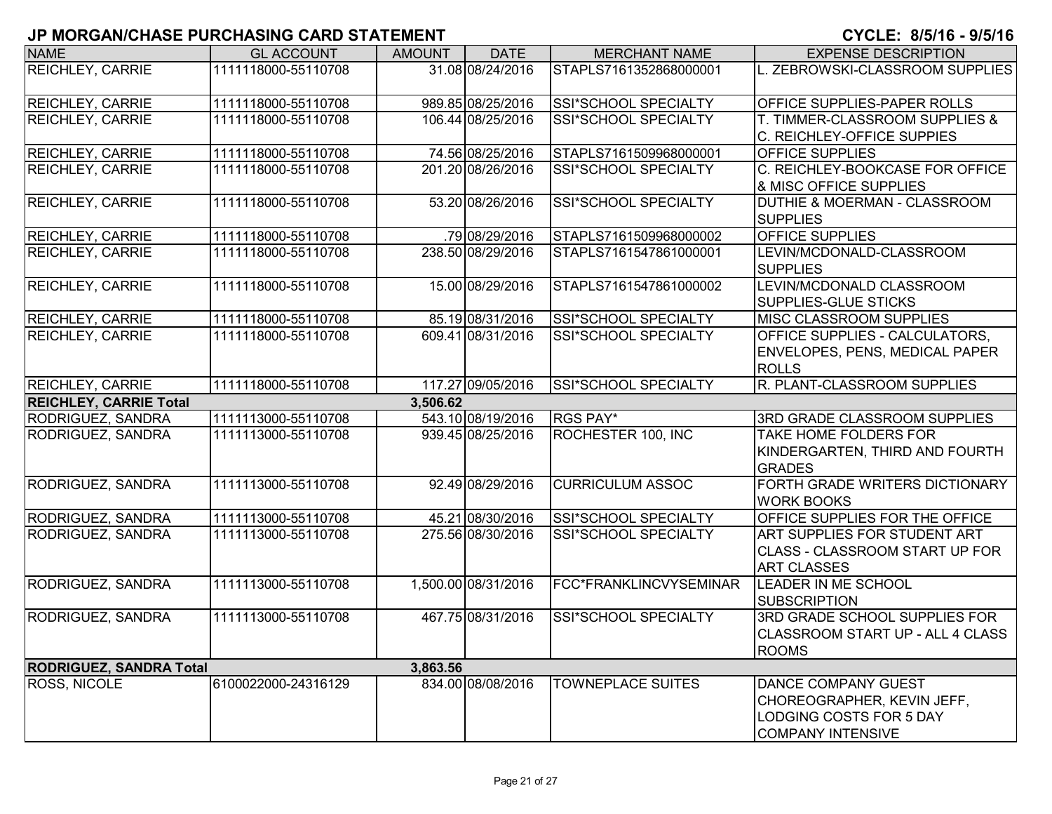# JP MORGAN/CHASE PURCHASING CARD STATEMENT

**CYCLE: 8/5/16 - 9/5/16**

| NAME | GL ACCOUNT | AMOUNT | DATE | MERCHANT NAME | EXPENSE DESCRIPTION |
|---|---|---|---|---|---|
| REICHLEY, CARRIE | 1111118000-55110708 | 31.08 | 08/24/2016 | STAPLS7161352868000001 | L. ZEBROWSKI-CLASSROOM SUPPLIES |
| REICHLEY, CARRIE | 1111118000-55110708 | 989.85 | 08/25/2016 | SSI*SCHOOL SPECIALTY | OFFICE SUPPLIES-PAPER ROLLS |
| REICHLEY, CARRIE | 1111118000-55110708 | 106.44 | 08/25/2016 | SSI*SCHOOL SPECIALTY | T. TIMMER-CLASSROOM SUPPLIES & C. REICHLEY-OFFICE SUPPIES |
| REICHLEY, CARRIE | 1111118000-55110708 | 74.56 | 08/25/2016 | STAPLS7161509968000001 | OFFICE SUPPLIES |
| REICHLEY, CARRIE | 1111118000-55110708 | 201.20 | 08/26/2016 | SSI*SCHOOL SPECIALTY | C. REICHLEY-BOOKCASE FOR OFFICE & MISC OFFICE SUPPLIES |
| REICHLEY, CARRIE | 1111118000-55110708 | 53.20 | 08/26/2016 | SSI*SCHOOL SPECIALTY | DUTHIE & MOERMAN - CLASSROOM SUPPLIES |
| REICHLEY, CARRIE | 1111118000-55110708 | .79 | 08/29/2016 | STAPLS7161509968000002 | OFFICE SUPPLIES |
| REICHLEY, CARRIE | 1111118000-55110708 | 238.50 | 08/29/2016 | STAPLS7161547861000001 | LEVIN/MCDONALD-CLASSROOM SUPPLIES |
| REICHLEY, CARRIE | 1111118000-55110708 | 15.00 | 08/29/2016 | STAPLS7161547861000002 | LEVIN/MCDONALD CLASSROOM SUPPLIES-GLUE STICKS |
| REICHLEY, CARRIE | 1111118000-55110708 | 85.19 | 08/31/2016 | SSI*SCHOOL SPECIALTY | MISC CLASSROOM SUPPLIES |
| REICHLEY, CARRIE | 1111118000-55110708 | 609.41 | 08/31/2016 | SSI*SCHOOL SPECIALTY | OFFICE SUPPLIES - CALCULATORS, ENVELOPES, PENS, MEDICAL PAPER ROLLS |
| REICHLEY, CARRIE | 1111118000-55110708 | 117.27 | 09/05/2016 | SSI*SCHOOL SPECIALTY | R. PLANT-CLASSROOM SUPPLIES |
| **REICHLEY, CARRIE Total** | | **3,506.62** | | | |
| RODRIGUEZ, SANDRA | 1111113000-55110708 | 543.10 | 08/19/2016 | RGS PAY* | 3RD GRADE CLASSROOM SUPPLIES |
| RODRIGUEZ, SANDRA | 1111113000-55110708 | 939.45 | 08/25/2016 | ROCHESTER 100, INC | TAKE HOME FOLDERS FOR KINDERGARTEN, THIRD AND FOURTH GRADES |
| RODRIGUEZ, SANDRA | 1111113000-55110708 | 92.49 | 08/29/2016 | CURRICULUM ASSOC | FORTH GRADE WRITERS DICTIONARY WORK BOOKS |
| RODRIGUEZ, SANDRA | 1111113000-55110708 | 45.21 | 08/30/2016 | SSI*SCHOOL SPECIALTY | OFFICE SUPPLIES FOR THE OFFICE |
| RODRIGUEZ, SANDRA | 1111113000-55110708 | 275.56 | 08/30/2016 | SSI*SCHOOL SPECIALTY | ART SUPPLIES FOR STUDENT ART CLASS - CLASSROOM START UP FOR ART CLASSES |
| RODRIGUEZ, SANDRA | 1111113000-55110708 | 1,500.00 | 08/31/2016 | FCC*FRANKLINCVYSEMINAR | LEADER IN ME SCHOOL SUBSCRIPTION |
| RODRIGUEZ, SANDRA | 1111113000-55110708 | 467.75 | 08/31/2016 | SSI*SCHOOL SPECIALTY | 3RD GRADE SCHOOL SUPPLIES FOR CLASSROOM START UP - ALL 4 CLASS ROOMS |
| **RODRIGUEZ, SANDRA Total** | | **3,863.56** | | | |
| ROSS, NICOLE | 6100022000-24316129 | 834.00 | 08/08/2016 | TOWNEPLACE SUITES | DANCE COMPANY GUEST CHOREOGRAPHER, KEVIN JEFF, LODGING COSTS FOR 5 DAY COMPANY INTENSIVE |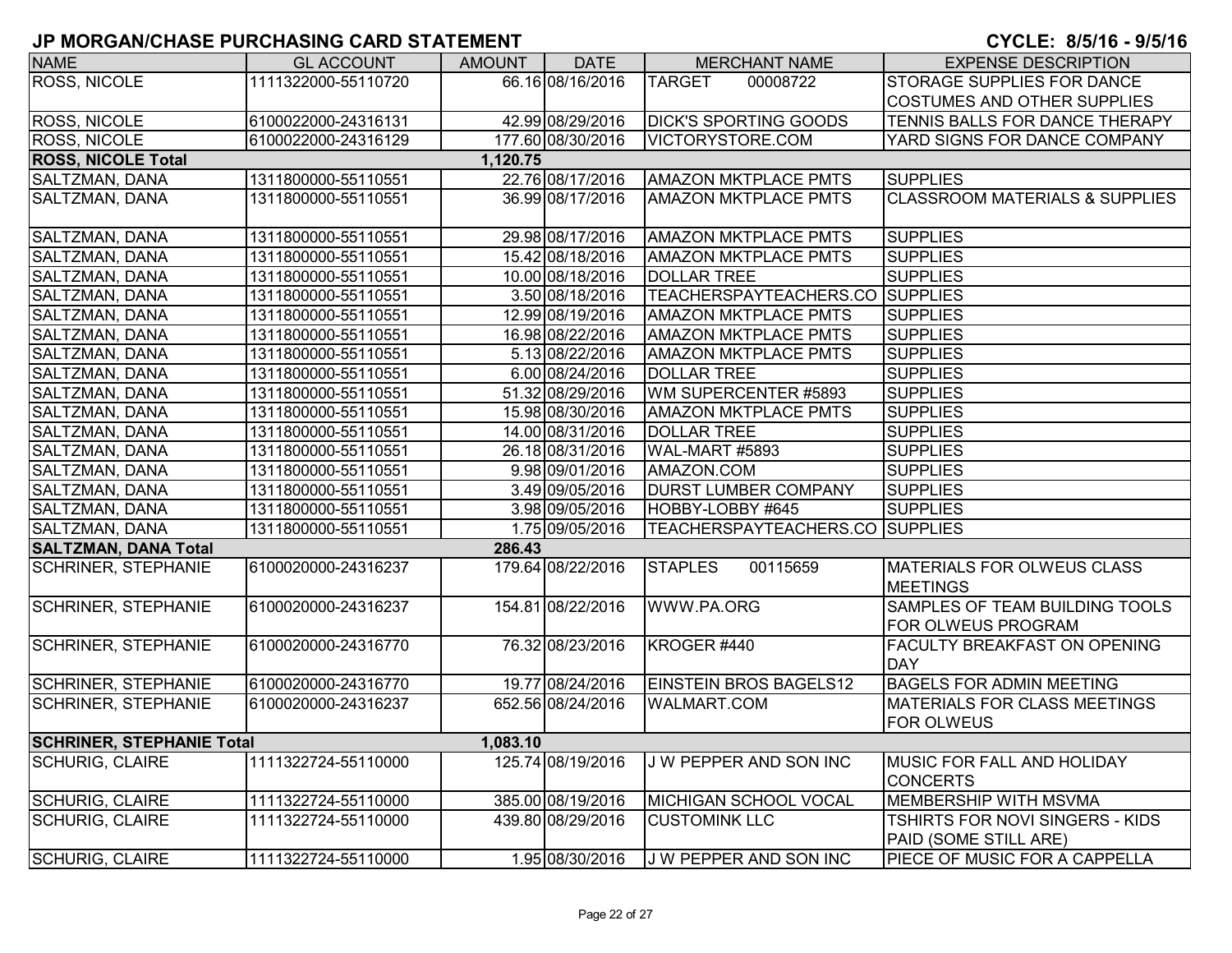# JP MORGAN/CHASE PURCHASING CARD STATEMENT

**CYCLE: 8/5/16 - 9/5/16**

| NAME | GL ACCOUNT | AMOUNT | DATE | MERCHANT NAME | EXPENSE DESCRIPTION |
|---|---|---|---|---|---|
| ROSS, NICOLE | 1111322000-55110720 | 66.16 | 08/16/2016 | TARGET 00008722 | STORAGE SUPPLIES FOR DANCE COSTUMES AND OTHER SUPPLIES |
| ROSS, NICOLE | 6100022000-24316131 | 42.99 | 08/29/2016 | DICK'S SPORTING GOODS | TENNIS BALLS FOR DANCE THERAPY |
| ROSS, NICOLE | 6100022000-24316129 | 177.60 | 08/30/2016 | VICTORYSTORE.COM | YARD SIGNS FOR DANCE COMPANY |
| **ROSS, NICOLE Total** | | **1,120.75** | | | |
| SALTZMAN, DANA | 1311800000-55110551 | 22.76 | 08/17/2016 | AMAZON MKTPLACE PMTS | SUPPLIES |
| SALTZMAN, DANA | 1311800000-55110551 | 36.99 | 08/17/2016 | AMAZON MKTPLACE PMTS | CLASSROOM MATERIALS & SUPPLIES |
| SALTZMAN, DANA | 1311800000-55110551 | 29.98 | 08/17/2016 | AMAZON MKTPLACE PMTS | SUPPLIES |
| SALTZMAN, DANA | 1311800000-55110551 | 15.42 | 08/18/2016 | AMAZON MKTPLACE PMTS | SUPPLIES |
| SALTZMAN, DANA | 1311800000-55110551 | 10.00 | 08/18/2016 | DOLLAR TREE | SUPPLIES |
| SALTZMAN, DANA | 1311800000-55110551 | 3.50 | 08/18/2016 | TEACHERSPAYTEACHERS.CO | SUPPLIES |
| SALTZMAN, DANA | 1311800000-55110551 | 12.99 | 08/19/2016 | AMAZON MKTPLACE PMTS | SUPPLIES |
| SALTZMAN, DANA | 1311800000-55110551 | 16.98 | 08/22/2016 | AMAZON MKTPLACE PMTS | SUPPLIES |
| SALTZMAN, DANA | 1311800000-55110551 | 5.13 | 08/22/2016 | AMAZON MKTPLACE PMTS | SUPPLIES |
| SALTZMAN, DANA | 1311800000-55110551 | 6.00 | 08/24/2016 | DOLLAR TREE | SUPPLIES |
| SALTZMAN, DANA | 1311800000-55110551 | 51.32 | 08/29/2016 | WM SUPERCENTER #5893 | SUPPLIES |
| SALTZMAN, DANA | 1311800000-55110551 | 15.98 | 08/30/2016 | AMAZON MKTPLACE PMTS | SUPPLIES |
| SALTZMAN, DANA | 1311800000-55110551 | 14.00 | 08/31/2016 | DOLLAR TREE | SUPPLIES |
| SALTZMAN, DANA | 1311800000-55110551 | 26.18 | 08/31/2016 | WAL-MART #5893 | SUPPLIES |
| SALTZMAN, DANA | 1311800000-55110551 | 9.98 | 09/01/2016 | AMAZON.COM | SUPPLIES |
| SALTZMAN, DANA | 1311800000-55110551 | 3.49 | 09/05/2016 | DURST LUMBER COMPANY | SUPPLIES |
| SALTZMAN, DANA | 1311800000-55110551 | 3.98 | 09/05/2016 | HOBBY-LOBBY #645 | SUPPLIES |
| SALTZMAN, DANA | 1311800000-55110551 | 1.75 | 09/05/2016 | TEACHERSPAYTEACHERS.CO | SUPPLIES |
| **SALTZMAN, DANA Total** | | **286.43** | | | |
| SCHRINER, STEPHANIE | 6100020000-24316237 | 179.64 | 08/22/2016 | STAPLES 00115659 | MATERIALS FOR OLWEUS CLASS MEETINGS |
| SCHRINER, STEPHANIE | 6100020000-24316237 | 154.81 | 08/22/2016 | WWW.PA.ORG | SAMPLES OF TEAM BUILDING TOOLS FOR OLWEUS PROGRAM |
| SCHRINER, STEPHANIE | 6100020000-24316770 | 76.32 | 08/23/2016 | KROGER #440 | FACULTY BREAKFAST ON OPENING DAY |
| SCHRINER, STEPHANIE | 6100020000-24316770 | 19.77 | 08/24/2016 | EINSTEIN BROS BAGELS12 | BAGELS FOR ADMIN MEETING |
| SCHRINER, STEPHANIE | 6100020000-24316237 | 652.56 | 08/24/2016 | WALMART.COM | MATERIALS FOR CLASS MEETINGS FOR OLWEUS |
| **SCHRINER, STEPHANIE Total** | | **1,083.10** | | | |
| SCHURIG, CLAIRE | 1111322724-55110000 | 125.74 | 08/19/2016 | J W PEPPER AND SON INC | MUSIC FOR FALL AND HOLIDAY CONCERTS |
| SCHURIG, CLAIRE | 1111322724-55110000 | 385.00 | 08/19/2016 | MICHIGAN SCHOOL VOCAL | MEMBERSHIP WITH MSVMA |
| SCHURIG, CLAIRE | 1111322724-55110000 | 439.80 | 08/29/2016 | CUSTOMINK LLC | TSHIRTS FOR NOVI SINGERS - KIDS PAID (SOME STILL ARE) |
| SCHURIG, CLAIRE | 1111322724-55110000 | 1.95 | 08/30/2016 | J W PEPPER AND SON INC | PIECE OF MUSIC FOR A CAPPELLA |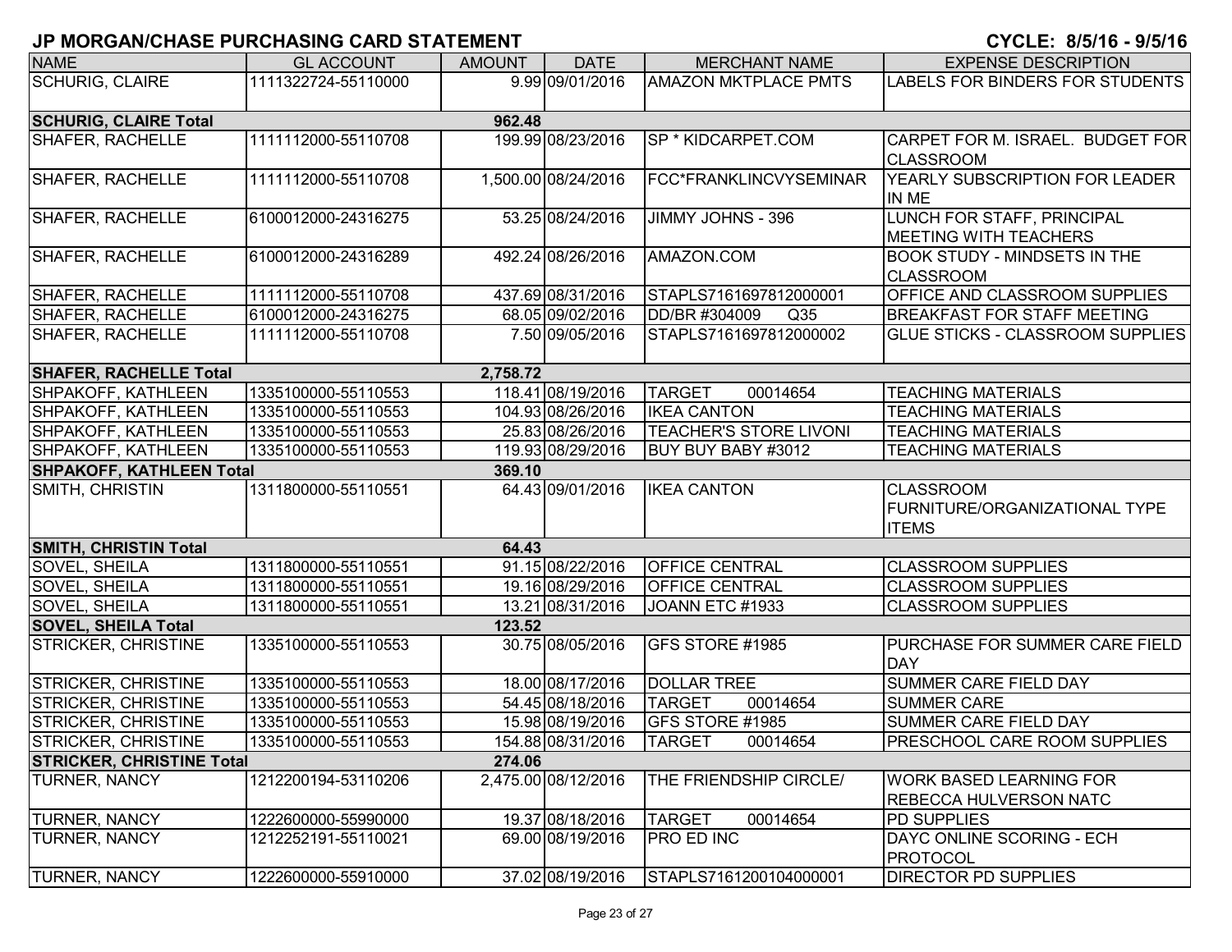# JP MORGAN/CHASE PURCHASING CARD STATEMENT

CYCLE: 8/5/16 - 9/5/16

| NAME | GL ACCOUNT | AMOUNT | DATE | MERCHANT NAME | EXPENSE DESCRIPTION |
|---|---|---|---|---|---|
| SCHURIG, CLAIRE | 1111322724-55110000 | 9.99 | 09/01/2016 | AMAZON MKTPLACE PMTS | LABELS FOR BINDERS FOR STUDENTS |
| **SCHURIG, CLAIRE Total** | | **962.48** | | | |
| SHAFER, RACHELLE | 1111112000-55110708 | 199.99 | 08/23/2016 | SP * KIDCARPET.COM | CARPET FOR M. ISRAEL. BUDGET FOR CLASSROOM |
| SHAFER, RACHELLE | 1111112000-55110708 | 1,500.00 | 08/24/2016 | FCC*FRANKLINCVYSEMINAR | YEARLY SUBSCRIPTION FOR LEADER IN ME |
| SHAFER, RACHELLE | 6100012000-24316275 | 53.25 | 08/24/2016 | JIMMY JOHNS - 396 | LUNCH FOR STAFF, PRINCIPAL MEETING WITH TEACHERS |
| SHAFER, RACHELLE | 6100012000-24316289 | 492.24 | 08/26/2016 | AMAZON.COM | BOOK STUDY - MINDSETS IN THE CLASSROOM |
| SHAFER, RACHELLE | 1111112000-55110708 | 437.69 | 08/31/2016 | STAPLS7161697812000001 | OFFICE AND CLASSROOM SUPPLIES |
| SHAFER, RACHELLE | 6100012000-24316275 | 68.05 | 09/02/2016 | DD/BR #304009 Q35 | BREAKFAST FOR STAFF MEETING |
| SHAFER, RACHELLE | 1111112000-55110708 | 7.50 | 09/05/2016 | STAPLS7161697812000002 | GLUE STICKS - CLASSROOM SUPPLIES |
| **SHAFER, RACHELLE Total** | | **2,758.72** | | | |
| SHPAKOFF, KATHLEEN | 1335100000-55110553 | 118.41 | 08/19/2016 | TARGET 00014654 | TEACHING MATERIALS |
| SHPAKOFF, KATHLEEN | 1335100000-55110553 | 104.93 | 08/26/2016 | IKEA CANTON | TEACHING MATERIALS |
| SHPAKOFF, KATHLEEN | 1335100000-55110553 | 25.83 | 08/26/2016 | TEACHER'S STORE LIVONI | TEACHING MATERIALS |
| SHPAKOFF, KATHLEEN | 1335100000-55110553 | 119.93 | 08/29/2016 | BUY BUY BABY #3012 | TEACHING MATERIALS |
| **SHPAKOFF, KATHLEEN Total** | | **369.10** | | | |
| SMITH, CHRISTIN | 1311800000-55110551 | 64.43 | 09/01/2016 | IKEA CANTON | CLASSROOM FURNITURE/ORGANIZATIONAL TYPE ITEMS |
| **SMITH, CHRISTIN Total** | | **64.43** | | | |
| SOVEL, SHEILA | 1311800000-55110551 | 91.15 | 08/22/2016 | OFFICE CENTRAL | CLASSROOM SUPPLIES |
| SOVEL, SHEILA | 1311800000-55110551 | 19.16 | 08/29/2016 | OFFICE CENTRAL | CLASSROOM SUPPLIES |
| SOVEL, SHEILA | 1311800000-55110551 | 13.21 | 08/31/2016 | JOANN ETC #1933 | CLASSROOM SUPPLIES |
| **SOVEL, SHEILA Total** | | **123.52** | | | |
| STRICKER, CHRISTINE | 1335100000-55110553 | 30.75 | 08/05/2016 | GFS STORE #1985 | PURCHASE FOR SUMMER CARE FIELD DAY |
| STRICKER, CHRISTINE | 1335100000-55110553 | 18.00 | 08/17/2016 | DOLLAR TREE | SUMMER CARE FIELD DAY |
| STRICKER, CHRISTINE | 1335100000-55110553 | 54.45 | 08/18/2016 | TARGET 00014654 | SUMMER CARE |
| STRICKER, CHRISTINE | 1335100000-55110553 | 15.98 | 08/19/2016 | GFS STORE #1985 | SUMMER CARE FIELD DAY |
| STRICKER, CHRISTINE | 1335100000-55110553 | 154.88 | 08/31/2016 | TARGET 00014654 | PRESCHOOL CARE ROOM SUPPLIES |
| **STRICKER, CHRISTINE Total** | | **274.06** | | | |
| TURNER, NANCY | 1212200194-53110206 | 2,475.00 | 08/12/2016 | THE FRIENDSHIP CIRCLE/ | WORK BASED LEARNING FOR REBECCA HULVERSON NATC |
| TURNER, NANCY | 1222600000-55990000 | 19.37 | 08/18/2016 | TARGET 00014654 | PD SUPPLIES |
| TURNER, NANCY | 1212252191-55110021 | 69.00 | 08/19/2016 | PRO ED INC | DAYC ONLINE SCORING - ECH PROTOCOL |
| TURNER, NANCY | 1222600000-55910000 | 37.02 | 08/19/2016 | STAPLS7161200104000001 | DIRECTOR PD SUPPLIES |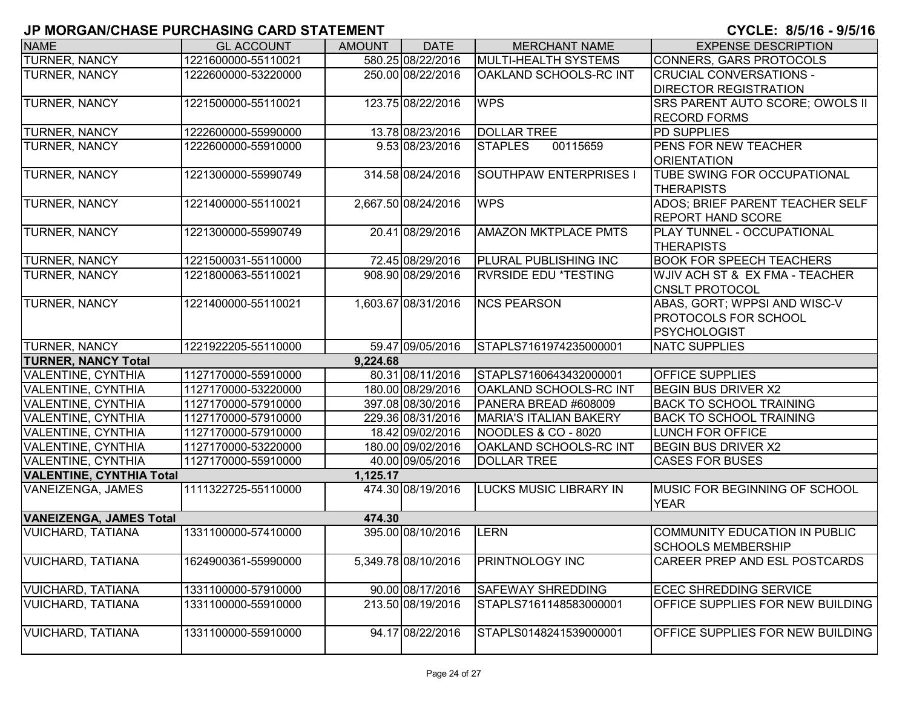# JP MORGAN/CHASE PURCHASING CARD STATEMENT

**CYCLE: 8/5/16 - 9/5/16**

| NAME | GL ACCOUNT | AMOUNT | DATE | MERCHANT NAME | EXPENSE DESCRIPTION |
|---|---|---|---|---|---|
| TURNER, NANCY | 1221600000-55110021 | 580.25 | 08/22/2016 | MULTI-HEALTH SYSTEMS | CONNERS, GARS PROTOCOLS |
| TURNER, NANCY | 1222600000-53220000 | 250.00 | 08/22/2016 | OAKLAND SCHOOLS-RC INT | CRUCIAL CONVERSATIONS - DIRECTOR REGISTRATION |
| TURNER, NANCY | 1221500000-55110021 | 123.75 | 08/22/2016 | WPS | SRS PARENT AUTO SCORE; OWOLS II RECORD FORMS |
| TURNER, NANCY | 1222600000-55990000 | 13.78 | 08/23/2016 | DOLLAR TREE | PD SUPPLIES |
| TURNER, NANCY | 1222600000-55910000 | 9.53 | 08/23/2016 | STAPLES 00115659 | PENS FOR NEW TEACHER ORIENTATION |
| TURNER, NANCY | 1221300000-55990749 | 314.58 | 08/24/2016 | SOUTHPAW ENTERPRISES I | TUBE SWING FOR OCCUPATIONAL THERAPISTS |
| TURNER, NANCY | 1221400000-55110021 | 2,667.50 | 08/24/2016 | WPS | ADOS; BRIEF PARENT TEACHER SELF REPORT HAND SCORE |
| TURNER, NANCY | 1221300000-55990749 | 20.41 | 08/29/2016 | AMAZON MKTPLACE PMTS | PLAY TUNNEL - OCCUPATIONAL THERAPISTS |
| TURNER, NANCY | 1221500031-55110000 | 72.45 | 08/29/2016 | PLURAL PUBLISHING INC | BOOK FOR SPEECH TEACHERS |
| TURNER, NANCY | 1221800063-55110021 | 908.90 | 08/29/2016 | RVRSIDE EDU *TESTING | WJIV ACH ST & EX FMA - TEACHER CNSLT PROTOCOL |
| TURNER, NANCY | 1221400000-55110021 | 1,603.67 | 08/31/2016 | NCS PEARSON | ABAS, GORT; WPPSI AND WISC-V PROTOCOLS FOR SCHOOL PSYCHOLOGIST |
| TURNER, NANCY | 1221922205-55110000 | 59.47 | 09/05/2016 | STAPLS7161974235000001 | NATC SUPPLIES |
| **TURNER, NANCY Total** | | **9,224.68** | | | |
| VALENTINE, CYNTHIA | 1127170000-55910000 | 80.31 | 08/11/2016 | STAPLS7160643432000001 | OFFICE SUPPLIES |
| VALENTINE, CYNTHIA | 1127170000-53220000 | 180.00 | 08/29/2016 | OAKLAND SCHOOLS-RC INT | BEGIN BUS DRIVER X2 |
| VALENTINE, CYNTHIA | 1127170000-57910000 | 397.08 | 08/30/2016 | PANERA BREAD #608009 | BACK TO SCHOOL TRAINING |
| VALENTINE, CYNTHIA | 1127170000-57910000 | 229.36 | 08/31/2016 | MARIA'S ITALIAN BAKERY | BACK TO SCHOOL TRAINING |
| VALENTINE, CYNTHIA | 1127170000-57910000 | 18.42 | 09/02/2016 | NOODLES & CO - 8020 | LUNCH FOR OFFICE |
| VALENTINE, CYNTHIA | 1127170000-53220000 | 180.00 | 09/02/2016 | OAKLAND SCHOOLS-RC INT | BEGIN BUS DRIVER X2 |
| VALENTINE, CYNTHIA | 1127170000-55910000 | 40.00 | 09/05/2016 | DOLLAR TREE | CASES FOR BUSES |
| **VALENTINE, CYNTHIA Total** | | **1,125.17** | | | |
| VANEIZENGA, JAMES | 1111322725-55110000 | 474.30 | 08/19/2016 | LUCKS MUSIC LIBRARY IN | MUSIC FOR BEGINNING OF SCHOOL YEAR |
| **VANEIZENGA, JAMES Total** | | **474.30** | | | |
| VUICHARD, TATIANA | 1331100000-57410000 | 395.00 | 08/10/2016 | LERN | COMMUNITY EDUCATION IN PUBLIC SCHOOLS MEMBERSHIP |
| VUICHARD, TATIANA | 1624900361-55990000 | 5,349.78 | 08/10/2016 | PRINTNOLOGY INC | CAREER PREP AND ESL POSTCARDS |
| VUICHARD, TATIANA | 1331100000-57910000 | 90.00 | 08/17/2016 | SAFEWAY SHREDDING | ECEC SHREDDING SERVICE |
| VUICHARD, TATIANA | 1331100000-55910000 | 213.50 | 08/19/2016 | STAPLS7161148583000001 | OFFICE SUPPLIES FOR NEW BUILDING |
| VUICHARD, TATIANA | 1331100000-55910000 | 94.17 | 08/22/2016 | STAPLS0148241539000001 | OFFICE SUPPLIES FOR NEW BUILDING |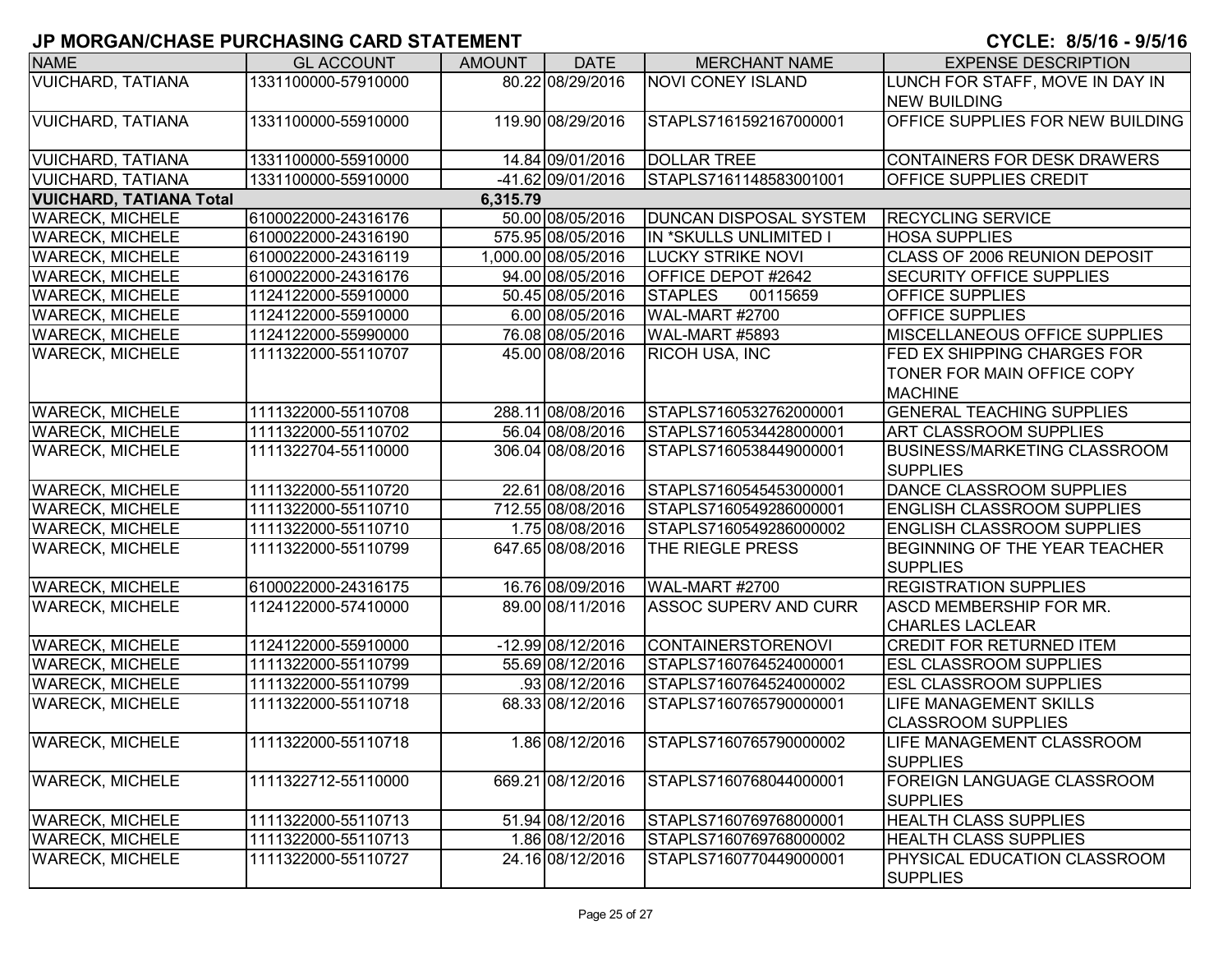# JP MORGAN/CHASE PURCHASING CARD STATEMENT

**CYCLE: 8/5/16 - 9/5/16**

| NAME | GL ACCOUNT | AMOUNT | DATE | MERCHANT NAME | EXPENSE DESCRIPTION |
|---|---|---|---|---|---|
| VUICHARD, TATIANA | 1331100000-57910000 | 80.22 | 08/29/2016 | NOVI CONEY ISLAND | LUNCH FOR STAFF, MOVE IN DAY IN NEW BUILDING |
| VUICHARD, TATIANA | 1331100000-55910000 | 119.90 | 08/29/2016 | STAPLS7161592167000001 | OFFICE SUPPLIES FOR NEW BUILDING |
| VUICHARD, TATIANA | 1331100000-55910000 | 14.84 | 09/01/2016 | DOLLAR TREE | CONTAINERS FOR DESK DRAWERS |
| VUICHARD, TATIANA | 1331100000-55910000 | -41.62 | 09/01/2016 | STAPLS7161148583001001 | OFFICE SUPPLIES CREDIT |
| **VUICHARD, TATIANA Total** | | **6,315.79** | | | |
| WARECK, MICHELE | 6100022000-24316176 | 50.00 | 08/05/2016 | DUNCAN DISPOSAL SYSTEM | RECYCLING SERVICE |
| WARECK, MICHELE | 6100022000-24316190 | 575.95 | 08/05/2016 | IN *SKULLS UNLIMITED I | HOSA SUPPLIES |
| WARECK, MICHELE | 6100022000-24316119 | 1,000.00 | 08/05/2016 | LUCKY STRIKE NOVI | CLASS OF 2006 REUNION DEPOSIT |
| WARECK, MICHELE | 6100022000-24316176 | 94.00 | 08/05/2016 | OFFICE DEPOT #2642 | SECURITY OFFICE SUPPLIES |
| WARECK, MICHELE | 1124122000-55910000 | 50.45 | 08/05/2016 | STAPLES 00115659 | OFFICE SUPPLIES |
| WARECK, MICHELE | 1124122000-55910000 | 6.00 | 08/05/2016 | WAL-MART #2700 | OFFICE SUPPLIES |
| WARECK, MICHELE | 1124122000-55990000 | 76.08 | 08/05/2016 | WAL-MART #5893 | MISCELLANEOUS OFFICE SUPPLIES |
| WARECK, MICHELE | 1111322000-55110707 | 45.00 | 08/08/2016 | RICOH USA, INC | FED EX SHIPPING CHARGES FOR TONER FOR MAIN OFFICE COPY MACHINE |
| WARECK, MICHELE | 1111322000-55110708 | 288.11 | 08/08/2016 | STAPLS7160532762000001 | GENERAL TEACHING SUPPLIES |
| WARECK, MICHELE | 1111322000-55110702 | 56.04 | 08/08/2016 | STAPLS7160534428000001 | ART CLASSROOM SUPPLIES |
| WARECK, MICHELE | 1111322704-55110000 | 306.04 | 08/08/2016 | STAPLS7160538449000001 | BUSINESS/MARKETING CLASSROOM SUPPLIES |
| WARECK, MICHELE | 1111322000-55110720 | 22.61 | 08/08/2016 | STAPLS7160545453000001 | DANCE CLASSROOM SUPPLIES |
| WARECK, MICHELE | 1111322000-55110710 | 712.55 | 08/08/2016 | STAPLS7160549286000001 | ENGLISH CLASSROOM SUPPLIES |
| WARECK, MICHELE | 1111322000-55110710 | 1.75 | 08/08/2016 | STAPLS7160549286000002 | ENGLISH CLASSROOM SUPPLIES |
| WARECK, MICHELE | 1111322000-55110799 | 647.65 | 08/08/2016 | THE RIEGLE PRESS | BEGINNING OF THE YEAR TEACHER SUPPLIES |
| WARECK, MICHELE | 6100022000-24316175 | 16.76 | 08/09/2016 | WAL-MART #2700 | REGISTRATION SUPPLIES |
| WARECK, MICHELE | 1124122000-57410000 | 89.00 | 08/11/2016 | ASSOC SUPERV AND CURR | ASCD MEMBERSHIP FOR MR. CHARLES LACLEAR |
| WARECK, MICHELE | 1124122000-55910000 | -12.99 | 08/12/2016 | CONTAINERSTORENOVI | CREDIT FOR RETURNED ITEM |
| WARECK, MICHELE | 1111322000-55110799 | 55.69 | 08/12/2016 | STAPLS7160764524000001 | ESL CLASSROOM SUPPLIES |
| WARECK, MICHELE | 1111322000-55110799 | .93 | 08/12/2016 | STAPLS7160764524000002 | ESL CLASSROOM SUPPLIES |
| WARECK, MICHELE | 1111322000-55110718 | 68.33 | 08/12/2016 | STAPLS7160765790000001 | LIFE MANAGEMENT SKILLS CLASSROOM SUPPLIES |
| WARECK, MICHELE | 1111322000-55110718 | 1.86 | 08/12/2016 | STAPLS7160765790000002 | LIFE MANAGEMENT CLASSROOM SUPPLIES |
| WARECK, MICHELE | 1111322712-55110000 | 669.21 | 08/12/2016 | STAPLS7160768044000001 | FOREIGN LANGUAGE CLASSROOM SUPPLIES |
| WARECK, MICHELE | 1111322000-55110713 | 51.94 | 08/12/2016 | STAPLS7160769768000001 | HEALTH CLASS SUPPLIES |
| WARECK, MICHELE | 1111322000-55110713 | 1.86 | 08/12/2016 | STAPLS7160769768000002 | HEALTH CLASS SUPPLIES |
| WARECK, MICHELE | 1111322000-55110727 | 24.16 | 08/12/2016 | STAPLS7160770449000001 | PHYSICAL EDUCATION CLASSROOM SUPPLIES |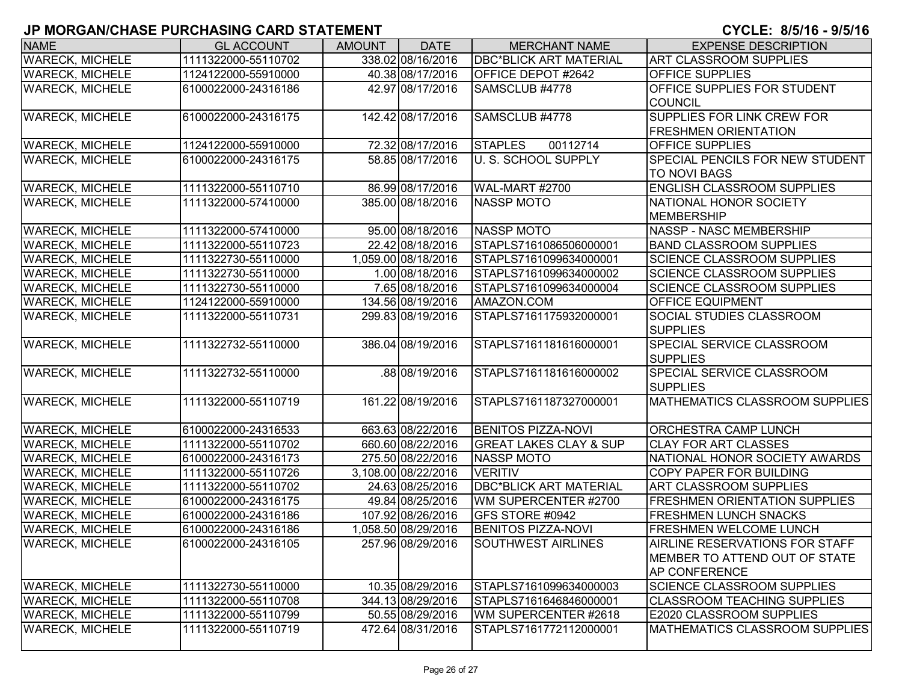## JP MORGAN/CHASE PURCHASING CARD STATEMENT

**CYCLE: 8/5/16 - 9/5/16**

| NAME | GL ACCOUNT | AMOUNT | DATE | MERCHANT NAME | EXPENSE DESCRIPTION |
|---|---|---|---|---|---|
| WARECK, MICHELE | 1111322000-55110702 | 338.02 | 08/16/2016 | DBC*BLICK ART MATERIAL | ART CLASSROOM SUPPLIES |
| WARECK, MICHELE | 1124122000-55910000 | 40.38 | 08/17/2016 | OFFICE DEPOT #2642 | OFFICE SUPPLIES |
| WARECK, MICHELE | 6100022000-24316186 | 42.97 | 08/17/2016 | SAMSCLUB #4778 | OFFICE SUPPLIES FOR STUDENT COUNCIL |
| WARECK, MICHELE | 6100022000-24316175 | 142.42 | 08/17/2016 | SAMSCLUB #4778 | SUPPLIES FOR LINK CREW FOR FRESHMEN ORIENTATION |
| WARECK, MICHELE | 1124122000-55910000 | 72.32 | 08/17/2016 | STAPLES 00112714 | OFFICE SUPPLIES |
| WARECK, MICHELE | 6100022000-24316175 | 58.85 | 08/17/2016 | U. S. SCHOOL SUPPLY | SPECIAL PENCILS FOR NEW STUDENT TO NOVI BAGS |
| WARECK, MICHELE | 1111322000-55110710 | 86.99 | 08/17/2016 | WAL-MART #2700 | ENGLISH CLASSROOM SUPPLIES |
| WARECK, MICHELE | 1111322000-57410000 | 385.00 | 08/18/2016 | NASSP MOTO | NATIONAL HONOR SOCIETY MEMBERSHIP |
| WARECK, MICHELE | 1111322000-57410000 | 95.00 | 08/18/2016 | NASSP MOTO | NASSP - NASC MEMBERSHIP |
| WARECK, MICHELE | 1111322000-55110723 | 22.42 | 08/18/2016 | STAPLS7161086506000001 | BAND CLASSROOM SUPPLIES |
| WARECK, MICHELE | 1111322730-55110000 | 1,059.00 | 08/18/2016 | STAPLS7161099634000001 | SCIENCE CLASSROOM SUPPLIES |
| WARECK, MICHELE | 1111322730-55110000 | 1.00 | 08/18/2016 | STAPLS7161099634000002 | SCIENCE CLASSROOM SUPPLIES |
| WARECK, MICHELE | 1111322730-55110000 | 7.65 | 08/18/2016 | STAPLS7161099634000004 | SCIENCE CLASSROOM SUPPLIES |
| WARECK, MICHELE | 1124122000-55910000 | 134.56 | 08/19/2016 | AMAZON.COM | OFFICE EQUIPMENT |
| WARECK, MICHELE | 1111322000-55110731 | 299.83 | 08/19/2016 | STAPLS7161175932000001 | SOCIAL STUDIES CLASSROOM SUPPLIES |
| WARECK, MICHELE | 1111322732-55110000 | 386.04 | 08/19/2016 | STAPLS7161181616000001 | SPECIAL SERVICE CLASSROOM SUPPLIES |
| WARECK, MICHELE | 1111322732-55110000 | .88 | 08/19/2016 | STAPLS7161181616000002 | SPECIAL SERVICE CLASSROOM SUPPLIES |
| WARECK, MICHELE | 1111322000-55110719 | 161.22 | 08/19/2016 | STAPLS7161187327000001 | MATHEMATICS CLASSROOM SUPPLIES |
| WARECK, MICHELE | 6100022000-24316533 | 663.63 | 08/22/2016 | BENITOS PIZZA-NOVI | ORCHESTRA CAMP LUNCH |
| WARECK, MICHELE | 1111322000-55110702 | 660.60 | 08/22/2016 | GREAT LAKES CLAY & SUP | CLAY FOR ART CLASSES |
| WARECK, MICHELE | 6100022000-24316173 | 275.50 | 08/22/2016 | NASSP MOTO | NATIONAL HONOR SOCIETY AWARDS |
| WARECK, MICHELE | 1111322000-55110726 | 3,108.00 | 08/22/2016 | VERITIV | COPY PAPER FOR BUILDING |
| WARECK, MICHELE | 1111322000-55110702 | 24.63 | 08/25/2016 | DBC*BLICK ART MATERIAL | ART CLASSROOM SUPPLIES |
| WARECK, MICHELE | 6100022000-24316175 | 49.84 | 08/25/2016 | WM SUPERCENTER #2700 | FRESHMEN ORIENTATION SUPPLIES |
| WARECK, MICHELE | 6100022000-24316186 | 107.92 | 08/26/2016 | GFS STORE #0942 | FRESHMEN LUNCH SNACKS |
| WARECK, MICHELE | 6100022000-24316186 | 1,058.50 | 08/29/2016 | BENITOS PIZZA-NOVI | FRESHMEN WELCOME LUNCH |
| WARECK, MICHELE | 6100022000-24316105 | 257.96 | 08/29/2016 | SOUTHWEST AIRLINES | AIRLINE RESERVATIONS FOR STAFF MEMBER TO ATTEND OUT OF STATE AP CONFERENCE |
| WARECK, MICHELE | 1111322730-55110000 | 10.35 | 08/29/2016 | STAPLS7161099634000003 | SCIENCE CLASSROOM SUPPLIES |
| WARECK, MICHELE | 1111322000-55110708 | 344.13 | 08/29/2016 | STAPLS7161646846000001 | CLASSROOM TEACHING SUPPLIES |
| WARECK, MICHELE | 1111322000-55110799 | 50.55 | 08/29/2016 | WM SUPERCENTER #2618 | E2020 CLASSROOM SUPPLIES |
| WARECK, MICHELE | 1111322000-55110719 | 472.64 | 08/31/2016 | STAPLS7161772112000001 | MATHEMATICS CLASSROOM SUPPLIES |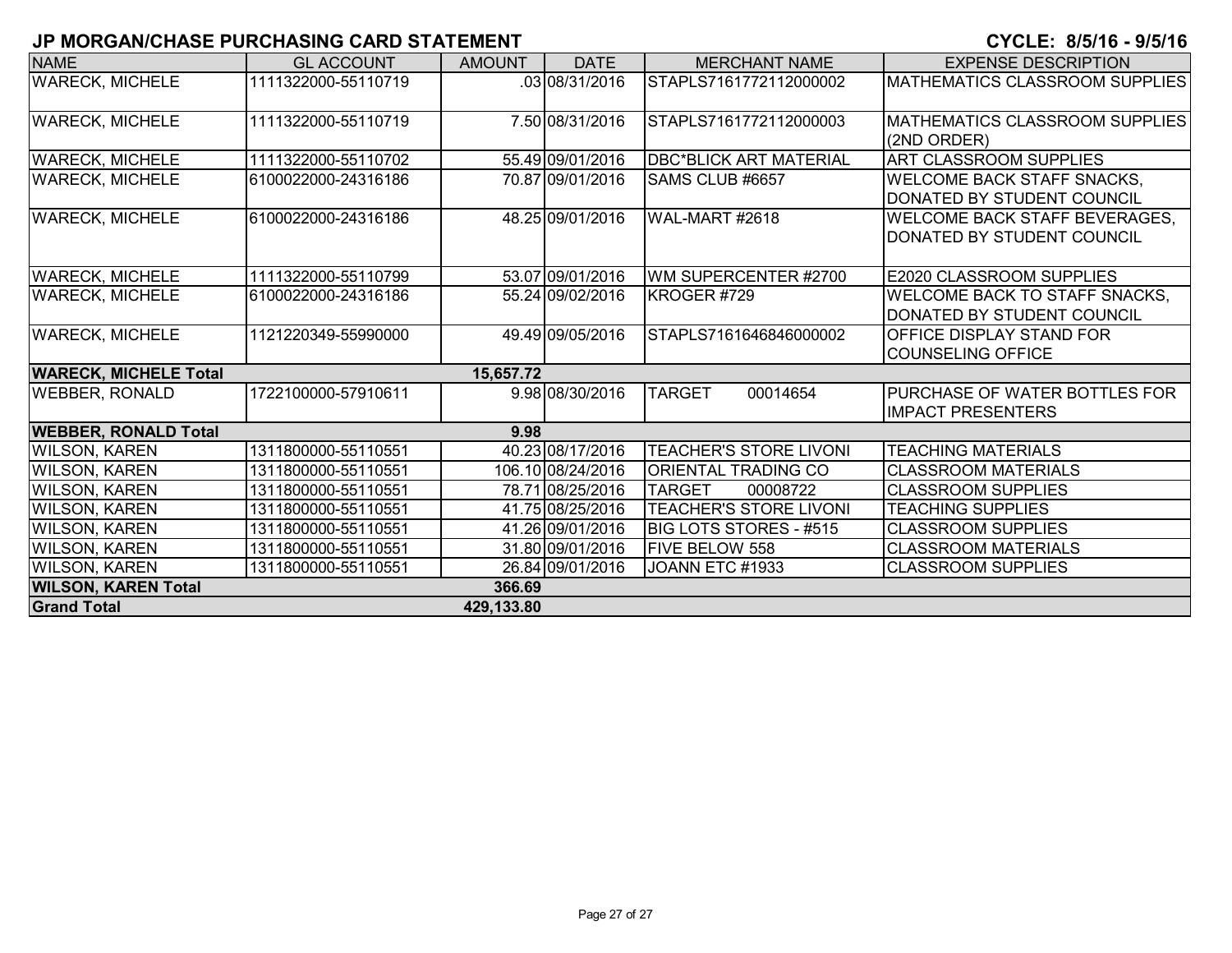## JP MORGAN/CHASE PURCHASING CARD STATEMENT

**CYCLE: 8/5/16 - 9/5/16**

| NAME | GL ACCOUNT | AMOUNT | DATE | MERCHANT NAME | EXPENSE DESCRIPTION |
|---|---|---|---|---|---|
| WARECK, MICHELE | 1111322000-55110719 | .03 | 08/31/2016 | STAPLS7161772112000002 | MATHEMATICS CLASSROOM SUPPLIES |
| WARECK, MICHELE | 1111322000-55110719 | 7.50 | 08/31/2016 | STAPLS7161772112000003 | MATHEMATICS CLASSROOM SUPPLIES (2ND ORDER) |
| WARECK, MICHELE | 1111322000-55110702 | 55.49 | 09/01/2016 | DBC*BLICK ART MATERIAL | ART CLASSROOM SUPPLIES |
| WARECK, MICHELE | 6100022000-24316186 | 70.87 | 09/01/2016 | SAMS CLUB #6657 | WELCOME BACK STAFF SNACKS, DONATED BY STUDENT COUNCIL |
| WARECK, MICHELE | 6100022000-24316186 | 48.25 | 09/01/2016 | WAL-MART #2618 | WELCOME BACK STAFF BEVERAGES, DONATED BY STUDENT COUNCIL |
| WARECK, MICHELE | 1111322000-55110799 | 53.07 | 09/01/2016 | WM SUPERCENTER #2700 | E2020 CLASSROOM SUPPLIES |
| WARECK, MICHELE | 6100022000-24316186 | 55.24 | 09/02/2016 | KROGER #729 | WELCOME BACK TO STAFF SNACKS, DONATED BY STUDENT COUNCIL |
| WARECK, MICHELE | 1121220349-55990000 | 49.49 | 09/05/2016 | STAPLS7161646846000002 | OFFICE DISPLAY STAND FOR COUNSELING OFFICE |
| **WARECK, MICHELE Total** | | **15,657.72** | | | |
| WEBBER, RONALD | 1722100000-57910611 | 9.98 | 08/30/2016 | TARGET 00014654 | PURCHASE OF WATER BOTTLES FOR IMPACT PRESENTERS |
| **WEBBER, RONALD Total** | | **9.98** | | | |
| WILSON, KAREN | 1311800000-55110551 | 40.23 | 08/17/2016 | TEACHER'S STORE LIVONI | TEACHING MATERIALS |
| WILSON, KAREN | 1311800000-55110551 | 106.10 | 08/24/2016 | ORIENTAL TRADING CO | CLASSROOM MATERIALS |
| WILSON, KAREN | 1311800000-55110551 | 78.71 | 08/25/2016 | TARGET 00008722 | CLASSROOM SUPPLIES |
| WILSON, KAREN | 1311800000-55110551 | 41.75 | 08/25/2016 | TEACHER'S STORE LIVONI | TEACHING SUPPLIES |
| WILSON, KAREN | 1311800000-55110551 | 41.26 | 09/01/2016 | BIG LOTS STORES - #515 | CLASSROOM SUPPLIES |
| WILSON, KAREN | 1311800000-55110551 | 31.80 | 09/01/2016 | FIVE BELOW 558 | CLASSROOM MATERIALS |
| WILSON, KAREN | 1311800000-55110551 | 26.84 | 09/01/2016 | JOANN ETC #1933 | CLASSROOM SUPPLIES |
| **WILSON, KAREN Total** | | **366.69** | | | |
| **Grand Total** | | **429,133.80** | | | |